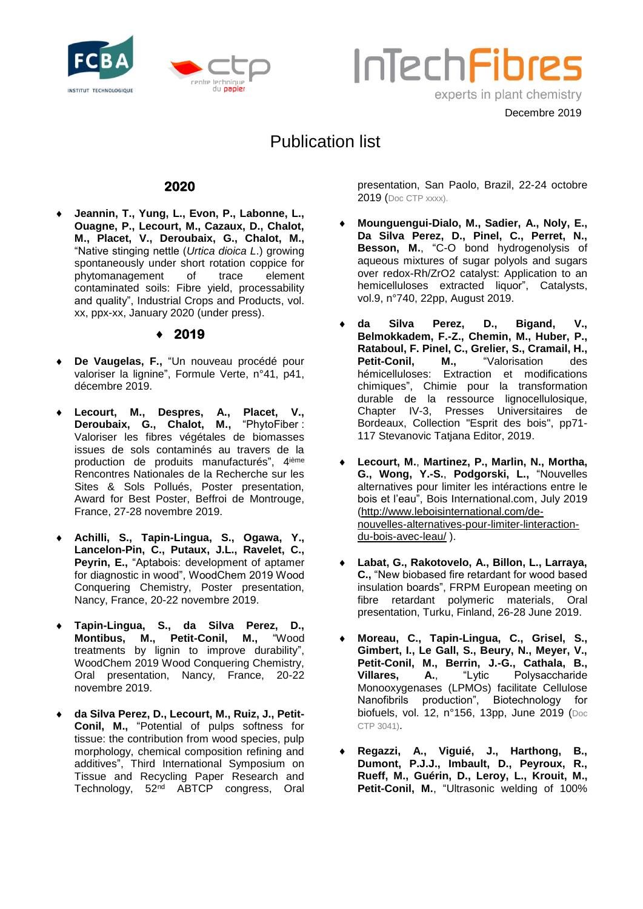InTechFibres
experts in plant chemistry

Decembre 2019

# Publication list

## 2020

- **Jeannin, T., Yung, L., Evon, P., Labonne, L., Ouagne, P., Lecourt, M., Cazaux, D., Chalot, M., Placet, V., Deroubaix, G., Chalot, M.,** "Native stinging nettle (*Urtica dioica L.*) growing spontaneously under short rotation coppice for phytomanagement of trace element contaminated soils: Fibre yield, processability and quality", Industrial Crops and Products, vol. xx, ppx-xx, January 2020 (under press).

## 2019

- **De Vaugelas, F.,** "Un nouveau procédé pour valoriser la lignine", Formule Verte, n°41, p41, décembre 2019.

- **Lecourt, M., Despres, A., Placet, V., Deroubaix, G., Chalot, M.,** "PhytoFiber : Valoriser les fibres végétales de biomasses issues de sols contaminés au travers de la production de produits manufacturés", 4ième Rencontres Nationales de la Recherche sur les Sites & Sols Pollués, Poster presentation, Award for Best Poster, Beffroi de Montrouge, France, 27-28 novembre 2019.

- **Achilli, S., Tapin-Lingua, S., Ogawa, Y., Lancelon-Pin, C., Putaux, J.L., Ravelet, C., Peyrin, E.,** "Aptabois: development of aptamer for diagnostic in wood", WoodChem 2019 Wood Conquering Chemistry, Poster presentation, Nancy, France, 20-22 novembre 2019.

- **Tapin-Lingua, S., da Silva Perez, D., Montibus, M., Petit-Conil, M.,** "Wood treatments by lignin to improve durability", WoodChem 2019 Wood Conquering Chemistry, Oral presentation, Nancy, France, 20-22 novembre 2019.

- **da Silva Perez, D., Lecourt, M., Ruiz, J., Petit-Conil, M.,** "Potential of pulps softness for tissue: the contribution from wood species, pulp morphology, chemical composition refining and additives", Third International Symposium on Tissue and Recycling Paper Research and Technology, 52nd ABTCP congress, Oral presentation, San Paolo, Brazil, 22-24 octobre 2019 (Doc CTP xxxx).

- **Mounguengui-Dialo, M., Sadier, A., Noly, E., Da Silva Perez, D., Pinel, C., Perret, N., Besson, M.**, "C-O bond hydrogenolysis of aqueous mixtures of sugar polyols and sugars over redox-Rh/ZrO2 catalyst: Application to an hemicelluloses extracted liquor", Catalysts, vol.9, n°740, 22pp, August 2019.

- **da Silva Perez, D., Bigand, V., Belmokkadem, F.-Z., Chemin, M., Huber, P., Rataboul, F. Pinel, C., Grelier, S., Cramail, H., Petit-Conil, M.,** "Valorisation des hémicelluloses: Extraction et modifications chimiques", Chimie pour la transformation durable de la ressource lignocellulosique, Chapter IV-3, Presses Universitaires de Bordeaux, Collection "Esprit des bois", pp71-117 Stevanovic Tatjana Editor, 2019.

- **Lecourt, M.**, **Martinez, P.**, **Marlin, N.**, **Mortha, G.**, **Wong, Y.-S.**, **Podgorski, L.,** "Nouvelles alternatives pour limiter les intéractions entre le bois et l'eau", Bois International.com, July 2019 (http://www.leboisinternational.com/de-nouvelles-alternatives-pour-limiter-linteraction-du-bois-avec-leau/ ).

- **Labat, G., Rakotovelo, A., Billon, L., Larraya, C.,** "New biobased fire retardant for wood based insulation boards", FRPM European meeting on fibre retardant polymeric materials, Oral presentation, Turku, Finland, 26-28 June 2019.

- **Moreau, C., Tapin-Lingua, C., Grisel, S., Gimbert, I., Le Gall, S., Beury, N., Meyer, V., Petit-Conil, M., Berrin, J.-G., Cathala, B., Villares, A.**, "Lytic Polysaccharide Monooxygenases (LPMOs) facilitate Cellulose Nanofibrils production", Biotechnology for biofuels, vol. 12, n°156, 13pp, June 2019 (Doc CTP 3041).

- **Regazzi, A., Viguié, J., Harthong, B., Dumont, P.J.J., Imbault, D., Peyroux, R., Rueff, M., Guérin, D., Leroy, L., Krouit, M., Petit-Conil, M.**, "Ultrasonic welding of 100%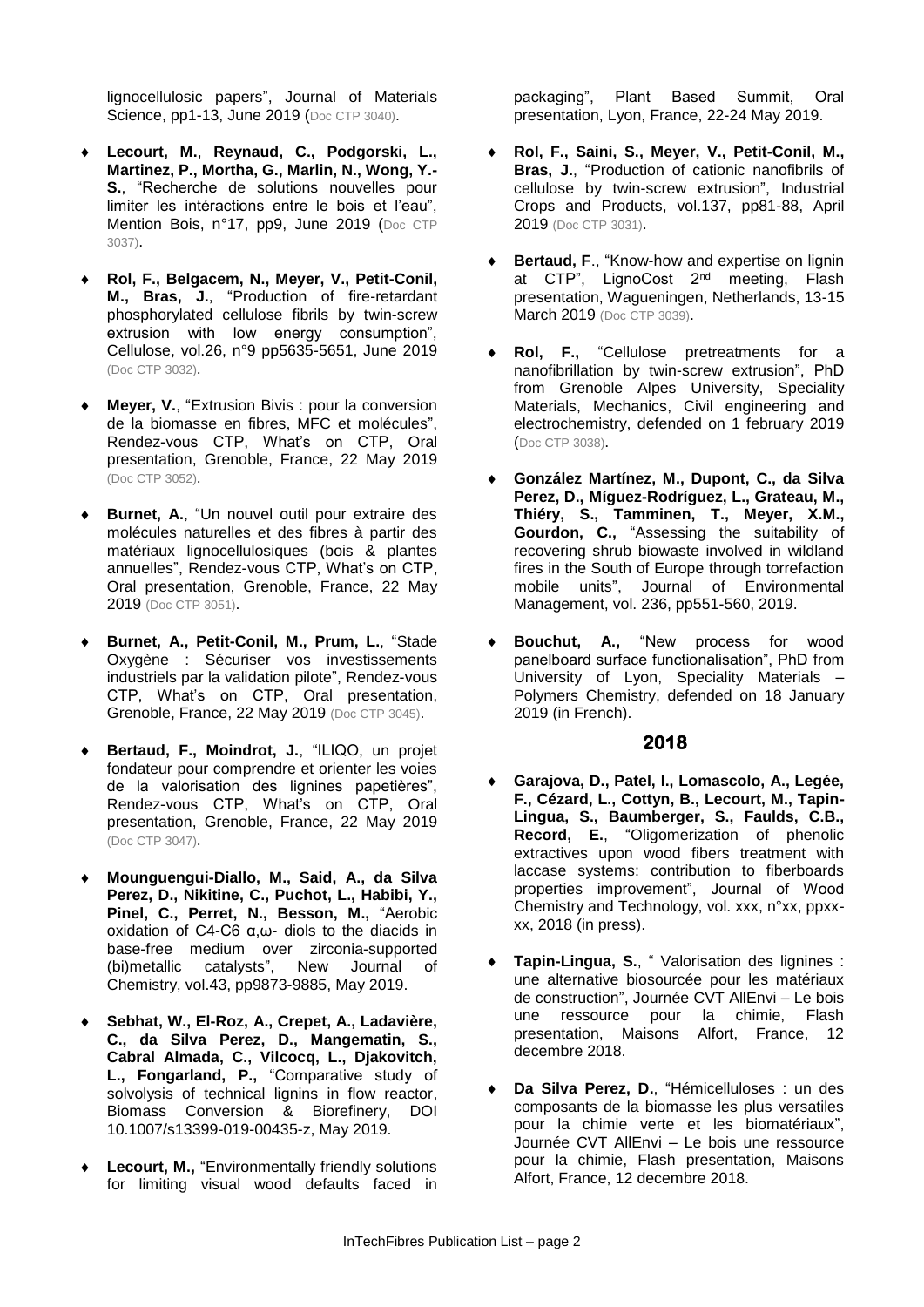lignocellulosic papers", Journal of Materials Science, pp1-13, June 2019 (Doc CTP 3040).

- **Lecourt, M.**, **Reynaud, C., Podgorski, L., Martinez, P., Mortha, G., Marlin, N., Wong, Y.-S.**, "Recherche de solutions nouvelles pour limiter les intéractions entre le bois et l'eau", Mention Bois, n°17, pp9, June 2019 (Doc CTP 3037).
- **Rol, F., Belgacem, N., Meyer, V., Petit-Conil, M., Bras, J.**, "Production of fire-retardant phosphorylated cellulose fibrils by twin-screw extrusion with low energy consumption", Cellulose, vol.26, n°9 pp5635-5651, June 2019 (Doc CTP 3032).
- **Meyer, V.**, "Extrusion Bivis : pour la conversion de la biomasse en fibres, MFC et molécules", Rendez-vous CTP, What's on CTP, Oral presentation, Grenoble, France, 22 May 2019 (Doc CTP 3052).
- **Burnet, A.**, "Un nouvel outil pour extraire des molécules naturelles et des fibres à partir des matériaux lignocellulosiques (bois & plantes annuelles", Rendez-vous CTP, What's on CTP, Oral presentation, Grenoble, France, 22 May 2019 (Doc CTP 3051).
- **Burnet, A., Petit-Conil, M., Prum, L.**, "Stade Oxygène : Sécuriser vos investissements industriels par la validation pilote", Rendez-vous CTP, What's on CTP, Oral presentation, Grenoble, France, 22 May 2019 (Doc CTP 3045).
- **Bertaud, F., Moindrot, J.**, "ILIQO, un projet fondateur pour comprendre et orienter les voies de la valorisation des lignines papetières", Rendez-vous CTP, What's on CTP, Oral presentation, Grenoble, France, 22 May 2019 (Doc CTP 3047).
- **Mounguengui-Diallo, M., Said, A., da Silva Perez, D., Nikitine, C., Puchot, L., Habibi, Y., Pinel, C., Perret, N., Besson, M.,** "Aerobic oxidation of C4-C6 α,ω- diols to the diacids in base-free medium over zirconia-supported (bi)metallic catalysts", New Journal of Chemistry, vol.43, pp9873-9885, May 2019.
- **Sebhat, W., El-Roz, A., Crepet, A., Ladavière, C., da Silva Perez, D., Mangematin, S., Cabral Almada, C., Vilcocq, L., Djakovitch, L., Fongarland, P.,** "Comparative study of solvolysis of technical lignins in flow reactor, Biomass Conversion & Biorefinery, DOI 10.1007/s13399-019-00435-z, May 2019.
- **Lecourt, M.,** "Environmentally friendly solutions for limiting visual wood defaults faced in packaging", Plant Based Summit, Oral presentation, Lyon, France, 22-24 May 2019.
- **Rol, F., Saini, S., Meyer, V., Petit-Conil, M., Bras, J.**, "Production of cationic nanofibrils of cellulose by twin-screw extrusion", Industrial Crops and Products, vol.137, pp81-88, April 2019 (Doc CTP 3031).
- **Bertaud, F**., "Know-how and expertise on lignin at CTP", LignoCost 2[nd] meeting, Flash presentation, Wagueningen, Netherlands, 13-15 March 2019 (Doc CTP 3039).
- **Rol, F.,** "Cellulose pretreatments for a nanofibrillation by twin-screw extrusion", PhD from Grenoble Alpes University, Speciality Materials, Mechanics, Civil engineering and electrochemistry, defended on 1 february 2019 (Doc CTP 3038).
- **González Martínez, M., Dupont, C., da Silva Perez, D., Míguez-Rodríguez, L., Grateau, M., Thiéry, S., Tamminen, T., Meyer, X.M., Gourdon, C.,** "Assessing the suitability of recovering shrub biowaste involved in wildland fires in the South of Europe through torrefaction mobile units", Journal of Environmental Management, vol. 236, pp551-560, 2019.
- **Bouchut, A.,** "New process for wood panelboard surface functionalisation", PhD from University of Lyon, Speciality Materials – Polymers Chemistry, defended on 18 January 2019 (in French).

## 2018

- **Garajova, D., Patel, I., Lomascolo, A., Legée, F., Cézard, L., Cottyn, B., Lecourt, M., Tapin-Lingua, S., Baumberger, S., Faulds, C.B., Record, E.**, "Oligomerization of phenolic extractives upon wood fibers treatment with laccase systems: contribution to fiberboards properties improvement", Journal of Wood Chemistry and Technology, vol. xxx, n°xx, ppxx-xx, 2018 (in press).
- **Tapin-Lingua, S.**, " Valorisation des lignines : une alternative biosourcée pour les matériaux de construction", Journée CVT AllEnvi – Le bois une ressource pour la chimie, Flash presentation, Maisons Alfort, France, 12 decembre 2018.
- **Da Silva Perez, D.**, "Hémicelluloses : un des composants de la biomasse les plus versatiles pour la chimie verte et les biomatériaux", Journée CVT AllEnvi – Le bois une ressource pour la chimie, Flash presentation, Maisons Alfort, France, 12 decembre 2018.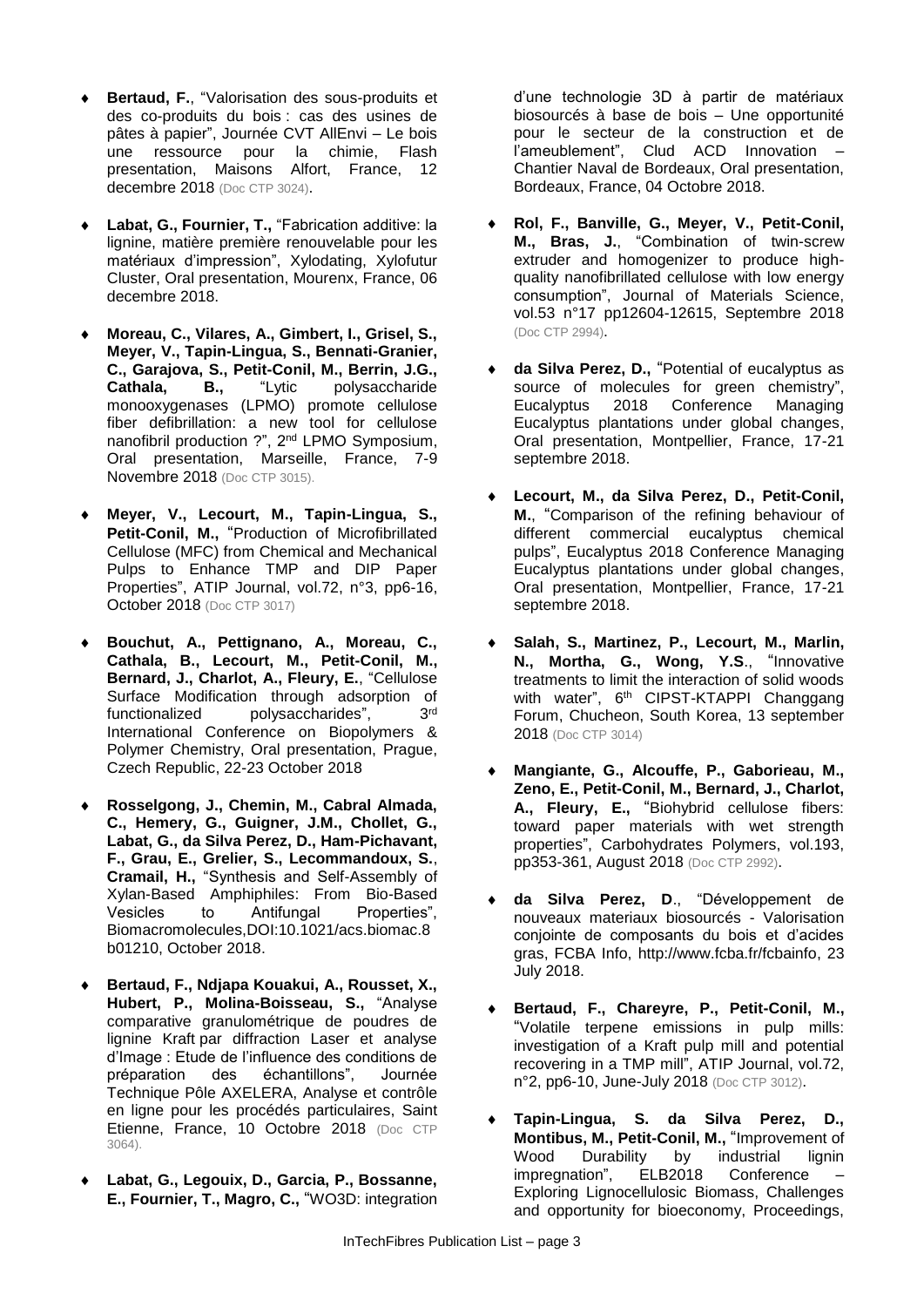- **Bertaud, F.**, "Valorisation des sous-produits et des co-produits du bois : cas des usines de pâtes à papier", Journée CVT AllEnvi – Le bois une ressource pour la chimie, Flash presentation, Maisons Alfort, France, 12 decembre 2018 (Doc CTP 3024).

- **Labat, G., Fournier, T.,** "Fabrication additive: la lignine, matière première renouvelable pour les matériaux d'impression", Xylodating, Xylofutur Cluster, Oral presentation, Mourenx, France, 06 decembre 2018.

- **Moreau, C., Vilares, A., Gimbert, I., Grisel, S., Meyer, V., Tapin-Lingua, S., Bennati-Granier, C., Garajova, S., Petit-Conil, M., Berrin, J.G., Cathala, B.,** "Lytic polysaccharide monooxygenases (LPMO) promote cellulose fiber defibrillation: a new tool for cellulose nanofibril production ?", 2nd LPMO Symposium, Oral presentation, Marseille, France, 7-9 Novembre 2018 (Doc CTP 3015).

- **Meyer, V., Lecourt, M., Tapin-Lingua, S., Petit-Conil, M.,** "Production of Microfibrillated Cellulose (MFC) from Chemical and Mechanical Pulps to Enhance TMP and DIP Paper Properties", ATIP Journal, vol.72, n°3, pp6-16, October 2018 (Doc CTP 3017)

- **Bouchut, A., Pettignano, A., Moreau, C., Cathala, B., Lecourt, M., Petit-Conil, M., Bernard, J., Charlot, A., Fleury, E.**, "Cellulose Surface Modification through adsorption of functionalized polysaccharides", 3rd International Conference on Biopolymers & Polymer Chemistry, Oral presentation, Prague, Czech Republic, 22-23 October 2018

- **Rosselgong, J., Chemin, M., Cabral Almada, C., Hemery, G., Guigner, J.M., Chollet, G., Labat, G., da Silva Perez, D., Ham-Pichavant, F., Grau, E., Grelier, S., Lecommandoux, S.**, **Cramail, H.,** "Synthesis and Self-Assembly of Xylan-Based Amphiphiles: From Bio-Based Vesicles to Antifungal Properties", Biomacromolecules,DOI:10.1021/acs.biomac.8 b01210, October 2018.

- **Bertaud, F., Ndjapa Kouakui, A., Rousset, X., Hubert, P., Molina-Boisseau, S.,** "Analyse comparative granulométrique de poudres de lignine Kraft par diffraction Laser et analyse d'Image : Etude de l'influence des conditions de préparation des échantillons", Journée Technique Pôle AXELERA, Analyse et contrôle en ligne pour les procédés particulaires, Saint Etienne, France, 10 Octobre 2018 (Doc CTP 3064).

- **Labat, G., Legouix, D., Garcia, P., Bossanne, E., Fournier, T., Magro, C.,** "WO3D: integration d'une technologie 3D à partir de matériaux biosourcés à base de bois – Une opportunité pour le secteur de la construction et de l'ameublement", Clud ACD Innovation – Chantier Naval de Bordeaux, Oral presentation, Bordeaux, France, 04 Octobre 2018.

- **Rol, F., Banville, G., Meyer, V., Petit-Conil, M., Bras, J.**, "Combination of twin-screw extruder and homogenizer to produce high-quality nanofibrillated cellulose with low energy consumption", Journal of Materials Science, vol.53 n°17 pp12604-12615, Septembre 2018 (Doc CTP 2994).

- **da Silva Perez, D.,** "Potential of eucalyptus as source of molecules for green chemistry", Eucalyptus 2018 Conference Managing Eucalyptus plantations under global changes, Oral presentation, Montpellier, France, 17-21 septembre 2018.

- **Lecourt, M., da Silva Perez, D., Petit-Conil, M.**, "Comparison of the refining behaviour of different commercial eucalyptus chemical pulps", Eucalyptus 2018 Conference Managing Eucalyptus plantations under global changes, Oral presentation, Montpellier, France, 17-21 septembre 2018.

- **Salah, S., Martinez, P., Lecourt, M., Marlin, N., Mortha, G., Wong, Y.S**., "Innovative treatments to limit the interaction of solid woods with water", 6th CIPST-KTAPPI Changgang Forum, Chucheon, South Korea, 13 september 2018 (Doc CTP 3014)

- **Mangiante, G., Alcouffe, P., Gaborieau, M., Zeno, E., Petit-Conil, M., Bernard, J., Charlot, A., Fleury, E.,** "Biohybrid cellulose fibers: toward paper materials with wet strength properties", Carbohydrates Polymers, vol.193, pp353-361, August 2018 (Doc CTP 2992).

- **da Silva Perez, D**., "Développement de nouveaux materiaux biosourcés - Valorisation conjointe de composants du bois et d'acides gras, FCBA Info, http://www.fcba.fr/fcbainfo, 23 July 2018.

- **Bertaud, F., Chareyre, P., Petit-Conil, M.,** "Volatile terpene emissions in pulp mills: investigation of a Kraft pulp mill and potential recovering in a TMP mill", ATIP Journal, vol.72, n°2, pp6-10, June-July 2018 (Doc CTP 3012).

- **Tapin-Lingua, S. da Silva Perez, D., Montibus, M., Petit-Conil, M.,** "Improvement of Wood Durability by industrial lignin impregnation", ELB2018 Conference – Exploring Lignocellulosic Biomass, Challenges and opportunity for bioeconomy, Proceedings,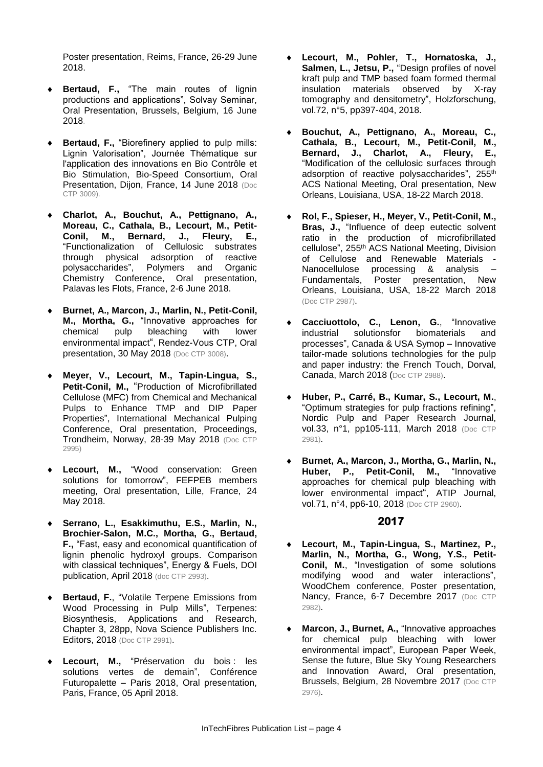Poster presentation, Reims, France, 26-29 June 2018.

- **Bertaud, F.,** "The main routes of lignin productions and applications", Solvay Seminar, Oral Presentation, Brussels, Belgium, 16 June 2018.

- **Bertaud, F.,** "Biorefinery applied to pulp mills: Lignin Valorisation", Journée Thématique sur l'application des innovations en Bio Contrôle et Bio Stimulation, Bio-Speed Consortium, Oral Presentation, Dijon, France, 14 June 2018 (Doc CTP 3009).

- **Charlot, A., Bouchut, A., Pettignano, A., Moreau, C., Cathala, B., Lecourt, M., Petit-Conil, M., Bernard, J., Fleury, E.,** "Functionalization of Cellulosic substrates through physical adsorption of reactive polysaccharides", Polymers and Organic Chemistry Conference, Oral presentation, Palavas les Flots, France, 2-6 June 2018.

- **Burnet, A., Marcon, J., Marlin, N., Petit-Conil, M., Mortha, G.,** "Innovative approaches for chemical pulp bleaching with lower environmental impact", Rendez-Vous CTP, Oral presentation, 30 May 2018 (Doc CTP 3008).

- **Meyer, V., Lecourt, M., Tapin-Lingua, S., Petit-Conil, M.,** "Production of Microfibrillated Cellulose (MFC) from Chemical and Mechanical Pulps to Enhance TMP and DIP Paper Properties", International Mechanical Pulping Conference, Oral presentation, Proceedings, Trondheim, Norway, 28-39 May 2018 (Doc CTP 2995)

- **Lecourt, M.,** "Wood conservation: Green solutions for tomorrow", FEFPEB members meeting, Oral presentation, Lille, France, 24 May 2018.

- **Serrano, L., Esakkimuthu, E.S., Marlin, N., Brochier-Salon, M.C., Mortha, G., Bertaud, F.,** "Fast, easy and economical quantification of lignin phenolic hydroxyl groups. Comparison with classical techniques", Energy & Fuels, DOI publication, April 2018 (doc CTP 2993).

- **Bertaud, F.**, "Volatile Terpene Emissions from Wood Processing in Pulp Mills", Terpenes: Biosynthesis, Applications and Research, Chapter 3, 28pp, Nova Science Publishers Inc. Editors, 2018 (Doc CTP 2991).

- **Lecourt, M.,** "Préservation du bois : les solutions vertes de demain", Conférence Futuropalette – Paris 2018, Oral presentation, Paris, France, 05 April 2018.

- **Lecourt, M., Pohler, T., Hornatoska, J., Salmen, L., Jetsu, P.,** "Design profiles of novel kraft pulp and TMP based foam formed thermal insulation materials observed by X-ray tomography and densitometry", Holzforschung, vol.72, n°5, pp397-404, 2018.

- **Bouchut, A., Pettignano, A., Moreau, C., Cathala, B., Lecourt, M., Petit-Conil, M., Bernard, J., Charlot, A., Fleury, E.,** "Modification of the cellulosic surfaces through adsorption of reactive polysaccharides", 255th ACS National Meeting, Oral presentation, New Orleans, Louisiana, USA, 18-22 March 2018.

- **Rol, F., Spieser, H., Meyer, V., Petit-Conil, M., Bras, J.,** "Influence of deep eutectic solvent ratio in the production of microfibrillated cellulose", 255th ACS National Meeting, Division of Cellulose and Renewable Materials - Nanocellulose processing & analysis – Fundamentals, Poster presentation, New Orleans, Louisiana, USA, 18-22 March 2018 (Doc CTP 2987).

- **Cacciuottolo, C., Lenon, G.**, "Innovative industrial solutionsfor biomaterials and processes", Canada & USA Symop – Innovative tailor-made solutions technologies for the pulp and paper industry: the French Touch, Dorval, Canada, March 2018 (Doc CTP 2988).

- **Huber, P., Carré, B., Kumar, S., Lecourt, M.**, "Optimum strategies for pulp fractions refining", Nordic Pulp and Paper Research Journal, vol.33, n°1, pp105-111, March 2018 (Doc CTP 2981).

- **Burnet, A., Marcon, J., Mortha, G., Marlin, N., Huber, P., Petit-Conil, M.,** "Innovative approaches for chemical pulp bleaching with lower environmental impact", ATIP Journal, vol.71, n°4, pp6-10, 2018 (Doc CTP 2960).

## 2017

- **Lecourt, M., Tapin-Lingua, S., Martinez, P., Marlin, N., Mortha, G., Wong, Y.S., Petit-Conil, M.**, "Investigation of some solutions modifying wood and water interactions", WoodChem conference, Poster presentation, Nancy, France, 6-7 Decembre 2017 (Doc CTP 2982).

- **Marcon, J., Burnet, A.,** "Innovative approaches for chemical pulp bleaching with lower environmental impact", European Paper Week, Sense the future, Blue Sky Young Researchers and Innovation Award, Oral presentation, Brussels, Belgium, 28 Novembre 2017 (Doc CTP 2976).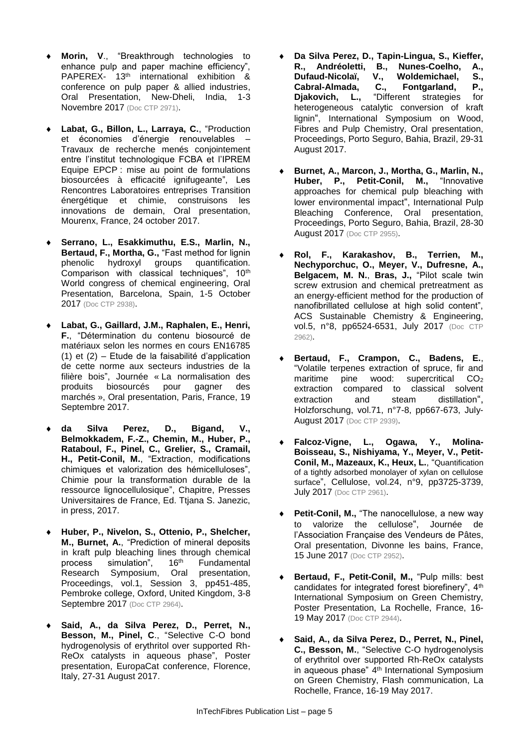- **Morin, V**., "Breakthrough technologies to enhance pulp and paper machine efficiency", PAPEREX- 13th international exhibition & conference on pulp paper & allied industries, Oral Presentation, New-Dheli, India, 1-3 Novembre 2017 (Doc CTP 2971).

- **Labat, G., Billon, L., Larraya, C.**, "Production et économies d'énergie renouvelables – Travaux de recherche menés conjointement entre l'institut technologique FCBA et l'IPREM Equipe EPCP : mise au point de formulations biosourcées à efficacité ignifugeante", Les Rencontres Laboratoires entreprises Transition énergétique et chimie, construisons les innovations de demain, Oral presentation, Mourenx, France, 24 october 2017.

- **Serrano, L., Esakkimuthu, E.S., Marlin, N., Bertaud, F., Mortha, G.,** "Fast method for lignin phenolic hydroxyl groups quantification. Comparison with classical techniques", 10th World congress of chemical engineering, Oral Presentation, Barcelona, Spain, 1-5 October 2017 (Doc CTP 2938).

- **Labat, G., Gaillard, J.M., Raphalen, E., Henri, F.**, "Détermination du contenu biosourcé de matériaux selon les normes en cours EN16785 (1) et (2) – Etude de la faisabilité d'application de cette norme aux secteurs industries de la filière bois", Journée « La normalisation des produits biosourcés pour gagner des marchés », Oral presentation, Paris, France, 19 Septembre 2017.

- **da Silva Perez, D., Bigand, V., Belmokkadem, F.-Z., Chemin, M., Huber, P., Rataboul, F., Pinel, C., Grelier, S., Cramail, H., Petit-Conil, M.**, "Extraction, modifications chimiques et valorization des hémicelluloses", Chimie pour la transformation durable de la ressource lignocellulosique", Chapitre, Presses Universitaires de France, Ed. Ttjana S. Janezic, in press, 2017.

- **Huber, P., Nivelon, S., Ottenio, P., Shelcher, M., Burnet, A.**, "Prediction of mineral deposits in kraft pulp bleaching lines through chemical process simulation", 16th Fundamental Research Symposium, Oral presentation, Proceedings, vol.1, Session 3, pp451-485, Pembroke college, Oxford, United Kingdom, 3-8 Septembre 2017 (Doc CTP 2964).

- **Said, A., da Silva Perez, D., Perret, N., Besson, M., Pinel, C**., "Selective C-O bond hydrogenolysis of erythritol over supported Rh-ReOx catalysts in aqueous phase", Poster presentation, EuropaCat conference, Florence, Italy, 27-31 August 2017.

- **Da Silva Perez, D., Tapin-Lingua, S., Kieffer, R., Andréoletti, B., Nunes-Coelho, A., Dufaud-Nicolaï, V., Woldemichael, S., Cabral-Almada, C., Fontgarland, P., Djakovich, L.,** "Different strategies for heterogeneous catalytic conversion of kraft lignin", International Symposium on Wood, Fibres and Pulp Chemistry, Oral presentation, Proceedings, Porto Seguro, Bahia, Brazil, 29-31 August 2017.

- **Burnet, A., Marcon, J., Mortha, G., Marlin, N., Huber, P., Petit-Conil, M.,** "Innovative approaches for chemical pulp bleaching with lower environmental impact", International Pulp Bleaching Conference, Oral presentation, Proceedings, Porto Seguro, Bahia, Brazil, 28-30 August 2017 (Doc CTP 2955).

- **Rol, F., Karakashov, B., Terrien, M., Nechyporchuc, O., Meyer, V., Dufresne, A., Belgacem, M. N.**, **Bras, J.**, "Pilot scale twin screw extrusion and chemical pretreatment as an energy-efficient method for the production of nanofibrillated cellulose at high solid content", ACS Sustainable Chemistry & Engineering, vol.5, n°8, pp6524-6531, July 2017 (Doc CTP 2962).

- **Bertaud, F., Crampon, C., Badens, E.**, "Volatile terpenes extraction of spruce, fir and maritime pine wood: supercritical $CO_2$ extraction compared to classical solvent extraction and steam distillation", Holzforschung, vol.71, n°7-8, pp667-673, July-August 2017 (Doc CTP 2939).

- **Falcoz-Vigne, L., Ogawa, Y., Molina-Boisseau, S., Nishiyama, Y., Meyer, V., Petit-Conil, M., Mazeaux, K., Heux, L.**, "Quantification of a tightly adsorbed monolayer of xylan on cellulose surface", Cellulose, vol.24, n°9, pp3725-3739, July 2017 (Doc CTP 2961).

- **Petit-Conil, M.,** "The nanocellulose, a new way to valorize the cellulose", Journée de l'Association Française des Vendeurs de Pâtes, Oral presentation, Divonne les bains, France, 15 June 2017 (Doc CTP 2952).

- **Bertaud, F., Petit-Conil, M.,** "Pulp mills: best candidates for integrated forest biorefinery", 4th International Symposium on Green Chemistry, Poster Presentation, La Rochelle, France, 16-19 May 2017 (Doc CTP 2944).

- **Said, A., da Silva Perez, D., Perret, N., Pinel, C., Besson, M.**, "Selective C-O hydrogenolysis of erythritol over supported Rh-ReOx catalysts in aqueous phase" 4th International Symposium on Green Chemistry, Flash communication, La Rochelle, France, 16-19 May 2017.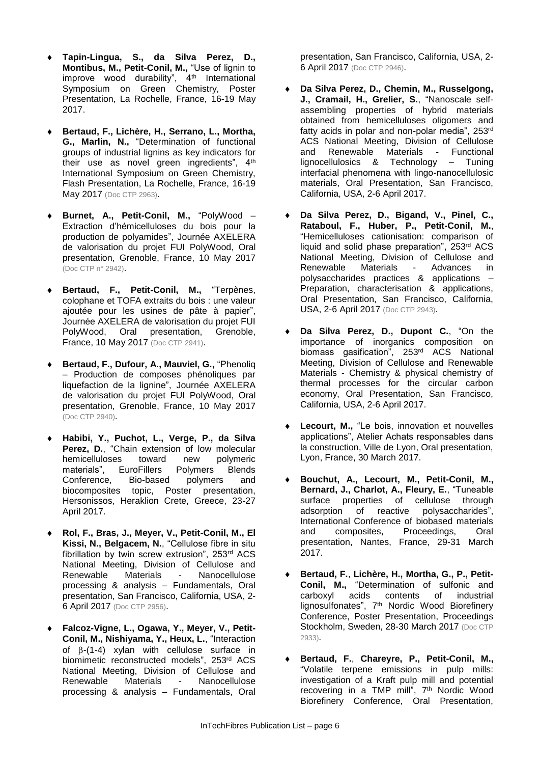- **Tapin-Lingua, S., da Silva Perez, D., Montibus, M., Petit-Conil, M.,** "Use of lignin to improve wood durability", 4th International Symposium on Green Chemistry, Poster Presentation, La Rochelle, France, 16-19 May 2017.

- **Bertaud, F., Lichère, H., Serrano, L., Mortha, G., Marlin, N.,** "Determination of functional groups of industrial lignins as key indicators for their use as novel green ingredients", 4th International Symposium on Green Chemistry, Flash Presentation, La Rochelle, France, 16-19 May 2017 (Doc CTP 2963).

- **Burnet, A., Petit-Conil, M.,** "PolyWood – Extraction d'hémicelluloses du bois pour la production de polyamides", Journée AXELERA de valorisation du projet FUI PolyWood, Oral presentation, Grenoble, France, 10 May 2017 (Doc CTP n° 2942).

- **Bertaud, F., Petit-Conil, M.,** "Terpènes, colophane et TOFA extraits du bois : une valeur ajoutée pour les usines de pâte à papier", Journée AXELERA de valorisation du projet FUI PolyWood, Oral presentation, Grenoble, France, 10 May 2017 (Doc CTP 2941).

- **Bertaud, F., Dufour, A., Mauviel, G.,** "Phenoliq – Production de composes phénoliques par liquefaction de la lignine", Journée AXELERA de valorisation du projet FUI PolyWood, Oral presentation, Grenoble, France, 10 May 2017 (Doc CTP 2940).

- **Habibi, Y., Puchot, L., Verge, P., da Silva Perez, D.**, "Chain extension of low molecular hemicelluloses toward new polymeric materials", EuroFillers Polymers Blends Conference, Bio-based polymers and biocomposites topic, Poster presentation, Hersonissos, Heraklion Crete, Greece, 23-27 April 2017.

- **Rol, F., Bras, J., Meyer, V., Petit-Conil, M., El Kissi, N., Belgacem, N.**, "Cellulose fibre in situ fibrillation by twin screw extrusion", 253rd ACS National Meeting, Division of Cellulose and Renewable Materials - Nanocellulose processing & analysis – Fundamentals, Oral presentation, San Francisco, California, USA, 2-6 April 2017 (Doc CTP 2956).

- **Falcoz-Vigne, L., Ogawa, Y., Meyer, V., Petit-Conil, M., Nishiyama, Y., Heux, L.**, "Interaction of β-(1-4) xylan with cellulose surface in biomimetic reconstructed models", 253rd ACS National Meeting, Division of Cellulose and Renewable Materials - Nanocellulose processing & analysis – Fundamentals, Oral presentation, San Francisco, California, USA, 2-6 April 2017 (Doc CTP 2946).

- **Da Silva Perez, D., Chemin, M., Russelgong, J., Cramail, H., Grelier, S.**, "Nanoscale self-assembling properties of hybrid materials obtained from hemicelluloses oligomers and fatty acids in polar and non-polar media", 253rd ACS National Meeting, Division of Cellulose and Renewable Materials - Functional lignocellulosics & Technology – Tuning interfacial phenomena with lingo-nanocellulosic materials, Oral Presentation, San Francisco, California, USA, 2-6 April 2017.

- **Da Silva Perez, D., Bigand, V., Pinel, C., Rataboul, F., Huber, P., Petit-Conil, M.**, "Hemicelluloses cationisation: comparison of liquid and solid phase preparation", 253rd ACS National Meeting, Division of Cellulose and Renewable Materials - Advances in polysaccharides practices & applications – Preparation, characterisation & applications, Oral Presentation, San Francisco, California, USA, 2-6 April 2017 (Doc CTP 2943).

- **Da Silva Perez, D., Dupont C.**, "On the importance of inorganics composition on biomass gasification", 253rd ACS National Meeting, Division of Cellulose and Renewable Materials - Chemistry & physical chemistry of thermal processes for the circular carbon economy, Oral Presentation, San Francisco, California, USA, 2-6 April 2017.

- **Lecourt, M.,** "Le bois, innovation et nouvelles applications", Atelier Achats responsables dans la construction, Ville de Lyon, Oral presentation, Lyon, France, 30 March 2017.

- **Bouchut, A., Lecourt, M., Petit-Conil, M., Bernard, J., Charlot, A., Fleury, E.**, "Tuneable surface properties of cellulose through adsorption of reactive polysaccharides", International Conference of biobased materials and composites, Proceedings, Oral presentation, Nantes, France, 29-31 March 2017.

- **Bertaud, F.**, **Lichère, H., Mortha, G., P., Petit-Conil, M.,** "Determination of sulfonic and carboxyl acids contents of industrial lignosulfonates", 7th Nordic Wood Biorefinery Conference, Poster Presentation, Proceedings Stockholm, Sweden, 28-30 March 2017 (Doc CTP 2933).

- **Bertaud, F.**, **Chareyre, P., Petit-Conil, M.,** "Volatile terpene emissions in pulp mills: investigation of a Kraft pulp mill and potential recovering in a TMP mill", 7th Nordic Wood Biorefinery Conference, Oral Presentation,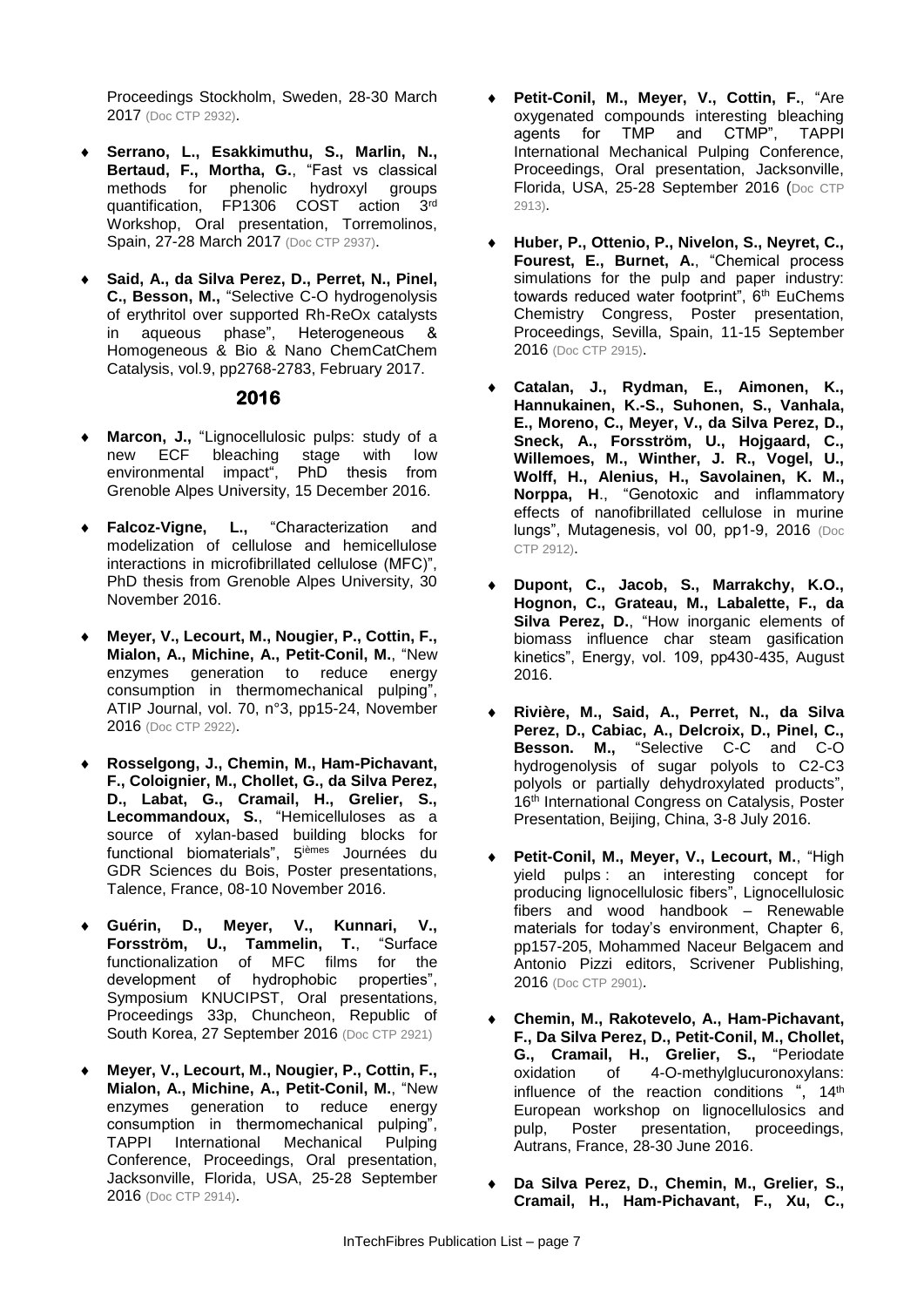Proceedings Stockholm, Sweden, 28-30 March 2017 (Doc CTP 2932).

- **Serrano, L., Esakkimuthu, S., Marlin, N., Bertaud, F., Mortha, G.**, "Fast vs classical methods for phenolic hydroxyl groups quantification, FP1306 COST action 3rd Workshop, Oral presentation, Torremolinos, Spain, 27-28 March 2017 (Doc CTP 2937).

- **Said, A., da Silva Perez, D., Perret, N., Pinel, C., Besson, M.,** "Selective C-O hydrogenolysis of erythritol over supported Rh-ReOx catalysts in aqueous phase", Heterogeneous & Homogeneous & Bio & Nano ChemCatChem Catalysis, vol.9, pp2768-2783, February 2017.

## 2016

- **Marcon, J.,** "Lignocellulosic pulps: study of a new ECF bleaching stage with low environmental impact", PhD thesis from Grenoble Alpes University, 15 December 2016.

- **Falcoz-Vigne, L.,** "Characterization and modelization of cellulose and hemicellulose interactions in microfibrillated cellulose (MFC)", PhD thesis from Grenoble Alpes University, 30 November 2016.

- **Meyer, V., Lecourt, M., Nougier, P., Cottin, F., Mialon, A., Michine, A., Petit-Conil, M.**, "New enzymes generation to reduce energy consumption in thermomechanical pulping", ATIP Journal, vol. 70, n°3, pp15-24, November 2016 (Doc CTP 2922).

- **Rosselgong, J., Chemin, M., Ham-Pichavant, F., Coloignier, M., Chollet, G., da Silva Perez, D., Labat, G., Cramail, H., Grelier, S., Lecommandoux, S.**, "Hemicelluloses as a source of xylan-based building blocks for functional biomaterials", 5ièmes Journées du GDR Sciences du Bois, Poster presentations, Talence, France, 08-10 November 2016.

- **Guérin, D., Meyer, V., Kunnari, V., Forsström, U., Tammelin, T.**, "Surface functionalization of MFC films for the development of hydrophobic properties", Symposium KNUCIPST, Oral presentations, Proceedings 33p, Chuncheon, Republic of South Korea, 27 September 2016 (Doc CTP 2921)

- **Meyer, V., Lecourt, M., Nougier, P., Cottin, F., Mialon, A., Michine, A., Petit-Conil, M.**, "New enzymes generation to reduce energy consumption in thermomechanical pulping", TAPPI International Mechanical Pulping Conference, Proceedings, Oral presentation, Jacksonville, Florida, USA, 25-28 September 2016 (Doc CTP 2914).

- **Petit-Conil, M., Meyer, V., Cottin, F.**, "Are oxygenated compounds interesting bleaching agents for TMP and CTMP", TAPPI International Mechanical Pulping Conference, Proceedings, Oral presentation, Jacksonville, Florida, USA, 25-28 September 2016 (Doc CTP 2913).

- **Huber, P., Ottenio, P., Nivelon, S., Neyret, C., Fourest, E., Burnet, A.**, "Chemical process simulations for the pulp and paper industry: towards reduced water footprint", 6th EuChems Chemistry Congress, Poster presentation, Proceedings, Sevilla, Spain, 11-15 September 2016 (Doc CTP 2915).

- **Catalan, J., Rydman, E., Aimonen, K., Hannukainen, K.-S., Suhonen, S., Vanhala, E., Moreno, C., Meyer, V., da Silva Perez, D., Sneck, A., Forsström, U., Hojgaard, C., Willemoes, M., Winther, J. R., Vogel, U., Wolff, H., Alenius, H., Savolainen, K. M., Norppa, H.**, "Genotoxic and inflammatory effects of nanofibrillated cellulose in murine lungs", Mutagenesis, vol 00, pp1-9, 2016 (Doc CTP 2912).

- **Dupont, C., Jacob, S., Marrakchy, K.O., Hognon, C., Grateau, M., Labalette, F., da Silva Perez, D.**, "How inorganic elements of biomass influence char steam gasification kinetics", Energy, vol. 109, pp430-435, August 2016.

- **Rivière, M., Said, A., Perret, N., da Silva Perez, D., Cabiac, A., Delcroix, D., Pinel, C., Besson. M.,** "Selective C-C and C-O hydrogenolysis of sugar polyols to C2-C3 polyols or partially dehydroxylated products", 16th International Congress on Catalysis, Poster Presentation, Beijing, China, 3-8 July 2016.

- **Petit-Conil, M., Meyer, V., Lecourt, M.**, "High yield pulps : an interesting concept for producing lignocellulosic fibers", Lignocellulosic fibers and wood handbook – Renewable materials for today's environment, Chapter 6, pp157-205, Mohammed Naceur Belgacem and Antonio Pizzi editors, Scrivener Publishing, 2016 (Doc CTP 2901).

- **Chemin, M., Rakotevelo, A., Ham-Pichavant, F., Da Silva Perez, D., Petit-Conil, M., Chollet, G., Cramail, H., Grelier, S.,** "Periodate oxidation of 4-O-methylglucuronoxylans: influence of the reaction conditions ", 14th European workshop on lignocellulosics and pulp, Poster presentation, proceedings, Autrans, France, 28-30 June 2016.

- **Da Silva Perez, D., Chemin, M., Grelier, S., Cramail, H., Ham-Pichavant, F., Xu, C.,**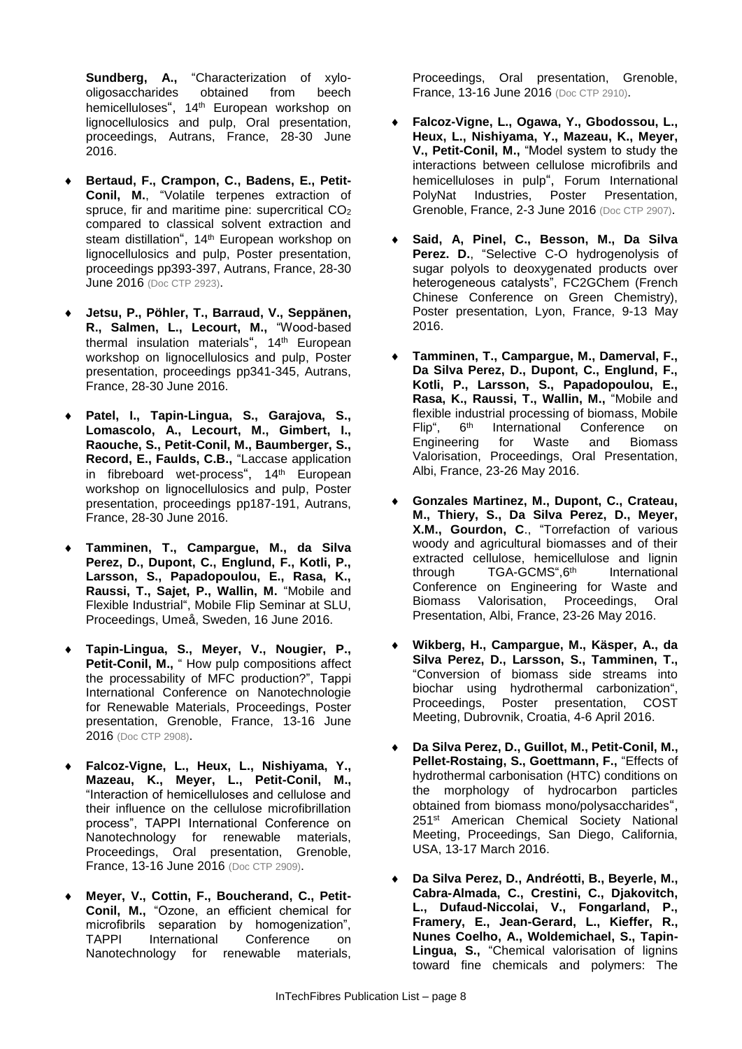**Sundberg, A.,** "Characterization of xylo-oligosaccharides obtained from beech hemicelluloses", 14th European workshop on lignocellulosics and pulp, Oral presentation, proceedings, Autrans, France, 28-30 June 2016.

- **Bertaud, F., Crampon, C., Badens, E., Petit-Conil, M.**, "Volatile terpenes extraction of spruce, fir and maritime pine: supercritical $CO_2$ compared to classical solvent extraction and steam distillation", 14th European workshop on lignocellulosics and pulp, Poster presentation, proceedings pp393-397, Autrans, France, 28-30 June 2016 (Doc CTP 2923).

- **Jetsu, P., Pöhler, T., Barraud, V., Seppänen, R., Salmen, L., Lecourt, M.,** "Wood-based thermal insulation materials", 14th European workshop on lignocellulosics and pulp, Poster presentation, proceedings pp341-345, Autrans, France, 28-30 June 2016.

- **Patel, I., Tapin-Lingua, S., Garajova, S., Lomascolo, A., Lecourt, M., Gimbert, I., Raouche, S., Petit-Conil, M., Baumberger, S., Record, E., Faulds, C.B.,** "Laccase application in fibreboard wet-process", 14th European workshop on lignocellulosics and pulp, Poster presentation, proceedings pp187-191, Autrans, France, 28-30 June 2016.

- **Tamminen, T., Campargue, M., da Silva Perez, D., Dupont, C., Englund, F., Kotli, P., Larsson, S., Papadopoulou, E., Rasa, K., Raussi, T., Sajet, P., Wallin, M.** "Mobile and Flexible Industrial", Mobile Flip Seminar at SLU, Proceedings, Umeå, Sweden, 16 June 2016.

- **Tapin-Lingua, S., Meyer, V., Nougier, P., Petit-Conil, M.,** " How pulp compositions affect the processability of MFC production?", Tappi International Conference on Nanotechnologie for Renewable Materials, Proceedings, Poster presentation, Grenoble, France, 13-16 June 2016 (Doc CTP 2908).

- **Falcoz-Vigne, L., Heux, L., Nishiyama, Y., Mazeau, K., Meyer, L., Petit-Conil, M.,** "Interaction of hemicelluloses and cellulose and their influence on the cellulose microfibrillation process", TAPPI International Conference on Nanotechnology for renewable materials, Proceedings, Oral presentation, Grenoble, France, 13-16 June 2016 (Doc CTP 2909).

- **Meyer, V., Cottin, F., Boucherand, C., Petit-Conil, M.,** "Ozone, an efficient chemical for microfibrils separation by homogenization", TAPPI International Conference on Nanotechnology for renewable materials, Proceedings, Oral presentation, Grenoble, France, 13-16 June 2016 (Doc CTP 2910).

- **Falcoz-Vigne, L., Ogawa, Y., Gbodossou, L., Heux, L., Nishiyama, Y., Mazeau, K., Meyer, V., Petit-Conil, M.,** "Model system to study the interactions between cellulose microfibrils and hemicelluloses in pulp", Forum International PolyNat Industries, Poster Presentation, Grenoble, France, 2-3 June 2016 (Doc CTP 2907).

- **Said, A, Pinel, C., Besson, M., Da Silva Perez. D.**, "Selective C-O hydrogenolysis of sugar polyols to deoxygenated products over heterogeneous catalysts", FC2GChem (French Chinese Conference on Green Chemistry), Poster presentation, Lyon, France, 9-13 May 2016.

- **Tamminen, T., Campargue, M., Damerval, F., Da Silva Perez, D., Dupont, C., Englund, F., Kotli, P., Larsson, S., Papadopoulou, E., Rasa, K., Raussi, T., Wallin, M.,** "Mobile and flexible industrial processing of biomass, Mobile Flip", 6th International Conference on Engineering for Waste and Biomass Valorisation, Proceedings, Oral Presentation, Albi, France, 23-26 May 2016.

- **Gonzales Martinez, M., Dupont, C., Crateau, M., Thiery, S., Da Silva Perez, D., Meyer, X.M., Gourdon, C**., "Torrefaction of various woody and agricultural biomasses and of their extracted cellulose, hemicellulose and lignin through TGA-GCMS",6th International Conference on Engineering for Waste and Biomass Valorisation, Proceedings, Oral Presentation, Albi, France, 23-26 May 2016.

- **Wikberg, H., Campargue, M., Käsper, A., da Silva Perez, D., Larsson, S., Tamminen, T.,** "Conversion of biomass side streams into biochar using hydrothermal carbonization", Proceedings, Poster presentation, COST Meeting, Dubrovnik, Croatia, 4-6 April 2016.

- **Da Silva Perez, D., Guillot, M., Petit-Conil, M., Pellet-Rostaing, S., Goettmann, F.,** "Effects of hydrothermal carbonisation (HTC) conditions on the morphology of hydrocarbon particles obtained from biomass mono/polysaccharides", 251st American Chemical Society National Meeting, Proceedings, San Diego, California, USA, 13-17 March 2016.

- **Da Silva Perez, D., Andréotti, B., Beyerle, M., Cabra-Almada, C., Crestini, C., Djakovitch, L., Dufaud-Niccolai, V., Fongarland, P., Framery, E., Jean-Gerard, L., Kieffer, R., Nunes Coelho, A., Woldemichael, S., Tapin-Lingua, S.,** "Chemical valorisation of lignins toward fine chemicals and polymers: The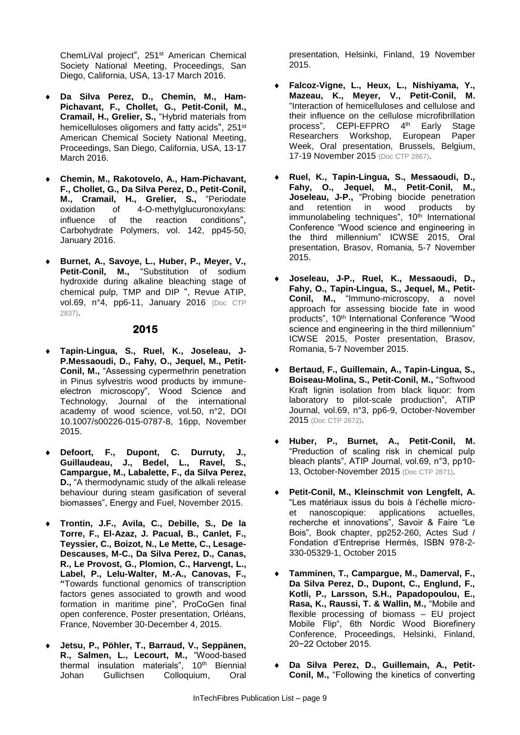ChemLiVal project", 251st American Chemical Society National Meeting, Proceedings, San Diego, California, USA, 13-17 March 2016.

- **Da Silva Perez, D., Chemin, M., Ham-Pichavant, F., Chollet, G., Petit-Conil, M., Cramail, H., Grelier, S.,** "Hybrid materials from hemicelluloses oligomers and fatty acids", 251st American Chemical Society National Meeting, Proceedings, San Diego, California, USA, 13-17 March 2016.

- **Chemin, M., Rakotovelo, A., Ham-Pichavant, F., Chollet, G., Da Silva Perez, D., Petit-Conil, M., Cramail, H., Grelier, S.,** "Periodate oxidation of 4-O-methylglucuronoxylans: influence of the reaction conditions", Carbohydrate Polymers, vol. 142, pp45-50, January 2016.

- **Burnet, A., Savoye, L., Huber, P., Meyer, V., Petit-Conil, M.,** "Substitution of sodium hydroxide during alkaline bleaching stage of chemical pulp, TMP and DIP ", Revue ATIP, vol.69, n°4, pp6-11, January 2016 (Doc CTP 2837).

## 2015

- **Tapin-Lingua, S., Ruel, K., Joseleau, J-P.Messaoudi, D., Fahy, O., Jequel, M., Petit-Conil, M.,** "Assessing cypermethrin penetration in Pinus sylvestris wood products by immune-electron microscopy", Wood Science and Technology, Journal of the international academy of wood science, vol.50, n°2, DOI 10.1007/s00226-015-0787-8, 16pp, November 2015.

- **Defoort, F., Dupont, C. Durruty, J., Guillaudeau, J., Bedel, L., Ravel, S., Campargue, M., Labalette, F., da Silva Perez, D.,** "A thermodynamic study of the alkali release behaviour during steam gasification of several biomasses", Energy and Fuel, November 2015.

- **Trontin, J.F., Avila, C., Debille, S., De la Torre, F., El-Azaz, J. Pacual, B., Canlet, F., Teyssier, C., Boizot, N., Le Mette, C., Lesage-Descauses, M-C., Da Silva Perez, D., Canas, R., Le Provost, G., Plomion, C., Harvengt, L., Label, P., Lelu-Walter, M.-A., Canovas, F.,** "Towards functional genomics of transcription factors genes associated to growth and wood formation in maritime pine", ProCoGen final open conference, Poster presentation, Orléans, France, November 30-December 4, 2015.

- **Jetsu, P., Pöhler, T., Barraud, V., Seppänen, R., Salmen, L., Lecourt, M.,** "Wood-based thermal insulation materials", 10th Biennial Johan Gullichsen Colloquium, Oral presentation, Helsinki, Finland, 19 November 2015.

- **Falcoz-Vigne, L., Heux, L., Nishiyama, Y., Mazeau, K., Meyer, V., Petit-Conil, M.** "Interaction of hemicelluloses and cellulose and their influence on the cellulose microfibrillation process", CEPI-EFPRO 4th Early Stage Researchers Workshop, European Paper Week, Oral presentation, Brussels, Belgium, 17-19 November 2015 (Doc CTP 2867).

- **Ruel, K., Tapin-Lingua, S., Messaoudi, D., Fahy, O., Jequel, M., Petit-Conil, M., Joseleau, J-P.,** "Probing biocide penetration and retention in wood products by immunolabeling techniques", 10th International Conference "Wood science and engineering in the third millennium" ICWSE 2015, Oral presentation, Brasov, Romania, 5-7 November 2015.

- **Joseleau, J-P., Ruel, K., Messaoudi, D., Fahy, O., Tapin-Lingua, S., Jequel, M., Petit-Conil, M.,** "Immuno-microscopy, a novel approach for assessing biocide fate in wood products", 10th International Conference "Wood science and engineering in the third millennium" ICWSE 2015, Poster presentation, Brasov, Romania, 5-7 November 2015.

- **Bertaud, F., Guillemain, A., Tapin-Lingua, S., Boiseau-Molina, S., Petit-Conil, M.,** "Softwood Kraft lignin isolation from black liquor: from laboratory to pilot-scale production", ATIP Journal, vol.69, n°3, pp6-9, October-November 2015 (Doc CTP 2872).

- **Huber, P., Burnet, A., Petit-Conil, M.** "Preduction of scaling risk in chemical pulp bleach plants", ATIP Journal, vol.69, n°3, pp10-13, October-November 2015 (Doc CTP 2871).

- **Petit-Conil, M., Kleinschmit von Lengfelt, A.** "Les matériaux issus du bois à l'échelle micro- et nanoscopique: applications actuelles, recherche et innovations", Savoir & Faire "Le Bois", Book chapter, pp252-260, Actes Sud / Fondation d'Entreprise Hermès, ISBN 978-2-330-05329-1, October 2015

- **Tamminen, T., Campargue, M., Damerval, F., Da Silva Perez, D., Dupont, C., Englund, F., Kotli, P., Larsson, S.H., Papadopoulou, E., Rasa, K., Raussi, T. & Wallin, M.,** "Mobile and flexible processing of biomass – EU project Mobile Flip", 6th Nordic Wood Biorefinery Conference, Proceedings, Helsinki, Finland, 20−22 October 2015.

- **Da Silva Perez, D., Guillemain, A., Petit-Conil, M.,** "Following the kinetics of converting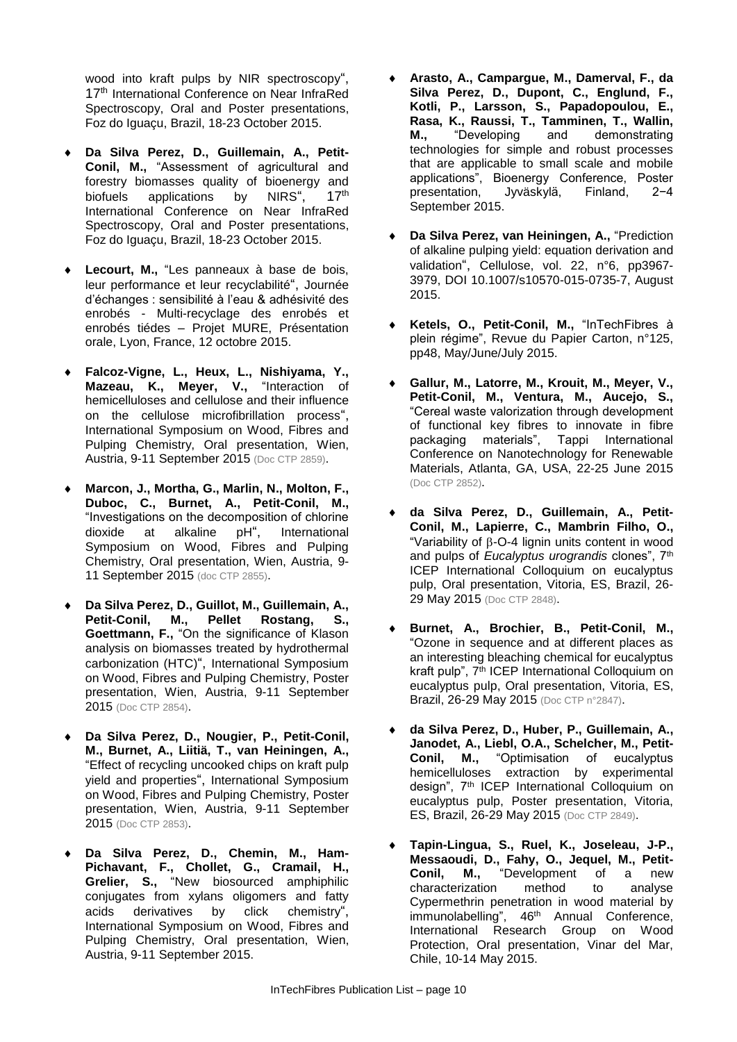wood into kraft pulps by NIR spectroscopy", 17th International Conference on Near InfraRed Spectroscopy, Oral and Poster presentations, Foz do Iguaçu, Brazil, 18-23 October 2015.

- **Da Silva Perez, D., Guillemain, A., Petit-Conil, M.,** "Assessment of agricultural and forestry biomasses quality of bioenergy and biofuels applications by NIRS", 17th International Conference on Near InfraRed Spectroscopy, Oral and Poster presentations, Foz do Iguaçu, Brazil, 18-23 October 2015.
- **Lecourt, M.,** "Les panneaux à base de bois, leur performance et leur recyclabilité", Journée d'échanges : sensibilité à l'eau & adhésivité des enrobés - Multi-recyclage des enrobés et enrobés tiédes – Projet MURE, Présentation orale, Lyon, France, 12 octobre 2015.
- **Falcoz-Vigne, L., Heux, L., Nishiyama, Y., Mazeau, K., Meyer, V.,** "Interaction of hemicelluloses and cellulose and their influence on the cellulose microfibrillation process", International Symposium on Wood, Fibres and Pulping Chemistry, Oral presentation, Wien, Austria, 9-11 September 2015 (Doc CTP 2859).
- **Marcon, J., Mortha, G., Marlin, N., Molton, F., Duboc, C., Burnet, A., Petit-Conil, M.,** "Investigations on the decomposition of chlorine dioxide at alkaline pH", International Symposium on Wood, Fibres and Pulping Chemistry, Oral presentation, Wien, Austria, 9-11 September 2015 (doc CTP 2855).
- **Da Silva Perez, D., Guillot, M., Guillemain, A., Petit-Conil, M., Pellet Rostang, S., Goettmann, F.,** "On the significance of Klason analysis on biomasses treated by hydrothermal carbonization (HTC)", International Symposium on Wood, Fibres and Pulping Chemistry, Poster presentation, Wien, Austria, 9-11 September 2015 (Doc CTP 2854).
- **Da Silva Perez, D., Nougier, P., Petit-Conil, M., Burnet, A., Liitiä, T., van Heiningen, A.,** "Effect of recycling uncooked chips on kraft pulp yield and properties", International Symposium on Wood, Fibres and Pulping Chemistry, Poster presentation, Wien, Austria, 9-11 September 2015 (Doc CTP 2853).
- **Da Silva Perez, D., Chemin, M., Ham-Pichavant, F., Chollet, G., Cramail, H., Grelier, S.,** "New biosourced amphiphilic conjugates from xylans oligomers and fatty acids derivatives by click chemistry", International Symposium on Wood, Fibres and Pulping Chemistry, Oral presentation, Wien, Austria, 9-11 September 2015.
- **Arasto, A., Campargue, M., Damerval, F., da Silva Perez, D., Dupont, C., Englund, F., Kotli, P., Larsson, S., Papadopoulou, E., Rasa, K., Raussi, T., Tamminen, T., Wallin, M.,** "Developing and demonstrating technologies for simple and robust processes that are applicable to small scale and mobile applications", Bioenergy Conference, Poster presentation, Jyväskylä, Finland, 2−4 September 2015.
- **Da Silva Perez, van Heiningen, A.,** "Prediction of alkaline pulping yield: equation derivation and validation", Cellulose, vol. 22, n°6, pp3967-3979, DOI 10.1007/s10570-015-0735-7, August 2015.
- **Ketels, O., Petit-Conil, M.,** "InTechFibres à plein régime", Revue du Papier Carton, n°125, pp48, May/June/July 2015.
- **Gallur, M., Latorre, M., Krouit, M., Meyer, V., Petit-Conil, M., Ventura, M., Aucejo, S.,** "Cereal waste valorization through development of functional key fibres to innovate in fibre packaging materials", Tappi International Conference on Nanotechnology for Renewable Materials, Atlanta, GA, USA, 22-25 June 2015 (Doc CTP 2852).
- **da Silva Perez, D., Guillemain, A., Petit-Conil, M., Lapierre, C., Mambrin Filho, O.,** "Variability of β-O-4 lignin units content in wood and pulps of *Eucalyptus urograndis* clones", 7th ICEP International Colloquium on eucalyptus pulp, Oral presentation, Vitoria, ES, Brazil, 26-29 May 2015 (Doc CTP 2848).
- **Burnet, A., Brochier, B., Petit-Conil, M.,** "Ozone in sequence and at different places as an interesting bleaching chemical for eucalyptus kraft pulp", 7th ICEP International Colloquium on eucalyptus pulp, Oral presentation, Vitoria, ES, Brazil, 26-29 May 2015 (Doc CTP n°2847).
- **da Silva Perez, D., Huber, P., Guillemain, A., Janodet, A., Liebl, O.A., Schelcher, M., Petit-Conil, M.,** "Optimisation of eucalyptus hemicelluloses extraction by experimental design", 7th ICEP International Colloquium on eucalyptus pulp, Poster presentation, Vitoria, ES, Brazil, 26-29 May 2015 (Doc CTP 2849).
- **Tapin-Lingua, S., Ruel, K., Joseleau, J-P., Messaoudi, D., Fahy, O., Jequel, M., Petit-Conil, M.,** "Development of a new characterization method to analyse Cypermethrin penetration in wood material by immunolabelling", 46th Annual Conference, International Research Group on Wood Protection, Oral presentation, Vinar del Mar, Chile, 10-14 May 2015.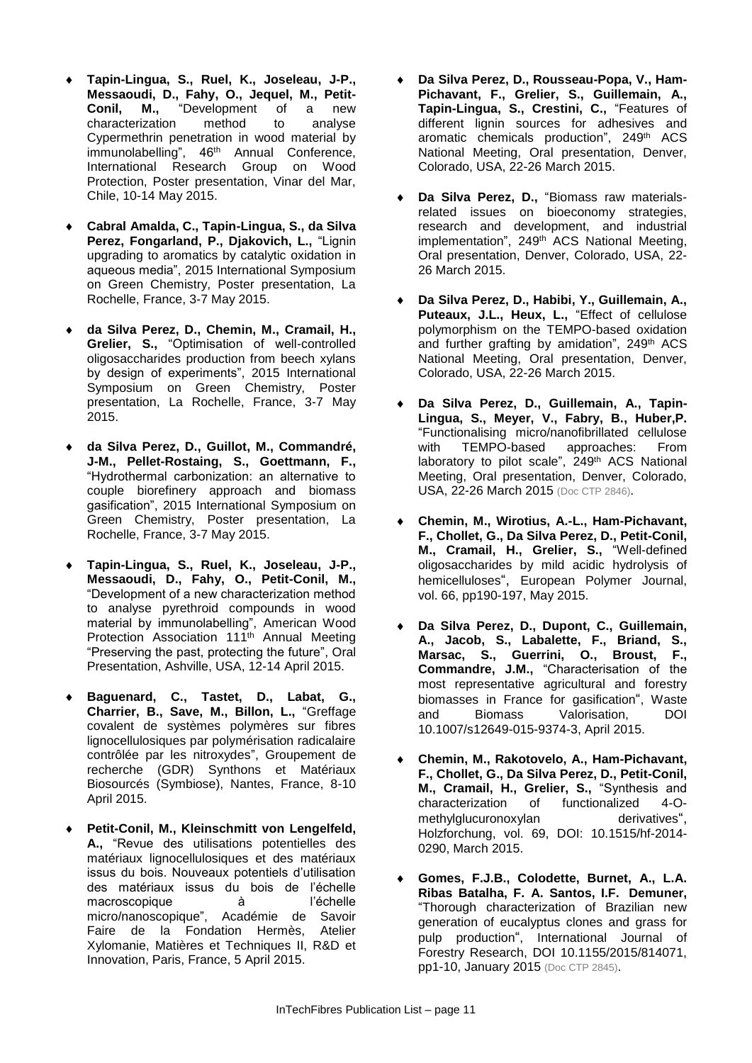- **Tapin-Lingua, S., Ruel, K., Joseleau, J-P., Messaoudi, D., Fahy, O., Jequel, M., Petit-Conil, M.,** "Development of a new characterization method to analyse Cypermethrin penetration in wood material by immunolabelling", 46th Annual Conference, International Research Group on Wood Protection, Poster presentation, Vinar del Mar, Chile, 10-14 May 2015.

- **Cabral Amalda, C., Tapin-Lingua, S., da Silva Perez, Fongarland, P., Djakovich, L.,** "Lignin upgrading to aromatics by catalytic oxidation in aqueous media", 2015 International Symposium on Green Chemistry, Poster presentation, La Rochelle, France, 3-7 May 2015.

- **da Silva Perez, D., Chemin, M., Cramail, H., Grelier, S.,** "Optimisation of well-controlled oligosaccharides production from beech xylans by design of experiments", 2015 International Symposium on Green Chemistry, Poster presentation, La Rochelle, France, 3-7 May 2015.

- **da Silva Perez, D., Guillot, M., Commandré, J-M., Pellet-Rostaing, S., Goettmann, F.,** "Hydrothermal carbonization: an alternative to couple biorefinery approach and biomass gasification", 2015 International Symposium on Green Chemistry, Poster presentation, La Rochelle, France, 3-7 May 2015.

- **Tapin-Lingua, S., Ruel, K., Joseleau, J-P., Messaoudi, D., Fahy, O., Petit-Conil, M.,** "Development of a new characterization method to analyse pyrethroid compounds in wood material by immunolabelling", American Wood Protection Association 111th Annual Meeting "Preserving the past, protecting the future", Oral Presentation, Ashville, USA, 12-14 April 2015.

- **Baguenard, C., Tastet, D., Labat, G., Charrier, B., Save, M., Billon, L.,** "Greffage covalent de systèmes polymères sur fibres lignocellulosiques par polymérisation radicalaire contrôlée par les nitroxydes", Groupement de recherche (GDR) Synthons et Matériaux Biosourcés (Symbiose), Nantes, France, 8-10 April 2015.

- **Petit-Conil, M., Kleinschmitt von Lengelfeld, A.,** "Revue des utilisations potentielles des matériaux lignocellulosiques et des matériaux issus du bois. Nouveaux potentiels d'utilisation des matériaux issus du bois de l'échelle macroscopique à l'échelle micro/nanoscopique", Académie de Savoir Faire de la Fondation Hermès, Atelier Xylomanie, Matières et Techniques II, R&D et Innovation, Paris, France, 5 April 2015.

- **Da Silva Perez, D., Rousseau-Popa, V., Ham-Pichavant, F., Grelier, S., Guillemain, A., Tapin-Lingua, S., Crestini, C.,** "Features of different lignin sources for adhesives and aromatic chemicals production", 249th ACS National Meeting, Oral presentation, Denver, Colorado, USA, 22-26 March 2015.

- **Da Silva Perez, D.,** "Biomass raw materials-related issues on bioeconomy strategies, research and development, and industrial implementation", 249th ACS National Meeting, Oral presentation, Denver, Colorado, USA, 22-26 March 2015.

- **Da Silva Perez, D., Habibi, Y., Guillemain, A., Puteaux, J.L., Heux, L.,** "Effect of cellulose polymorphism on the TEMPO-based oxidation and further grafting by amidation", 249th ACS National Meeting, Oral presentation, Denver, Colorado, USA, 22-26 March 2015.

- **Da Silva Perez, D., Guillemain, A., Tapin-Lingua, S., Meyer, V., Fabry, B., Huber,P.** "Functionalising micro/nanofibrillated cellulose with TEMPO-based approaches: From laboratory to pilot scale", 249th ACS National Meeting, Oral presentation, Denver, Colorado, USA, 22-26 March 2015 (Doc CTP 2846).

- **Chemin, M., Wirotius, A.-L., Ham-Pichavant, F., Chollet, G., Da Silva Perez, D., Petit-Conil, M., Cramail, H., Grelier, S.,** "Well-defined oligosaccharides by mild acidic hydrolysis of hemicelluloses", European Polymer Journal, vol. 66, pp190-197, May 2015.

- **Da Silva Perez, D., Dupont, C., Guillemain, A., Jacob, S., Labalette, F., Briand, S., Marsac, S., Guerrini, O., Broust, F., Commandre, J.M.,** "Characterisation of the most representative agricultural and forestry biomasses in France for gasification", Waste and Biomass Valorisation, DOI 10.1007/s12649-015-9374-3, April 2015.

- **Chemin, M., Rakotovelo, A., Ham-Pichavant, F., Chollet, G., Da Silva Perez, D., Petit-Conil, M., Cramail, H., Grelier, S.,** "Synthesis and characterization of functionalized 4-O-methylglucuronoxylan derivatives", Holzforchung, vol. 69, DOI: 10.1515/hf-2014-0290, March 2015.

- **Gomes, F.J.B., Colodette, Burnet, A., L.A. Ribas Batalha, F. A. Santos, I.F. Demuner,** "Thorough characterization of Brazilian new generation of eucalyptus clones and grass for pulp production", International Journal of Forestry Research, DOI 10.1155/2015/814071, pp1-10, January 2015 (Doc CTP 2845).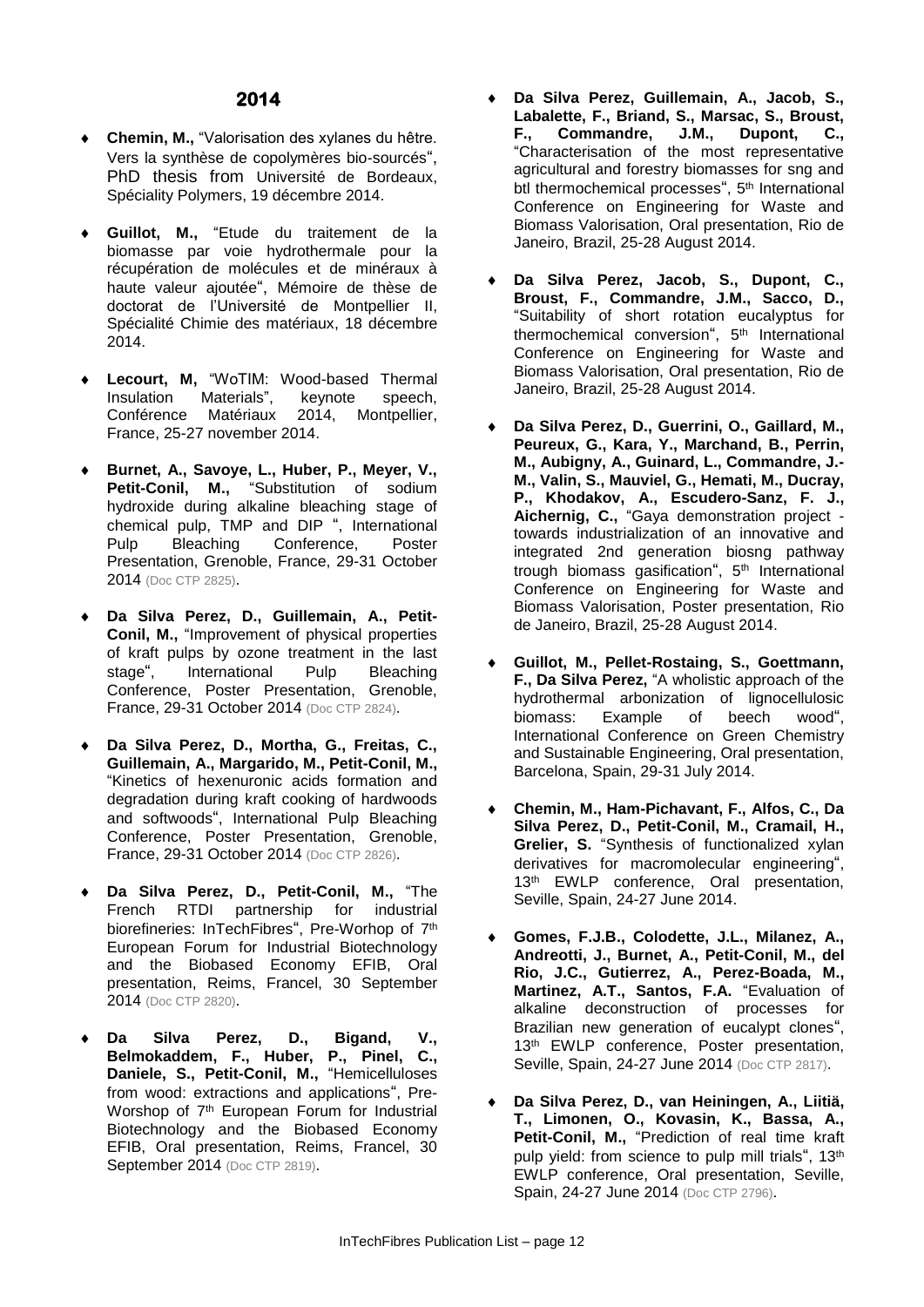## 2014

- **Chemin, M.,** "Valorisation des xylanes du hêtre. Vers la synthèse de copolymères bio-sourcés", PhD thesis from Université de Bordeaux, Spéciality Polymers, 19 décembre 2014.

- **Guillot, M.,** "Etude du traitement de la biomasse par voie hydrothermale pour la récupération de molécules et de minéraux à haute valeur ajoutée", Mémoire de thèse de doctorat de l'Université de Montpellier II, Spécialité Chimie des matériaux, 18 décembre 2014.

- **Lecourt, M,** "WoTIM: Wood-based Thermal Insulation Materials", keynote speech, Conférence Matériaux 2014, Montpellier, France, 25-27 november 2014.

- **Burnet, A., Savoye, L., Huber, P., Meyer, V., Petit-Conil, M.,** "Substitution of sodium hydroxide during alkaline bleaching stage of chemical pulp, TMP and DIP ", International Pulp Bleaching Conference, Poster Presentation, Grenoble, France, 29-31 October 2014 (Doc CTP 2825).

- **Da Silva Perez, D., Guillemain, A., Petit-Conil, M.,** "Improvement of physical properties of kraft pulps by ozone treatment in the last stage", International Pulp Bleaching Conference, Poster Presentation, Grenoble, France, 29-31 October 2014 (Doc CTP 2824).

- **Da Silva Perez, D., Mortha, G., Freitas, C., Guillemain, A., Margarido, M., Petit-Conil, M.,** "Kinetics of hexenuronic acids formation and degradation during kraft cooking of hardwoods and softwoods", International Pulp Bleaching Conference, Poster Presentation, Grenoble, France, 29-31 October 2014 (Doc CTP 2826).

- **Da Silva Perez, D., Petit-Conil, M.,** "The French RTDI partnership for industrial biorefineries: InTechFibres", Pre-Worhop of 7th European Forum for Industrial Biotechnology and the Biobased Economy EFIB, Oral presentation, Reims, Francel, 30 September 2014 (Doc CTP 2820).

- **Da Silva Perez, D., Bigand, V., Belmokaddem, F., Huber, P., Pinel, C., Daniele, S., Petit-Conil, M.,** "Hemicelluloses from wood: extractions and applications", Pre-Worshop of 7th European Forum for Industrial Biotechnology and the Biobased Economy EFIB, Oral presentation, Reims, Francel, 30 September 2014 (Doc CTP 2819).

- **Da Silva Perez, Guillemain, A., Jacob, S., Labalette, F., Briand, S., Marsac, S., Broust, F., Commandre, J.M., Dupont, C.,** "Characterisation of the most representative agricultural and forestry biomasses for sng and btl thermochemical processes", 5th International Conference on Engineering for Waste and Biomass Valorisation, Oral presentation, Rio de Janeiro, Brazil, 25-28 August 2014.

- **Da Silva Perez, Jacob, S., Dupont, C., Broust, F., Commandre, J.M., Sacco, D.,** "Suitability of short rotation eucalyptus for thermochemical conversion", 5th International Conference on Engineering for Waste and Biomass Valorisation, Oral presentation, Rio de Janeiro, Brazil, 25-28 August 2014.

- **Da Silva Perez, D., Guerrini, O., Gaillard, M., Peureux, G., Kara, Y., Marchand, B., Perrin, M., Aubigny, A., Guinard, L., Commandre, J.-M., Valin, S., Mauviel, G., Hemati, M., Ducray, P., Khodakov, A., Escudero-Sanz, F. J., Aichernig, C.,** "Gaya demonstration project - towards industrialization of an innovative and integrated 2nd generation biosng pathway trough biomass gasification", 5th International Conference on Engineering for Waste and Biomass Valorisation, Poster presentation, Rio de Janeiro, Brazil, 25-28 August 2014.

- **Guillot, M., Pellet-Rostaing, S., Goettmann, F., Da Silva Perez,** "A wholistic approach of the hydrothermal arbonization of lignocellulosic biomass: Example of beech wood", International Conference on Green Chemistry and Sustainable Engineering, Oral presentation, Barcelona, Spain, 29-31 July 2014.

- **Chemin, M., Ham-Pichavant, F., Alfos, C., Da Silva Perez, D., Petit-Conil, M., Cramail, H., Grelier, S.** "Synthesis of functionalized xylan derivatives for macromolecular engineering", 13th EWLP conference, Oral presentation, Seville, Spain, 24-27 June 2014.

- **Gomes, F.J.B., Colodette, J.L., Milanez, A., Andreotti, J., Burnet, A., Petit-Conil, M., del Rio, J.C., Gutierrez, A., Perez-Boada, M., Martinez, A.T., Santos, F.A.** "Evaluation of alkaline deconstruction of processes for Brazilian new generation of eucalypt clones", 13th EWLP conference, Poster presentation, Seville, Spain, 24-27 June 2014 (Doc CTP 2817).

- **Da Silva Perez, D., van Heiningen, A., Liitiä, T., Limonen, O., Kovasin, K., Bassa, A., Petit-Conil, M.,** "Prediction of real time kraft pulp yield: from science to pulp mill trials", 13th EWLP conference, Oral presentation, Seville, Spain, 24-27 June 2014 (Doc CTP 2796).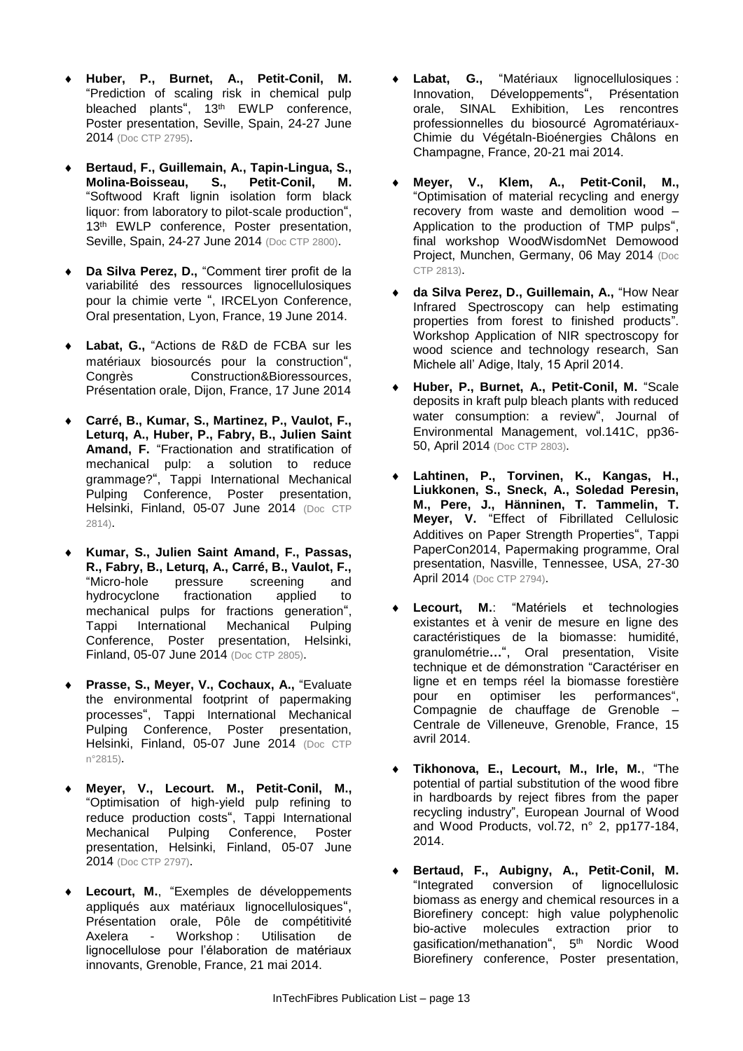- **Huber, P., Burnet, A., Petit-Conil, M.** "Prediction of scaling risk in chemical pulp bleached plants", 13th EWLP conference, Poster presentation, Seville, Spain, 24-27 June 2014 (Doc CTP 2795).

- **Bertaud, F., Guillemain, A., Tapin-Lingua, S., Molina-Boisseau, S., Petit-Conil, M.** "Softwood Kraft lignin isolation form black liquor: from laboratory to pilot-scale production", 13th EWLP conference, Poster presentation, Seville, Spain, 24-27 June 2014 (Doc CTP 2800).

- **Da Silva Perez, D.,** "Comment tirer profit de la variabilité des ressources lignocellulosiques pour la chimie verte ", IRCELyon Conference, Oral presentation, Lyon, France, 19 June 2014.

- **Labat, G.,** "Actions de R&D de FCBA sur les matériaux biosourcés pour la construction", Congrès Construction&Bioressources, Présentation orale, Dijon, France, 17 June 2014

- **Carré, B., Kumar, S., Martinez, P., Vaulot, F., Leturq, A., Huber, P., Fabry, B., Julien Saint Amand, F.** "Fractionation and stratification of mechanical pulp: a solution to reduce grammage?", Tappi International Mechanical Pulping Conference, Poster presentation, Helsinki, Finland, 05-07 June 2014 (Doc CTP 2814).

- **Kumar, S., Julien Saint Amand, F., Passas, R., Fabry, B., Leturq, A., Carré, B., Vaulot, F.,** "Micro-hole pressure screening and hydrocyclone fractionation applied to mechanical pulps for fractions generation", Tappi International Mechanical Pulping Conference, Poster presentation, Helsinki, Finland, 05-07 June 2014 (Doc CTP 2805).

- **Prasse, S., Meyer, V., Cochaux, A.,** "Evaluate the environmental footprint of papermaking processes", Tappi International Mechanical Pulping Conference, Poster presentation, Helsinki, Finland, 05-07 June 2014 (Doc CTP n°2815).

- **Meyer, V., Lecourt. M., Petit-Conil, M.,** "Optimisation of high-yield pulp refining to reduce production costs", Tappi International Mechanical Pulping Conference, Poster presentation, Helsinki, Finland, 05-07 June 2014 (Doc CTP 2797).

- **Lecourt, M.**, "Exemples de développements appliqués aux matériaux lignocellulosiques", Présentation orale, Pôle de compétitivité Axelera - Workshop : Utilisation de lignocellulose pour l'élaboration de matériaux innovants, Grenoble, France, 21 mai 2014.

- **Labat, G.,** "Matériaux lignocellulosiques : Innovation, Développements", Présentation orale, SINAL Exhibition, Les rencontres professionnelles du biosourcé Agromatériaux-Chimie du Végétaln-Bioénergies Châlons en Champagne, France, 20-21 mai 2014.

- **Meyer, V., Klem, A., Petit-Conil, M.,** "Optimisation of material recycling and energy recovery from waste and demolition wood – Application to the production of TMP pulps", final workshop WoodWisdomNet Demowood Project, Munchen, Germany, 06 May 2014 (Doc CTP 2813).

- **da Silva Perez, D., Guillemain, A.,** "How Near Infrared Spectroscopy can help estimating properties from forest to finished products". Workshop Application of NIR spectroscopy for wood science and technology research, San Michele all' Adige, Italy, 15 April 2014.

- **Huber, P., Burnet, A., Petit-Conil, M.** "Scale deposits in kraft pulp bleach plants with reduced water consumption: a review", Journal of Environmental Management, vol.141C, pp36-50, April 2014 (Doc CTP 2803).

- **Lahtinen, P., Torvinen, K., Kangas, H., Liukkonen, S., Sneck, A., Soledad Peresin, M., Pere, J., Hänninen, T. Tammelin, T. Meyer, V.** "Effect of Fibrillated Cellulosic Additives on Paper Strength Properties", Tappi PaperCon2014, Papermaking programme, Oral presentation, Nasville, Tennessee, USA, 27-30 April 2014 (Doc CTP 2794).

- **Lecourt, M.**: "Matériels et technologies existantes et à venir de mesure en ligne des caractéristiques de la biomasse: humidité, granulométrie…", Oral presentation, Visite technique et de démonstration "Caractériser en ligne et en temps réel la biomasse forestière pour en optimiser les performances", Compagnie de chauffage de Grenoble – Centrale de Villeneuve, Grenoble, France, 15 avril 2014.

- **Tikhonova, E., Lecourt, M., Irle, M.**, "The potential of partial substitution of the wood fibre in hardboards by reject fibres from the paper recycling industry", European Journal of Wood and Wood Products, vol.72, n° 2, pp177-184, 2014.

- **Bertaud, F., Aubigny, A., Petit-Conil, M.** "Integrated conversion of lignocellulosic biomass as energy and chemical resources in a Biorefinery concept: high value polyphenolic bio-active molecules extraction prior to gasification/methanation", 5th Nordic Wood Biorefinery conference, Poster presentation,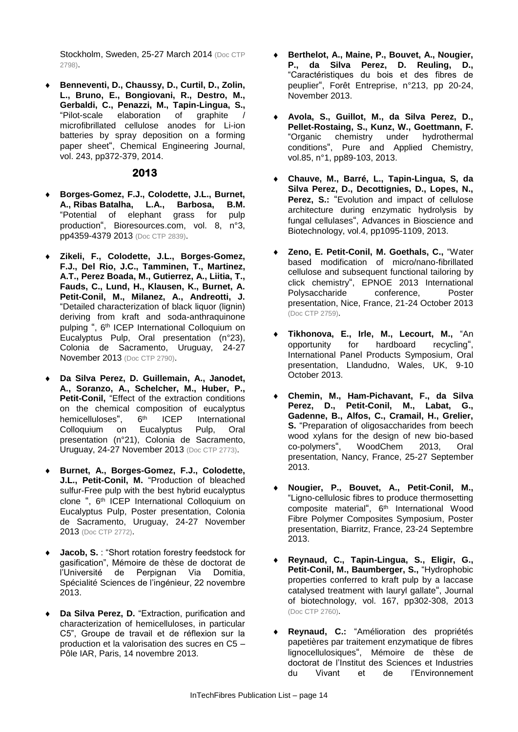Stockholm, Sweden, 25-27 March 2014 (Doc CTP 2798).

- **Benneventi, D., Chaussy, D., Curtil, D., Zolin, L., Bruno, E., Bongiovani, R., Destro, M., Gerbaldi, C., Penazzi, M., Tapin-Lingua, S.,** "Pilot-scale elaboration of graphite / microfibrillated cellulose anodes for Li-ion batteries by spray deposition on a forming paper sheet", Chemical Engineering Journal, vol. 243, pp372-379, 2014.

## 2013

- **Borges-Gomez, F.J., Colodette, J.L., Burnet, A., Ribas Batalha, L.A., Barbosa, B.M.** "Potential of elephant grass for pulp production", Bioresources.com, vol. 8, n°3, pp4359-4379 2013 (Doc CTP 2839).

- **Zikeli, F., Colodette, J.L., Borges-Gomez, F.J., Del Rio, J.C., Tamminen, T., Martinez, A.T., Perez Boada, M., Gutierrez, A., Liitia, T., Fauds, C., Lund, H., Klausen, K., Burnet, A. Petit-Conil, M., Milanez, A., Andreotti, J.** "Detailed characterization of black liquor (lignin) deriving from kraft and soda-anthraquinone pulping ", 6th ICEP International Colloquium on Eucalyptus Pulp, Oral presentation (n°23), Colonia de Sacramento, Uruguay, 24-27 November 2013 (Doc CTP 2790).

- **Da Silva Perez, D. Guillemain, A., Janodet, A., Soranzo, A., Schelcher, M., Huber, P., Petit-Conil,** "Effect of the extraction conditions on the chemical composition of eucalyptus hemicelluloses", 6th ICEP International Colloquium on Eucalyptus Pulp, Oral presentation (n°21), Colonia de Sacramento, Uruguay, 24-27 November 2013 (Doc CTP 2773).

- **Burnet, A., Borges-Gomez, F.J., Colodette, J.L., Petit-Conil, M.** "Production of bleached sulfur-Free pulp with the best hybrid eucalyptus clone ", 6th ICEP International Colloquium on Eucalyptus Pulp, Poster presentation, Colonia de Sacramento, Uruguay, 24-27 November 2013 (Doc CTP 2772).

- **Jacob, S.** : "Short rotation forestry feedstock for gasification", Mémoire de thèse de doctorat de l'Université de Perpignan Via Domitia, Spécialité Sciences de l'ingénieur, 22 novembre 2013.

- **Da Silva Perez, D.** "Extraction, purification and characterization of hemicelluloses, in particular C5", Groupe de travail et de réflexion sur la production et la valorisation des sucres en C5 – Pôle IAR, Paris, 14 novembre 2013.

- **Berthelot, A., Maine, P., Bouvet, A., Nougier, P., da Silva Perez, D. Reuling, D.,** "Caractéristiques du bois et des fibres de peuplier", Forêt Entreprise, n°213, pp 20-24, November 2013.

- **Avola, S., Guillot, M., da Silva Perez, D., Pellet-Rostaing, S., Kunz, W., Goettmann, F.** "Organic chemistry under hydrothermal conditions", Pure and Applied Chemistry, vol.85, n°1, pp89-103, 2013.

- **Chauve, M., Barré, L., Tapin-Lingua, S, da Silva Perez, D., Decottignies, D., Lopes, N., Perez, S.:** "Evolution and impact of cellulose architecture during enzymatic hydrolysis by fungal cellulases", Advances in Bioscience and Biotechnology, vol.4, pp1095-1109, 2013.

- **Zeno, E. Petit-Conil, M. Goethals, C.,** "Water based modification of micro/nano-fibrillated cellulose and subsequent functional tailoring by click chemistry", EPNOE 2013 International Polysaccharide conference, Poster presentation, Nice, France, 21-24 October 2013 (Doc CTP 2759).

- **Tikhonova, E., Irle, M., Lecourt, M.,** "An opportunity for hardboard recycling", International Panel Products Symposium, Oral presentation, Llandudno, Wales, UK, 9-10 October 2013.

- **Chemin, M., Ham-Pichavant, F., da Silva Perez, D., Petit-Conil, M., Labat, G., Gadenne, B., Alfos, C., Cramail, H., Grelier, S.** "Preparation of oligosaccharides from beech wood xylans for the design of new bio-based co-polymers", WoodChem 2013, Oral presentation, Nancy, France, 25-27 September 2013.

- **Nougier, P., Bouvet, A., Petit-Conil, M.,** "Ligno-cellulosic fibres to produce thermosetting composite material", 6th International Wood Fibre Polymer Composites Symposium, Poster presentation, Biarritz, France, 23-24 Septembre 2013.

- **Reynaud, C., Tapin-Lingua, S., Eligir, G., Petit-Conil, M., Baumberger, S.,** "Hydrophobic properties conferred to kraft pulp by a laccase catalysed treatment with lauryl gallate", Journal of biotechnology, vol. 167, pp302-308, 2013 (Doc CTP 2760).

- **Reynaud, C.:** "Amélioration des propriétés papetières par traitement enzymatique de fibres lignocellulosiques", Mémoire de thèse de doctorat de l'Institut des Sciences et Industries du Vivant et de l'Environnement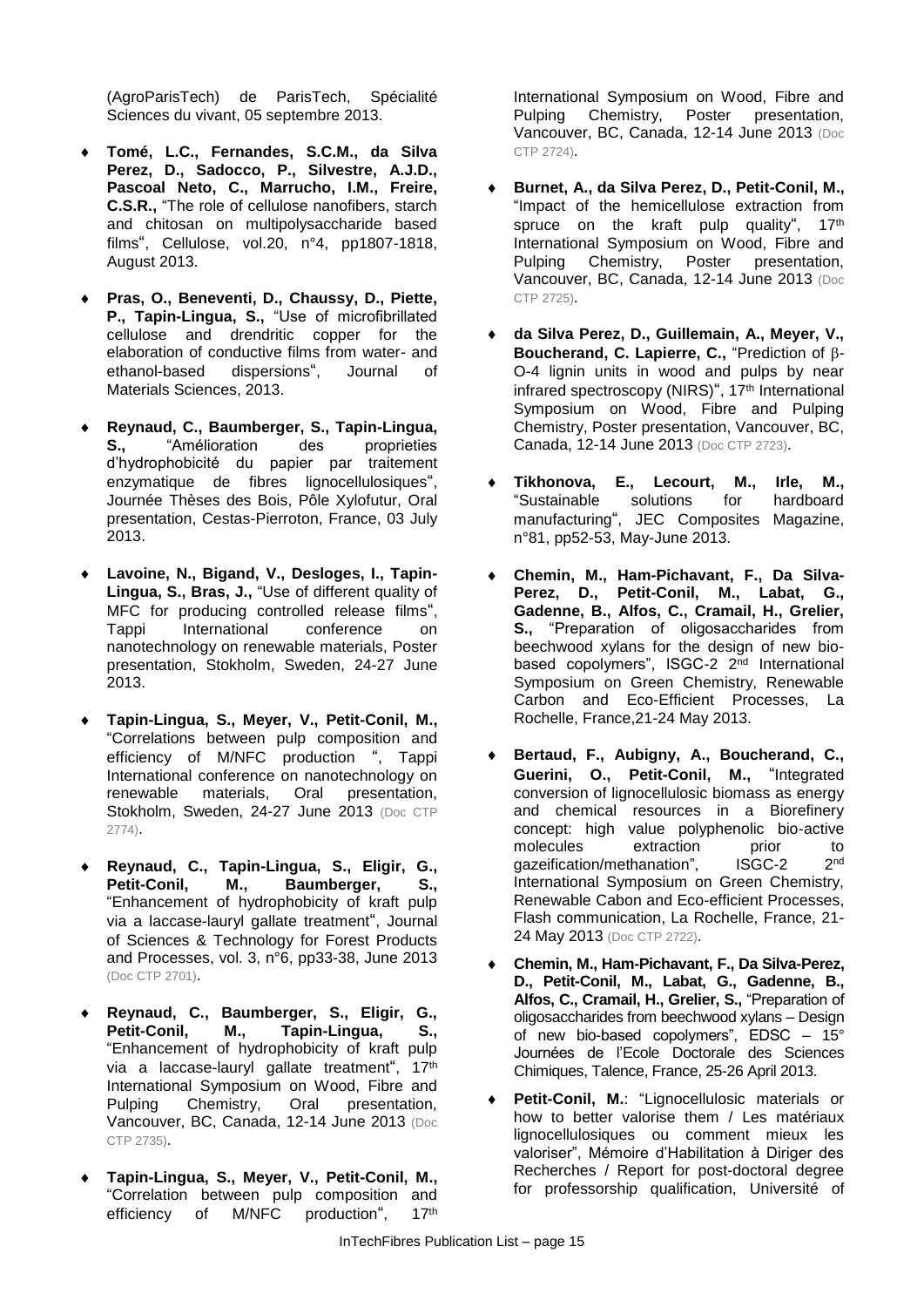(AgroParisTech) de ParisTech, Spécialité Sciences du vivant, 05 septembre 2013.

- **Tomé, L.C., Fernandes, S.C.M., da Silva Perez, D., Sadocco, P., Silvestre, A.J.D., Pascoal Neto, C., Marrucho, I.M., Freire, C.S.R.,** "The role of cellulose nanofibers, starch and chitosan on multipolysaccharide based films", Cellulose, vol.20, n°4, pp1807-1818, August 2013.

- **Pras, O., Beneventi, D., Chaussy, D., Piette, P., Tapin-Lingua, S.,** "Use of microfibrillated cellulose and drendritic copper for the elaboration of conductive films from water- and ethanol-based dispersions", Journal of Materials Sciences, 2013.

- **Reynaud, C., Baumberger, S., Tapin-Lingua, S.,** "Amélioration des proprieties d'hydrophobicité du papier par traitement enzymatique de fibres lignocellulosiques", Journée Thèses des Bois, Pôle Xylofutur, Oral presentation, Cestas-Pierroton, France, 03 July 2013.

- **Lavoine, N., Bigand, V., Desloges, I., Tapin-Lingua, S., Bras, J.,** "Use of different quality of MFC for producing controlled release films", Tappi International conference on nanotechnology on renewable materials, Poster presentation, Stokholm, Sweden, 24-27 June 2013.

- **Tapin-Lingua, S., Meyer, V., Petit-Conil, M.,** "Correlations between pulp composition and efficiency of M/NFC production ", Tappi International conference on nanotechnology on renewable materials, Oral presentation, Stokholm, Sweden, 24-27 June 2013 (Doc CTP 2774).

- **Reynaud, C., Tapin-Lingua, S., Eligir, G., Petit-Conil, M., Baumberger, S.,** "Enhancement of hydrophobicity of kraft pulp via a laccase-lauryl gallate treatment", Journal of Sciences & Technology for Forest Products and Processes, vol. 3, n°6, pp33-38, June 2013 (Doc CTP 2701).

- **Reynaud, C., Baumberger, S., Eligir, G., Petit-Conil, M., Tapin-Lingua, S.,** "Enhancement of hydrophobicity of kraft pulp via a laccase-lauryl gallate treatment", 17th International Symposium on Wood, Fibre and Pulping Chemistry, Oral presentation, Vancouver, BC, Canada, 12-14 June 2013 (Doc CTP 2735).

- **Tapin-Lingua, S., Meyer, V., Petit-Conil, M.,** "Correlation between pulp composition and efficiency of M/NFC production", 17th International Symposium on Wood, Fibre and Pulping Chemistry, Poster presentation, Vancouver, BC, Canada, 12-14 June 2013 (Doc CTP 2724).

- **Burnet, A., da Silva Perez, D., Petit-Conil, M.,** "Impact of the hemicellulose extraction from spruce on the kraft pulp quality", 17th International Symposium on Wood, Fibre and Pulping Chemistry, Poster presentation, Vancouver, BC, Canada, 12-14 June 2013 (Doc CTP 2725).

- **da Silva Perez, D., Guillemain, A., Meyer, V., Boucherand, C. Lapierre, C.,** "Prediction of β-O-4 lignin units in wood and pulps by near infrared spectroscopy (NIRS)", 17th International Symposium on Wood, Fibre and Pulping Chemistry, Poster presentation, Vancouver, BC, Canada, 12-14 June 2013 (Doc CTP 2723).

- **Tikhonova, E., Lecourt, M., Irle, M.,** "Sustainable solutions for hardboard manufacturing", JEC Composites Magazine, n°81, pp52-53, May-June 2013.

- **Chemin, M., Ham-Pichavant, F., Da Silva-Perez, D., Petit-Conil, M., Labat, G., Gadenne, B., Alfos, C., Cramail, H., Grelier, S.,** "Preparation of oligosaccharides from beechwood xylans for the design of new bio-based copolymers", ISGC-2 2nd International Symposium on Green Chemistry, Renewable Carbon and Eco-Efficient Processes, La Rochelle, France,21-24 May 2013.

- **Bertaud, F., Aubigny, A., Boucherand, C., Guerini, O., Petit-Conil, M.,** "Integrated conversion of lignocellulosic biomass as energy and chemical resources in a Biorefinery concept: high value polyphenolic bio-active molecules extraction prior to gazeification/methanation", ISGC-2 2nd International Symposium on Green Chemistry, Renewable Cabon and Eco-efficient Processes, Flash communication, La Rochelle, France, 21-24 May 2013 (Doc CTP 2722).

- **Chemin, M., Ham-Pichavant, F., Da Silva-Perez, D., Petit-Conil, M., Labat, G., Gadenne, B., Alfos, C., Cramail, H., Grelier, S.,** "Preparation of oligosaccharides from beechwood xylans – Design of new bio-based copolymers", EDSC – 15° Journées de l'Ecole Doctorale des Sciences Chimiques, Talence, France, 25-26 April 2013.

- **Petit-Conil, M.**: "Lignocellulosic materials or how to better valorise them / Les matériaux lignocellulosiques ou comment mieux les valoriser", Mémoire d'Habilitation à Diriger des Recherches / Report for post-doctoral degree for professorship qualification, Université of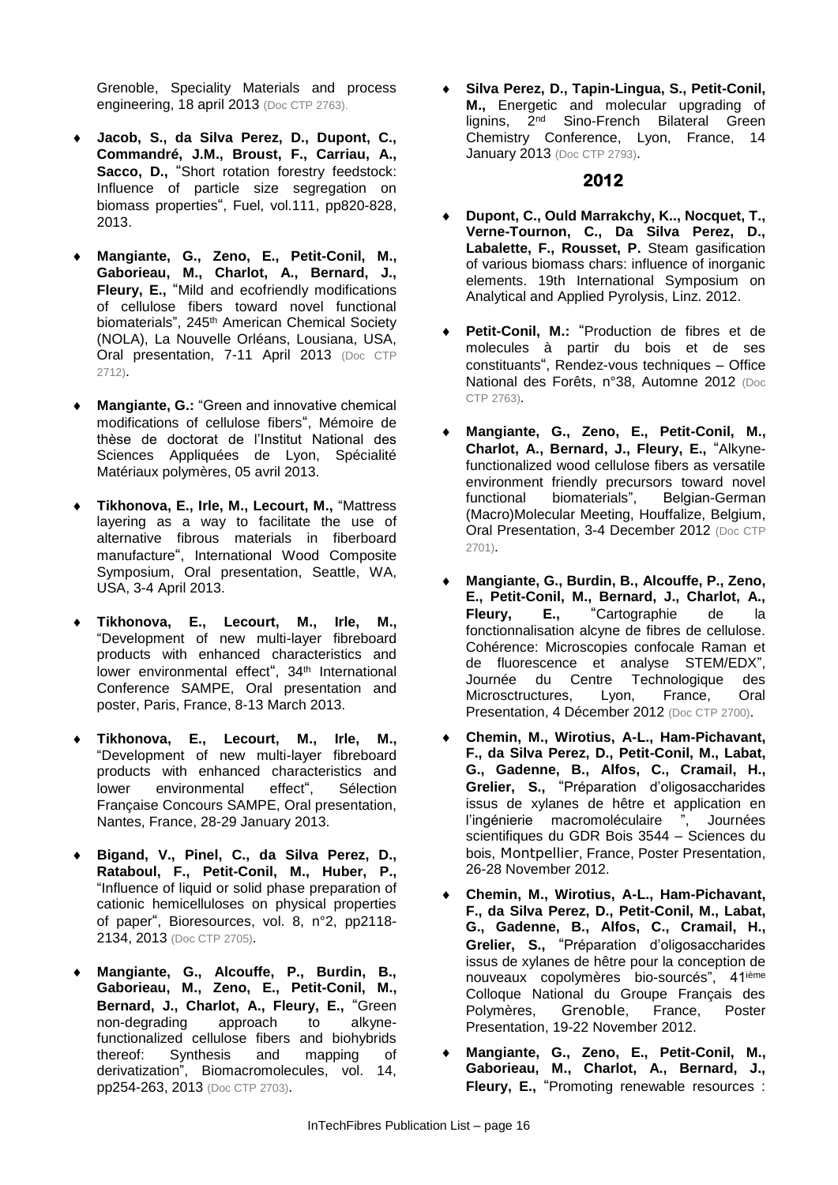Grenoble, Speciality Materials and process engineering, 18 april 2013 (Doc CTP 2763).

- **Jacob, S., da Silva Perez, D., Dupont, C., Commandré, J.M., Broust, F., Carriau, A., Sacco, D.,** "Short rotation forestry feedstock: Influence of particle size segregation on biomass properties", Fuel, vol.111, pp820-828, 2013.

- **Mangiante, G., Zeno, E., Petit-Conil, M., Gaborieau, M., Charlot, A., Bernard, J., Fleury, E.,** "Mild and ecofriendly modifications of cellulose fibers toward novel functional biomaterials", 245th American Chemical Society (NOLA), La Nouvelle Orléans, Lousiana, USA, Oral presentation, 7-11 April 2013 (Doc CTP 2712).

- **Mangiante, G.:** "Green and innovative chemical modifications of cellulose fibers", Mémoire de thèse de doctorat de l'Institut National des Sciences Appliquées de Lyon, Spécialité Matériaux polymères, 05 avril 2013.

- **Tikhonova, E., Irle, M., Lecourt, M.,** "Mattress layering as a way to facilitate the use of alternative fibrous materials in fiberboard manufacture", International Wood Composite Symposium, Oral presentation, Seattle, WA, USA, 3-4 April 2013.

- **Tikhonova, E., Lecourt, M., Irle, M.,** "Development of new multi-layer fibreboard products with enhanced characteristics and lower environmental effect", 34th International Conference SAMPE, Oral presentation and poster, Paris, France, 8-13 March 2013.

- **Tikhonova, E., Lecourt, M., Irle, M.,** "Development of new multi-layer fibreboard products with enhanced characteristics and lower environmental effect", Sélection Française Concours SAMPE, Oral presentation, Nantes, France, 28-29 January 2013.

- **Bigand, V., Pinel, C., da Silva Perez, D., Rataboul, F., Petit-Conil, M., Huber, P.,** "Influence of liquid or solid phase preparation of cationic hemicelluloses on physical properties of paper", Bioresources, vol. 8, n°2, pp2118-2134, 2013 (Doc CTP 2705).

- **Mangiante, G., Alcouffe, P., Burdin, B., Gaborieau, M., Zeno, E., Petit-Conil, M., Bernard, J., Charlot, A., Fleury, E.,** "Green non-degrading approach to alkyne-functionalized cellulose fibers and biohybrids thereof: Synthesis and mapping of derivatization", Biomacromolecules, vol. 14, pp254-263, 2013 (Doc CTP 2703).

- **Silva Perez, D., Tapin-Lingua, S., Petit-Conil, M.,** Energetic and molecular upgrading of lignins, 2nd Sino-French Bilateral Green Chemistry Conference, Lyon, France, 14 January 2013 (Doc CTP 2793).

## 2012

- **Dupont, C., Ould Marrakchy, K.., Nocquet, T., Verne-Tournon, C., Da Silva Perez, D., Labalette, F., Rousset, P.** Steam gasification of various biomass chars: influence of inorganic elements. 19th International Symposium on Analytical and Applied Pyrolysis, Linz. 2012.

- **Petit-Conil, M.:** "Production de fibres et de molecules à partir du bois et de ses constituants", Rendez-vous techniques – Office National des Forêts, n°38, Automne 2012 (Doc CTP 2763).

- **Mangiante, G., Zeno, E., Petit-Conil, M., Charlot, A., Bernard, J., Fleury, E.,** "Alkyne-functionalized wood cellulose fibers as versatile environment friendly precursors toward novel functional biomaterials", Belgian-German (Macro)Molecular Meeting, Houffalize, Belgium, Oral Presentation, 3-4 December 2012 (Doc CTP 2701).

- **Mangiante, G., Burdin, B., Alcouffe, P., Zeno, E., Petit-Conil, M., Bernard, J., Charlot, A., Fleury, E.,** "Cartographie de la fonctionnalisation alcyne de fibres de cellulose. Cohérence: Microscopies confocale Raman et de fluorescence et analyse STEM/EDX", Journée du Centre Technologique des Microsctructures, Lyon, France, Oral Presentation, 4 Décember 2012 (Doc CTP 2700).

- **Chemin, M., Wirotius, A-L., Ham-Pichavant, F., da Silva Perez, D., Petit-Conil, M., Labat, G., Gadenne, B., Alfos, C., Cramail, H., Grelier, S.,** "Préparation d'oligosaccharides issus de xylanes de hêtre et application en l'ingénierie macromoléculaire ", Journées scientifiques du GDR Bois 3544 – Sciences du bois, Montpellier, France, Poster Presentation, 26-28 November 2012.

- **Chemin, M., Wirotius, A-L., Ham-Pichavant, F., da Silva Perez, D., Petit-Conil, M., Labat, G., Gadenne, B., Alfos, C., Cramail, H., Grelier, S.,** "Préparation d'oligosaccharides issus de xylanes de hêtre pour la conception de nouveaux copolymères bio-sourcés", 41ième Colloque National du Groupe Français des Polymères, Grenoble, France, Poster Presentation, 19-22 November 2012.

- **Mangiante, G., Zeno, E., Petit-Conil, M., Gaborieau, M., Charlot, A., Bernard, J., Fleury, E.,** "Promoting renewable resources :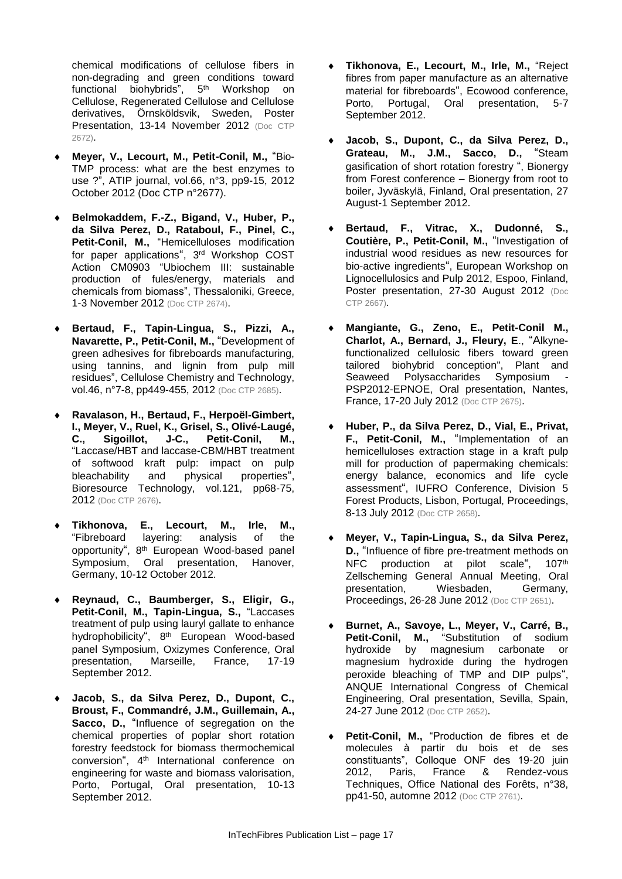chemical modifications of cellulose fibers in non-degrading and green conditions toward functional biohybrids", 5th Workshop on Cellulose, Regenerated Cellulose and Cellulose derivatives, Örnsköldsvik, Sweden, Poster Presentation, 13-14 November 2012 (Doc CTP 2672).

- **Meyer, V., Lecourt, M., Petit-Conil, M.,** "Bio-TMP process: what are the best enzymes to use ?", ATIP journal, vol.66, n°3, pp9-15, 2012 October 2012 (Doc CTP n°2677).

- **Belmokaddem, F.-Z., Bigand, V., Huber, P., da Silva Perez, D., Rataboul, F., Pinel, C., Petit-Conil, M.,** "Hemicelluloses modification for paper applications", 3rd Workshop COST Action CM0903 "Ubiochem III: sustainable production of fules/energy, materials and chemicals from biomass", Thessaloniki, Greece, 1-3 November 2012 (Doc CTP 2674).

- **Bertaud, F., Tapin-Lingua, S., Pizzi, A., Navarette, P., Petit-Conil, M.,** "Development of green adhesives for fibreboards manufacturing, using tannins, and lignin from pulp mill residues", Cellulose Chemistry and Technology, vol.46, n°7-8, pp449-455, 2012 (Doc CTP 2685).

- **Ravalason, H., Bertaud, F., Herpoël-Gimbert, I., Meyer, V., Ruel, K., Grisel, S., Olivé-Laugé, C., Sigoillot, J-C., Petit-Conil, M.,** "Laccase/HBT and laccase-CBM/HBT treatment of softwood kraft pulp: impact on pulp bleachability and physical properties", Bioresource Technology, vol.121, pp68-75, 2012 (Doc CTP 2676).

- **Tikhonova, E., Lecourt, M., Irle, M.,** "Fibreboard layering: analysis of the opportunity", 8th European Wood-based panel Symposium, Oral presentation, Hanover, Germany, 10-12 October 2012.

- **Reynaud, C., Baumberger, S., Eligir, G., Petit-Conil, M., Tapin-Lingua, S.,** "Laccases treatment of pulp using lauryl gallate to enhance hydrophobilicity", 8th European Wood-based panel Symposium, Oxizymes Conference, Oral presentation, Marseille, France, 17-19 September 2012.

- **Jacob, S., da Silva Perez, D., Dupont, C., Broust, F., Commandré, J.M., Guillemain, A., Sacco, D.,** "Influence of segregation on the chemical properties of poplar short rotation forestry feedstock for biomass thermochemical conversion", 4th International conference on engineering for waste and biomass valorisation, Porto, Portugal, Oral presentation, 10-13 September 2012.

- **Tikhonova, E., Lecourt, M., Irle, M.,** "Reject fibres from paper manufacture as an alternative material for fibreboards", Ecowood conference, Porto, Portugal, Oral presentation, 5-7 September 2012.

- **Jacob, S., Dupont, C., da Silva Perez, D., Grateau, M., J.M., Sacco, D.,** "Steam gasification of short rotation forestry ", Bionergy from Forest conference – Bionergy from root to boiler, Jyväskylä, Finland, Oral presentation, 27 August-1 September 2012.

- **Bertaud, F., Vitrac, X., Dudonné, S., Coutière, P., Petit-Conil, M.,** "Investigation of industrial wood residues as new resources for bio-active ingredients", European Workshop on Lignocellulosics and Pulp 2012, Espoo, Finland, Poster presentation, 27-30 August 2012 (Doc CTP 2667).

- **Mangiante, G., Zeno, E., Petit-Conil M., Charlot, A., Bernard, J., Fleury, E**., "Alkyne-functionalized cellulosic fibers toward green tailored biohybrid conception", Plant and Seaweed Polysaccharides Symposium - PSP2012-EPNOE, Oral presentation, Nantes, France, 17-20 July 2012 (Doc CTP 2675).

- **Huber, P., da Silva Perez, D., Vial, E., Privat, F., Petit-Conil, M.,** "Implementation of an hemicelluloses extraction stage in a kraft pulp mill for production of papermaking chemicals: energy balance, economics and life cycle assessment", IUFRO Conference, Division 5 Forest Products, Lisbon, Portugal, Proceedings, 8-13 July 2012 (Doc CTP 2658).

- **Meyer, V., Tapin-Lingua, S., da Silva Perez, D.,** "Influence of fibre pre-treatment methods on NFC production at pilot scale", 107th Zellscheming General Annual Meeting, Oral presentation, Wiesbaden, Germany, Proceedings, 26-28 June 2012 (Doc CTP 2651).

- **Burnet, A., Savoye, L., Meyer, V., Carré, B., Petit-Conil, M.,** "Substitution of sodium hydroxide by magnesium carbonate or magnesium hydroxide during the hydrogen peroxide bleaching of TMP and DIP pulps", ANQUE International Congress of Chemical Engineering, Oral presentation, Sevilla, Spain, 24-27 June 2012 (Doc CTP 2652).

- **Petit-Conil, M.,** "Production de fibres et de molecules à partir du bois et de ses constituants", Colloque ONF des 19-20 juin 2012, Paris, France & Rendez-vous Techniques, Office National des Forêts, n°38, pp41-50, automne 2012 (Doc CTP 2761).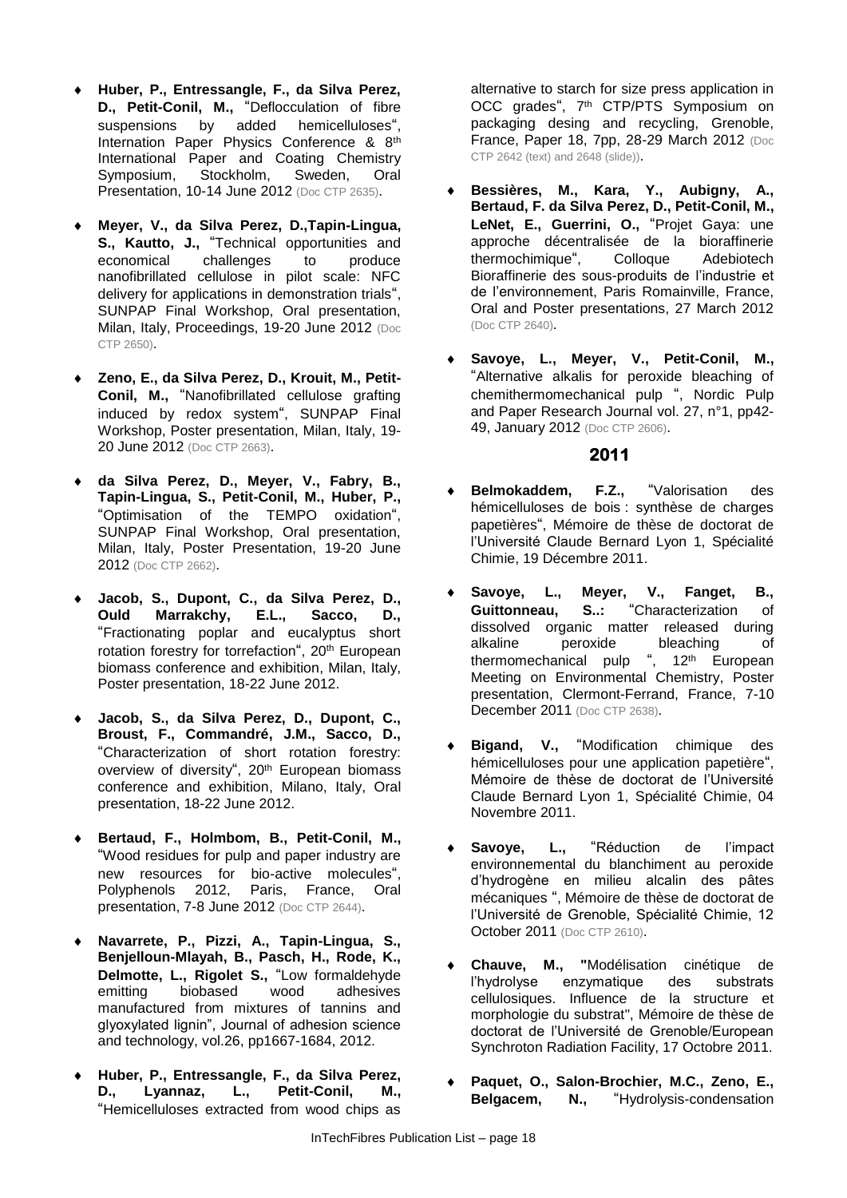- **Huber, P., Entressangle, F., da Silva Perez, D., Petit-Conil, M.,** "Deflocculation of fibre suspensions by added hemicelluloses", Internation Paper Physics Conference & 8th International Paper and Coating Chemistry Symposium, Stockholm, Sweden, Oral Presentation, 10-14 June 2012 (Doc CTP 2635).

- **Meyer, V., da Silva Perez, D.,Tapin-Lingua, S., Kautto, J.,** "Technical opportunities and economical challenges to produce nanofibrillated cellulose in pilot scale: NFC delivery for applications in demonstration trials", SUNPAP Final Workshop, Oral presentation, Milan, Italy, Proceedings, 19-20 June 2012 (Doc CTP 2650).

- **Zeno, E., da Silva Perez, D., Krouit, M., Petit-Conil, M.,** "Nanofibrillated cellulose grafting induced by redox system", SUNPAP Final Workshop, Poster presentation, Milan, Italy, 19-20 June 2012 (Doc CTP 2663).

- **da Silva Perez, D., Meyer, V., Fabry, B., Tapin-Lingua, S., Petit-Conil, M., Huber, P.,** "Optimisation of the TEMPO oxidation", SUNPAP Final Workshop, Oral presentation, Milan, Italy, Poster Presentation, 19-20 June 2012 (Doc CTP 2662).

- **Jacob, S., Dupont, C., da Silva Perez, D., Ould Marrakchy, E.L., Sacco, D.,** "Fractionating poplar and eucalyptus short rotation forestry for torrefaction", 20th European biomass conference and exhibition, Milan, Italy, Poster presentation, 18-22 June 2012.

- **Jacob, S., da Silva Perez, D., Dupont, C., Broust, F., Commandré, J.M., Sacco, D.,** "Characterization of short rotation forestry: overview of diversity", 20th European biomass conference and exhibition, Milano, Italy, Oral presentation, 18-22 June 2012.

- **Bertaud, F., Holmbom, B., Petit-Conil, M.,** "Wood residues for pulp and paper industry are new resources for bio-active molecules", Polyphenols 2012, Paris, France, Oral presentation, 7-8 June 2012 (Doc CTP 2644).

- **Navarrete, P., Pizzi, A., Tapin-Lingua, S., Benjelloun-Mlayah, B., Pasch, H., Rode, K., Delmotte, L., Rigolet S.,** "Low formaldehyde emitting biobased wood adhesives manufactured from mixtures of tannins and glyoxylated lignin", Journal of adhesion science and technology, vol.26, pp1667-1684, 2012.

- **Huber, P., Entressangle, F., da Silva Perez, D., Lyannaz, L., Petit-Conil, M.,** "Hemicelluloses extracted from wood chips as alternative to starch for size press application in OCC grades", 7th CTP/PTS Symposium on packaging desing and recycling, Grenoble, France, Paper 18, 7pp, 28-29 March 2012 (Doc CTP 2642 (text) and 2648 (slide)).

- **Bessières, M., Kara, Y., Aubigny, A., Bertaud, F. da Silva Perez, D., Petit-Conil, M., LeNet, E., Guerrini, O.,** "Projet Gaya: une approche décentralisée de la bioraffinerie thermochimique", Colloque Adebiotech Bioraffinerie des sous-produits de l'industrie et de l'environnement, Paris Romainville, France, Oral and Poster presentations, 27 March 2012 (Doc CTP 2640).

- **Savoye, L., Meyer, V., Petit-Conil, M.,** "Alternative alkalis for peroxide bleaching of chemithermomechanical pulp ", Nordic Pulp and Paper Research Journal vol. 27, n°1, pp42-49, January 2012 (Doc CTP 2606).

## 2011

- **Belmokaddem, F.Z.,** "Valorisation des hémicelluloses de bois : synthèse de charges papetières", Mémoire de thèse de doctorat de l'Université Claude Bernard Lyon 1, Spécialité Chimie, 19 Décembre 2011.

- **Savoye, L., Meyer, V., Fanget, B., Guittonneau, S..:** "Characterization of dissolved organic matter released during alkaline peroxide bleaching of thermomechanical pulp ", 12th European Meeting on Environmental Chemistry, Poster presentation, Clermont-Ferrand, France, 7-10 December 2011 (Doc CTP 2638).

- **Bigand, V.,** "Modification chimique des hémicelluloses pour une application papetière", Mémoire de thèse de doctorat de l'Université Claude Bernard Lyon 1, Spécialité Chimie, 04 Novembre 2011.

- **Savoye, L.,** "Réduction de l'impact environnemental du blanchiment au peroxide d'hydrogène en milieu alcalin des pâtes mécaniques ", Mémoire de thèse de doctorat de l'Université de Grenoble, Spécialité Chimie, 12 October 2011 (Doc CTP 2610).

- **Chauve, M., "**Modélisation cinétique de l'hydrolyse enzymatique des substrats cellulosiques. Influence de la structure et morphologie du substrat", Mémoire de thèse de doctorat de l'Université de Grenoble/European Synchroton Radiation Facility, 17 Octobre 2011.

- **Paquet, O., Salon-Brochier, M.C., Zeno, E., Belgacem, N.,** "Hydrolysis-condensation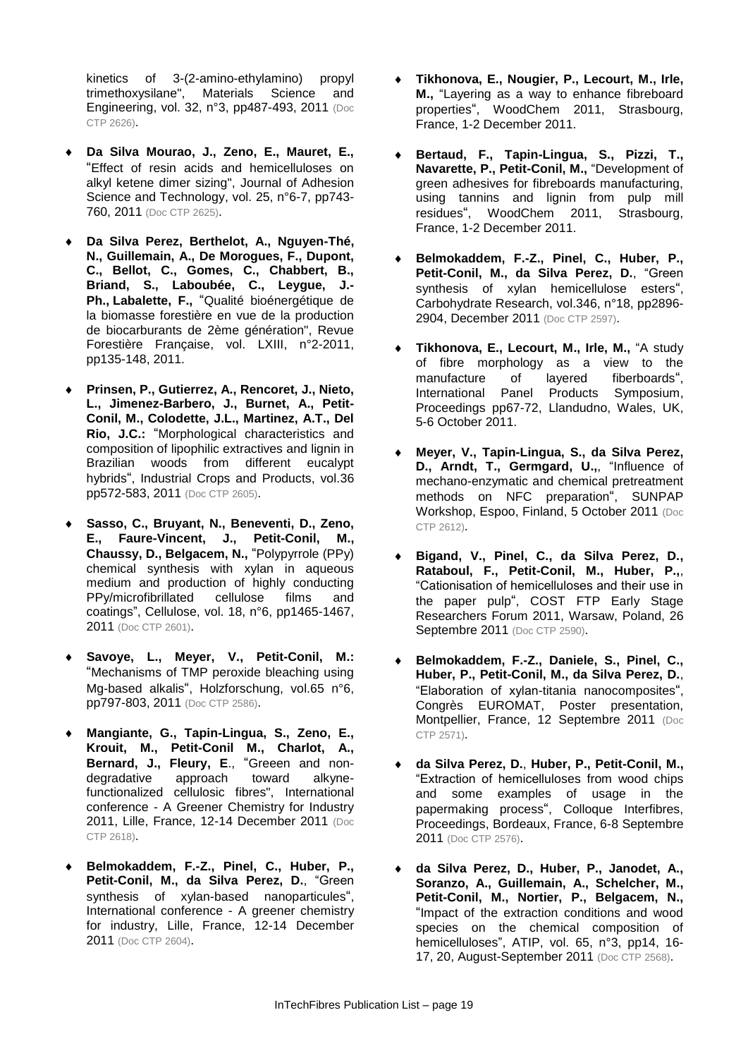kinetics of 3-(2-amino-ethylamino) propyl trimethoxysilane", Materials Science and Engineering, vol. 32, n°3, pp487-493, 2011 (Doc CTP 2626).

- **Da Silva Mourao, J., Zeno, E., Mauret, E.,** "Effect of resin acids and hemicelluloses on alkyl ketene dimer sizing", Journal of Adhesion Science and Technology, vol. 25, n°6-7, pp743-760, 2011 (Doc CTP 2625).

- **Da Silva Perez, Berthelot, A., Nguyen-Thé, N., Guillemain, A., De Morogues, F., Dupont, C., Bellot, C., Gomes, C., Chabbert, B., Briand, S., Laboubée, C., Leygue, J.-Ph., Labalette, F.,** "Qualité bioénergétique de la biomasse forestière en vue de la production de biocarburants de 2ème génération", Revue Forestière Française, vol. LXIII, n°2-2011, pp135-148, 2011.

- **Prinsen, P., Gutierrez, A., Rencoret, J., Nieto, L., Jimenez-Barbero, J., Burnet, A., Petit-Conil, M., Colodette, J.L., Martinez, A.T., Del Rio, J.C.:** "Morphological characteristics and composition of lipophilic extractives and lignin in Brazilian woods from different eucalypt hybrids", Industrial Crops and Products, vol.36 pp572-583, 2011 (Doc CTP 2605).

- **Sasso, C., Bruyant, N., Beneventi, D., Zeno, E., Faure-Vincent, J., Petit-Conil, M., Chaussy, D., Belgacem, N.,** "Polypyrrole (PPy) chemical synthesis with xylan in aqueous medium and production of highly conducting PPy/microfibrillated cellulose films and coatings", Cellulose, vol. 18, n°6, pp1465-1467, 2011 (Doc CTP 2601).

- **Savoye, L., Meyer, V., Petit-Conil, M.:** "Mechanisms of TMP peroxide bleaching using Mg-based alkalis", Holzforschung, vol.65 n°6, pp797-803, 2011 (Doc CTP 2586).

- **Mangiante, G., Tapin-Lingua, S., Zeno, E., Krouit, M., Petit-Conil M., Charlot, A., Bernard, J., Fleury, E**., "Greeen and non-degradative approach toward alkyne-functionalized cellulosic fibres", International conference - A Greener Chemistry for Industry 2011, Lille, France, 12-14 December 2011 (Doc CTP 2618).

- **Belmokaddem, F.-Z., Pinel, C., Huber, P., Petit-Conil, M., da Silva Perez, D.**, "Green synthesis of xylan-based nanoparticules", International conference - A greener chemistry for industry, Lille, France, 12-14 December 2011 (Doc CTP 2604).

- **Tikhonova, E., Nougier, P., Lecourt, M., Irle, M.,** "Layering as a way to enhance fibreboard properties", WoodChem 2011, Strasbourg, France, 1-2 December 2011.

- **Bertaud, F., Tapin-Lingua, S., Pizzi, T., Navarette, P., Petit-Conil, M.,** "Development of green adhesives for fibreboards manufacturing, using tannins and lignin from pulp mill residues", WoodChem 2011, Strasbourg, France, 1-2 December 2011.

- **Belmokaddem, F.-Z., Pinel, C., Huber, P., Petit-Conil, M., da Silva Perez, D.**, "Green synthesis of xylan hemicellulose esters", Carbohydrate Research, vol.346, n°18, pp2896-2904, December 2011 (Doc CTP 2597).

- **Tikhonova, E., Lecourt, M., Irle, M.,** "A study of fibre morphology as a view to the manufacture of layered fiberboards", International Panel Products Symposium, Proceedings pp67-72, Llandudno, Wales, UK, 5-6 October 2011.

- **Meyer, V., Tapin-Lingua, S., da Silva Perez, D., Arndt, T., Germgard, U.,**, "Influence of mechano-enzymatic and chemical pretreatment methods on NFC preparation", SUNPAP Workshop, Espoo, Finland, 5 October 2011 (Doc CTP 2612).

- **Bigand, V., Pinel, C., da Silva Perez, D., Rataboul, F., Petit-Conil, M., Huber, P.,**, "Cationisation of hemicelluloses and their use in the paper pulp", COST FTP Early Stage Researchers Forum 2011, Warsaw, Poland, 26 Septembre 2011 (Doc CTP 2590).

- **Belmokaddem, F.-Z., Daniele, S., Pinel, C., Huber, P., Petit-Conil, M., da Silva Perez, D.**, "Elaboration of xylan-titania nanocomposites", Congrès EUROMAT, Poster presentation, Montpellier, France, 12 Septembre 2011 (Doc CTP 2571).

- **da Silva Perez, D.**, **Huber, P., Petit-Conil, M.,** "Extraction of hemicelluloses from wood chips and some examples of usage in the papermaking process", Colloque Interfibres, Proceedings, Bordeaux, France, 6-8 Septembre 2011 (Doc CTP 2576).

- **da Silva Perez, D., Huber, P., Janodet, A., Soranzo, A., Guillemain, A., Schelcher, M., Petit-Conil, M., Nortier, P., Belgacem, N.,** "Impact of the extraction conditions and wood species on the chemical composition of hemicelluloses", ATIP, vol. 65, n°3, pp14, 16-17, 20, August-September 2011 (Doc CTP 2568).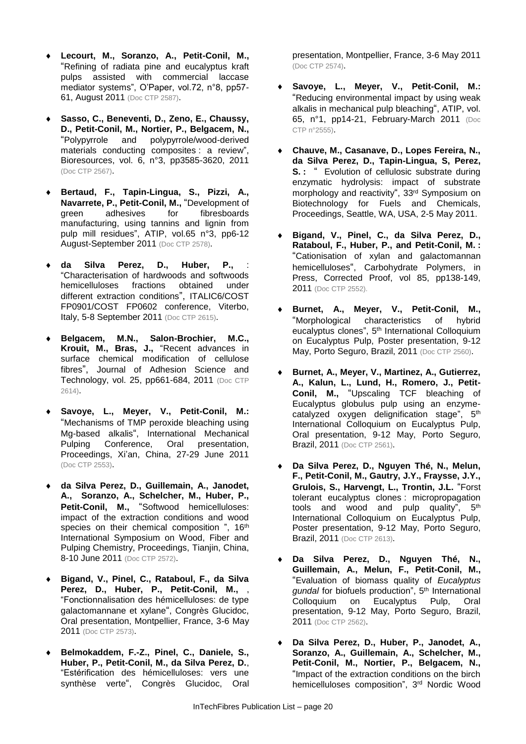- **Lecourt, M., Soranzo, A., Petit-Conil, M.,** "Refining of radiata pine and eucalyptus kraft pulps assisted with commercial laccase mediator systems", O'Paper, vol.72, n°8, pp57-61, August 2011 (Doc CTP 2587).

- **Sasso, C., Beneventi, D., Zeno, E., Chaussy, D., Petit-Conil, M., Nortier, P., Belgacem, N.,** "Polypyrrole and polypyrrole/wood-derived materials conducting composites : a review", Bioresources, vol. 6, n°3, pp3585-3620, 2011 (Doc CTP 2567).

- **Bertaud, F., Tapin-Lingua, S., Pizzi, A., Navarrete, P., Petit-Conil, M.,** "Development of green adhesives for fibresboards manufacturing, using tannins and lignin from pulp mill residues", ATIP, vol.65 n°3, pp6-12 August-September 2011 (Doc CTP 2578).

- **da Silva Perez, D., Huber, P.,** : "Characterisation of hardwoods and softwoods hemicelluloses fractions obtained under different extraction conditions", ITALIC6/COST FP0901/COST FP0602 conference, Viterbo, Italy, 5-8 September 2011 (Doc CTP 2615).

- **Belgacem, M.N., Salon-Brochier, M.C., Krouit, M., Bras, J.,** "Recent advances in surface chemical modification of cellulose fibres", Journal of Adhesion Science and Technology, vol. 25, pp661-684, 2011 (Doc CTP 2614).

- **Savoye, L., Meyer, V., Petit-Conil, M.:** "Mechanisms of TMP peroxide bleaching using Mg-based alkalis", International Mechanical Pulping Conference, Oral presentation, Proceedings, Xi'an, China, 27-29 June 2011 (Doc CTP 2553).

- **da Silva Perez, D., Guillemain, A., Janodet, A., Soranzo, A., Schelcher, M., Huber, P., Petit-Conil, M.,** "Softwood hemicelluloses: impact of the extraction conditions and wood species on their chemical composition ", 16th International Symposium on Wood, Fiber and Pulping Chemistry, Proceedings, Tianjin, China, 8-10 June 2011 (Doc CTP 2572).

- **Bigand, V., Pinel, C., Rataboul, F., da Silva Perez, D., Huber, P., Petit-Conil, M.,** , "Fonctionnalisation des hémicelluloses: de type galactomannane et xylane", Congrès Glucidoc, Oral presentation, Montpellier, France, 3-6 May 2011 (Doc CTP 2573).

- **Belmokaddem, F.-Z., Pinel, C., Daniele, S., Huber, P., Petit-Conil, M., da Silva Perez, D.**, "Estérification des hémicelluloses: vers une synthèse verte", Congrès Glucidoc, Oral presentation, Montpellier, France, 3-6 May 2011 (Doc CTP 2574).

- **Savoye, L., Meyer, V., Petit-Conil, M.:** "Reducing environmental impact by using weak alkalis in mechanical pulp bleaching", ATIP, vol. 65, n°1, pp14-21, February-March 2011 (Doc CTP n°2555).

- **Chauve, M., Casanave, D., Lopes Fereira, N., da Silva Perez, D., Tapin-Lingua, S, Perez, S. :** " Evolution of cellulosic substrate during enzymatic hydrolysis: impact of substrate morphology and reactivity", 33rd Symposium on Biotechnology for Fuels and Chemicals, Proceedings, Seattle, WA, USA, 2-5 May 2011.

- **Bigand, V., Pinel, C., da Silva Perez, D., Rataboul, F., Huber, P., and Petit-Conil, M. :** "Cationisation of xylan and galactomannan hemicelluloses", Carbohydrate Polymers, in Press, Corrected Proof, vol 85, pp138-149, 2011 (Doc CTP 2552).

- **Burnet, A., Meyer, V., Petit-Conil, M.,** "Morphological characteristics of hybrid eucalyptus clones", 5th International Colloquium on Eucalyptus Pulp, Poster presentation, 9-12 May, Porto Seguro, Brazil, 2011 (Doc CTP 2560).

- **Burnet, A., Meyer, V., Martinez, A., Gutierrez, A., Kalun, L., Lund, H., Romero, J., Petit-Conil, M.,** "Upscaling TCF bleaching of Eucalyptus globulus pulp using an enzyme-catalyzed oxygen delignification stage", 5th International Colloquium on Eucalyptus Pulp, Oral presentation, 9-12 May, Porto Seguro, Brazil, 2011 (Doc CTP 2561).

- **Da Silva Perez, D., Nguyen Thé, N., Melun, F., Petit-Conil, M., Gautry, J.Y., Fraysse, J.Y., Grulois, S., Harvengt, L., Trontin, J.L.** "Forst tolerant eucalyptus clones : micropropagation tools and wood and pulp quality", 5th International Colloquium on Eucalyptus Pulp, Poster presentation, 9-12 May, Porto Seguro, Brazil, 2011 (Doc CTP 2613).

- **Da Silva Perez, D., Nguyen Thé, N., Guillemain, A., Melun, F., Petit-Conil, M.,** "Evaluation of biomass quality of *Eucalyptus gundal* for biofuels production", 5th International Colloquium on Eucalyptus Pulp, Oral presentation, 9-12 May, Porto Seguro, Brazil, 2011 (Doc CTP 2562).

- **Da Silva Perez, D., Huber, P., Janodet, A., Soranzo, A., Guillemain, A., Schelcher, M., Petit-Conil, M., Nortier, P., Belgacem, N.,** "Impact of the extraction conditions on the birch hemicelluloses composition", 3rd Nordic Wood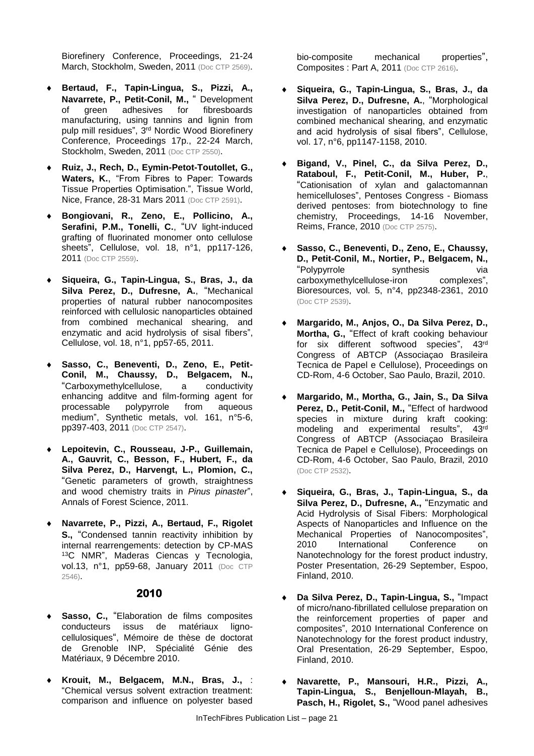Biorefinery Conference, Proceedings, 21-24 March, Stockholm, Sweden, 2011 (Doc CTP 2569).

- **Bertaud, F., Tapin-Lingua, S., Pizzi, A., Navarrete, P., Petit-Conil, M.,** " Development of green adhesives for fibresboards manufacturing, using tannins and lignin from pulp mill residues", 3rd Nordic Wood Biorefinery Conference, Proceedings 17p., 22-24 March, Stockholm, Sweden, 2011 (Doc CTP 2550).

- **Ruiz, J., Rech, D., Eymin-Petot-Toutollet, G., Waters, K.**, "From Fibres to Paper: Towards Tissue Properties Optimisation.", Tissue World, Nice, France, 28-31 Mars 2011 (Doc CTP 2591).

- **Bongiovani, R., Zeno, E., Pollicino, A., Serafini, P.M., Tonelli, C.**, "UV light-induced grafting of fluorinated monomer onto cellulose sheets", Cellulose, vol. 18, n°1, pp117-126, 2011 (Doc CTP 2559).

- **Siqueira, G., Tapin-Lingua, S., Bras, J., da Silva Perez, D., Dufresne, A.**, "Mechanical properties of natural rubber nanocomposites reinforced with cellulosic nanoparticles obtained from combined mechanical shearing, and enzymatic and acid hydrolysis of sisal fibers", Cellulose, vol. 18, n°1, pp57-65, 2011.

- **Sasso, C., Beneventi, D., Zeno, E., Petit-Conil, M., Chaussy, D., Belgacem, N.,** "Carboxymethylcellulose, a conductivity enhancing additve and film-forming agent for processable polypyrrole from aqueous medium", Synthetic metals, vol. 161, n°5-6, pp397-403, 2011 (Doc CTP 2547).

- **Lepoitevin, C., Rousseau, J-P., Guillemain, A., Gauvrit, C., Besson, F., Hubert, F., da Silva Perez, D., Harvengt, L., Plomion, C.,** "Genetic parameters of growth, straightness and wood chemistry traits in *Pinus pinaster*", Annals of Forest Science, 2011.

- **Navarrete, P., Pizzi, A., Bertaud, F., Rigolet S.,** "Condensed tannin reactivity inhibition by internal rearrengements: detection by CP-MAS $^{13}$C NMR", Maderas Ciencas y Tecnologia, vol.13, n°1, pp59-68, January 2011 (Doc CTP 2546).

## 2010

- **Sasso, C.,** "Elaboration de films composites conducteurs issus de matériaux ligno-cellulosiques", Mémoire de thèse de doctorat de Grenoble INP, Spécialité Génie des Matériaux, 9 Décembre 2010.

- **Krouit, M., Belgacem, M.N., Bras, J.,** : "Chemical versus solvent extraction treatment: comparison and influence on polyester based bio-composite mechanical properties", Composites : Part A, 2011 (Doc CTP 2616).

- **Siqueira, G., Tapin-Lingua, S., Bras, J., da Silva Perez, D., Dufresne, A.**, "Morphological investigation of nanoparticles obtained from combined mechanical shearing, and enzymatic and acid hydrolysis of sisal fibers", Cellulose, vol. 17, n°6, pp1147-1158, 2010.

- **Bigand, V., Pinel, C., da Silva Perez, D., Rataboul, F., Petit-Conil, M., Huber, P.**, "Cationisation of xylan and galactomannan hemicelluloses", Pentoses Congress - Biomass derived pentoses: from biotechnology to fine chemistry, Proceedings, 14-16 November, Reims, France, 2010 (Doc CTP 2575).

- **Sasso, C., Beneventi, D., Zeno, E., Chaussy, D., Petit-Conil, M., Nortier, P., Belgacem, N.,** "Polypyrrole synthesis via carboxymethylcellulose-iron complexes", Bioresources, vol. 5, n°4, pp2348-2361, 2010 (Doc CTP 2539).

- **Margarido, M., Anjos, O., Da Silva Perez, D., Mortha, G.,** "Effect of kraft cooking behaviour for six different softwood species", 43rd Congress of ABTCP (Associaçao Brasileira Tecnica de Papel e Cellulose), Proceedings on CD-Rom, 4-6 October, Sao Paulo, Brazil, 2010.

- **Margarido, M., Mortha, G., Jain, S., Da Silva Perez, D., Petit-Conil, M.,** "Effect of hardwood species in mixture during kraft cooking: modeling and experimental results", 43rd Congress of ABTCP (Associaçao Brasileira Tecnica de Papel e Cellulose), Proceedings on CD-Rom, 4-6 October, Sao Paulo, Brazil, 2010 (Doc CTP 2532).

- **Siqueira, G., Bras, J., Tapin-Lingua, S., da Silva Perez, D., Dufresne, A.,** "Enzymatic and Acid Hydrolysis of Sisal Fibers: Morphological Aspects of Nanoparticles and Influence on the Mechanical Properties of Nanocomposites", 2010 International Conference on Nanotechnology for the forest product industry, Poster Presentation, 26-29 September, Espoo, Finland, 2010.

- **Da Silva Perez, D., Tapin-Lingua, S.,** "Impact of micro/nano-fibrillated cellulose preparation on the reinforcement properties of paper and composites", 2010 International Conference on Nanotechnology for the forest product industry, Oral Presentation, 26-29 September, Espoo, Finland, 2010.

- **Navarette, P., Mansouri, H.R., Pizzi, A., Tapin-Lingua, S., Benjelloun-Mlayah, B., Pasch, H., Rigolet, S.,** "Wood panel adhesives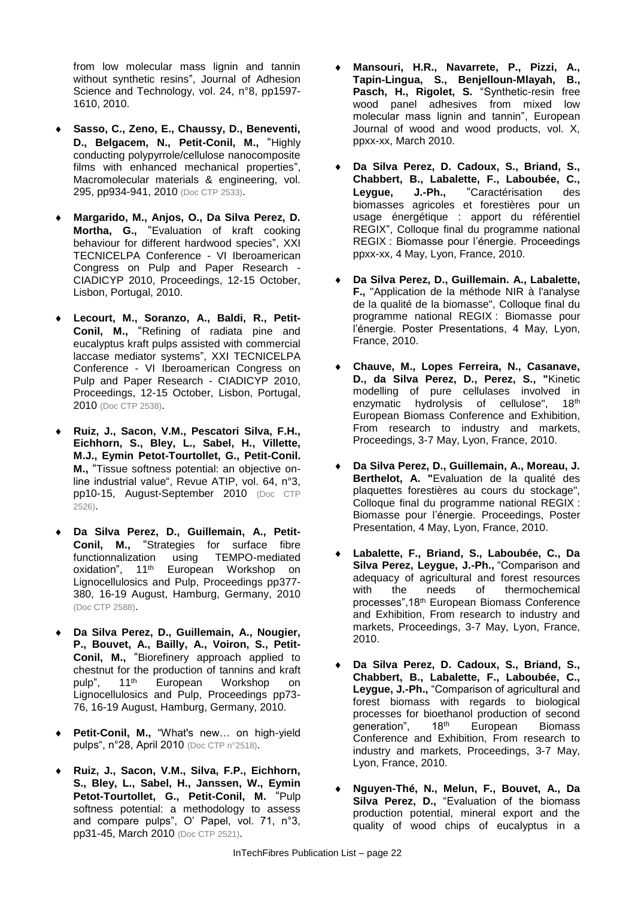from low molecular mass lignin and tannin without synthetic resins", Journal of Adhesion Science and Technology, vol. 24, n°8, pp1597-1610, 2010.

- **Sasso, C., Zeno, E., Chaussy, D., Beneventi, D., Belgacem, N., Petit-Conil, M.,** "Highly conducting polypyrrole/cellulose nanocomposite films with enhanced mechanical properties", Macromolecular materials & engineering, vol. 295, pp934-941, 2010 (Doc CTP 2533).

- **Margarido, M., Anjos, O., Da Silva Perez, D. Mortha, G.,** "Evaluation of kraft cooking behaviour for different hardwood species", XXI TECNICELPA Conference - VI Iberoamerican Congress on Pulp and Paper Research - CIADICYP 2010, Proceedings, 12-15 October, Lisbon, Portugal, 2010.

- **Lecourt, M., Soranzo, A., Baldi, R., Petit-Conil, M.,** "Refining of radiata pine and eucalyptus kraft pulps assisted with commercial laccase mediator systems", XXI TECNICELPA Conference - VI Iberoamerican Congress on Pulp and Paper Research - CIADICYP 2010, Proceedings, 12-15 October, Lisbon, Portugal, 2010 (Doc CTP 2538).

- **Ruiz, J., Sacon, V.M., Pescatori Silva, F.H., Eichhorn, S., Bley, L., Sabel, H., Villette, M.J., Eymin Petot-Tourtollet, G., Petit-Conil. M.,** "Tissue softness potential: an objective on-line industrial value", Revue ATIP, vol. 64, n°3, pp10-15, August-September 2010 (Doc CTP 2526).

- **Da Silva Perez, D., Guillemain, A., Petit-Conil, M.,** "Strategies for surface fibre functionnalization using TEMPO-mediated oxidation", 11th European Workshop on Lignocellulosics and Pulp, Proceedings pp377-380, 16-19 August, Hamburg, Germany, 2010 (Doc CTP 2588).

- **Da Silva Perez, D., Guillemain, A., Nougier, P., Bouvet, A., Bailly, A., Voiron, S., Petit-Conil, M.,** "Biorefinery approach applied to chestnut for the production of tannins and kraft pulp", 11th European Workshop on Lignocellulosics and Pulp, Proceedings pp73-76, 16-19 August, Hamburg, Germany, 2010.

- **Petit-Conil, M.,** "What's new… on high-yield pulps", n°28, April 2010 (Doc CTP n°2518).

- **Ruiz, J., Sacon, V.M., Silva, F.P., Eichhorn, S., Bley, L., Sabel, H., Janssen, W., Eymin Petot-Tourtollet, G., Petit-Conil, M.** "Pulp softness potential: a methodology to assess and compare pulps", O' Papel, vol. 71, n°3, pp31-45, March 2010 (Doc CTP 2521).

- **Mansouri, H.R., Navarrete, P., Pizzi, A., Tapin-Lingua, S., Benjelloun-Mlayah, B., Pasch, H., Rigolet, S.** "Synthetic-resin free wood panel adhesives from mixed low molecular mass lignin and tannin", European Journal of wood and wood products, vol. X, ppxx-xx, March 2010.

- **Da Silva Perez, D. Cadoux, S., Briand, S., Chabbert, B., Labalette, F., Laboubée, C., Leygue, J.-Ph.,** "Caractérisation des biomasses agricoles et forestières pour un usage énergétique : apport du référentiel REGIX", Colloque final du programme national REGIX : Biomasse pour l'énergie. Proceedings ppxx-xx, 4 May, Lyon, France, 2010.

- **Da Silva Perez, D., Guillemain. A., Labalette, F.,** "Application de la méthode NIR à l'analyse de la qualité de la biomasse", Colloque final du programme national REGIX : Biomasse pour l'énergie. Poster Presentations, 4 May, Lyon, France, 2010.

- **Chauve, M., Lopes Ferreira, N., Casanave, D., da Silva Perez, D., Perez, S., "**Kinetic modelling of pure cellulases involved in enzymatic hydrolysis of cellulose", 18th European Biomass Conference and Exhibition, From research to industry and markets, Proceedings, 3-7 May, Lyon, France, 2010.

- **Da Silva Perez, D., Guillemain, A., Moreau, J. Berthelot, A. "**Evaluation de la qualité des plaquettes forestières au cours du stockage", Colloque final du programme national REGIX : Biomasse pour l'énergie. Proceedings, Poster Presentation, 4 May, Lyon, France, 2010.

- **Labalette, F., Briand, S., Laboubée, C., Da Silva Perez, Leygue, J.-Ph.,** "Comparison and adequacy of agricultural and forest resources with the needs of thermochemical processes",18th European Biomass Conference and Exhibition, From research to industry and markets, Proceedings, 3-7 May, Lyon, France, 2010.

- **Da Silva Perez, D. Cadoux, S., Briand, S., Chabbert, B., Labalette, F., Laboubée, C., Leygue, J.-Ph.,** "Comparison of agricultural and forest biomass with regards to biological processes for bioethanol production of second generation", 18th European Biomass Conference and Exhibition, From research to industry and markets, Proceedings, 3-7 May, Lyon, France, 2010.

- **Nguyen-Thé, N., Melun, F., Bouvet, A., Da Silva Perez, D.,** "Evaluation of the biomass production potential, mineral export and the quality of wood chips of eucalyptus in a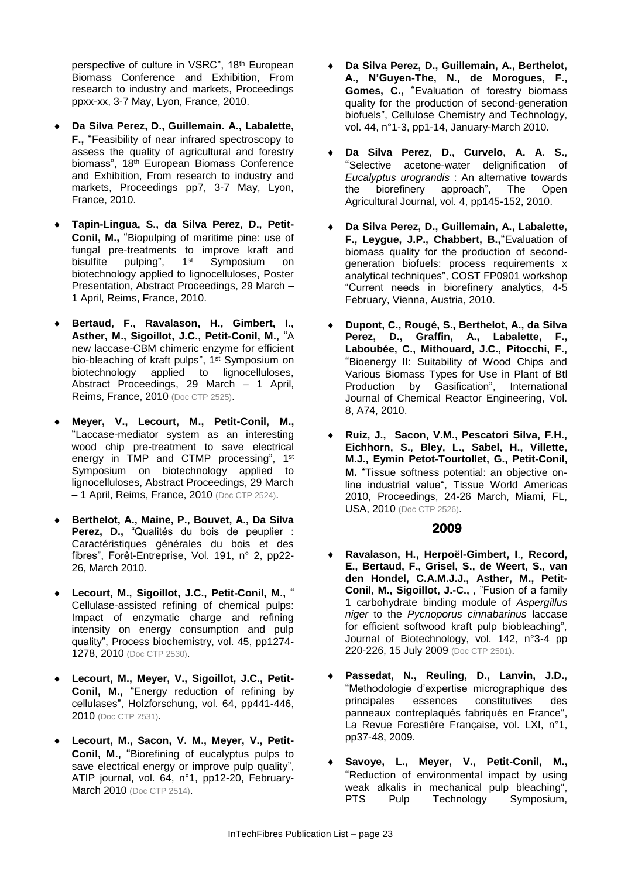perspective of culture in VSRC", 18th European Biomass Conference and Exhibition, From research to industry and markets, Proceedings ppxx-xx, 3-7 May, Lyon, France, 2010.

- **Da Silva Perez, D., Guillemain. A., Labalette, F.,** "Feasibility of near infrared spectroscopy to assess the quality of agricultural and forestry biomass", 18th European Biomass Conference and Exhibition, From research to industry and markets, Proceedings pp7, 3-7 May, Lyon, France, 2010.

- **Tapin-Lingua, S., da Silva Perez, D., Petit-Conil, M.,** "Biopulping of maritime pine: use of fungal pre-treatments to improve kraft and bisulfite pulping", 1st Symposium on biotechnology applied to lignocelluloses, Poster Presentation, Abstract Proceedings, 29 March – 1 April, Reims, France, 2010.

- **Bertaud, F., Ravalason, H., Gimbert, I., Asther, M., Sigoillot, J.C., Petit-Conil, M.,** "A new laccase-CBM chimeric enzyme for efficient bio-bleaching of kraft pulps", 1st Symposium on biotechnology applied to lignocelluloses, Abstract Proceedings, 29 March – 1 April, Reims, France, 2010 (Doc CTP 2525).

- **Meyer, V., Lecourt, M., Petit-Conil, M.,** "Laccase-mediator system as an interesting wood chip pre-treatment to save electrical energy in TMP and CTMP processing", 1st Symposium on biotechnology applied to lignocelluloses, Abstract Proceedings, 29 March – 1 April, Reims, France, 2010 (Doc CTP 2524).

- **Berthelot, A., Maine, P., Bouvet, A., Da Silva Perez, D.,** "Qualités du bois de peuplier : Caractéristiques générales du bois et des fibres", Forêt-Entreprise, Vol. 191, n° 2, pp22-26, March 2010.

- **Lecourt, M., Sigoillot, J.C., Petit-Conil, M.,** " Cellulase-assisted refining of chemical pulps: Impact of enzymatic charge and refining intensity on energy consumption and pulp quality", Process biochemistry, vol. 45, pp1274-1278, 2010 (Doc CTP 2530).

- **Lecourt, M., Meyer, V., Sigoillot, J.C., Petit-Conil, M.,** "Energy reduction of refining by cellulases", Holzforschung, vol. 64, pp441-446, 2010 (Doc CTP 2531).

- **Lecourt, M., Sacon, V. M., Meyer, V., Petit-Conil, M.,** "Biorefining of eucalyptus pulps to save electrical energy or improve pulp quality", ATIP journal, vol. 64, n°1, pp12-20, February-March 2010 (Doc CTP 2514).

- **Da Silva Perez, D., Guillemain, A., Berthelot, A., N'Guyen-The, N., de Morogues, F., Gomes, C.,** "Evaluation of forestry biomass quality for the production of second-generation biofuels", Cellulose Chemistry and Technology, vol. 44, n°1-3, pp1-14, January-March 2010.

- **Da Silva Perez, D., Curvelo, A. A. S.,** "Selective acetone-water delignification of *Eucalyptus urograndis* : An alternative towards the biorefinery approach", The Open Agricultural Journal, vol. 4, pp145-152, 2010.

- **Da Silva Perez, D., Guillemain, A., Labalette, F., Leygue, J.P., Chabbert, B.,**"Evaluation of biomass quality for the production of second-generation biofuels: process requirements x analytical techniques", COST FP0901 workshop "Current needs in biorefinery analytics, 4-5 February, Vienna, Austria, 2010.

- **Dupont, C., Rougé, S., Berthelot, A., da Silva Perez, D., Graffin, A., Labalette, F., Laboubée, C., Mithouard, J.C., Pitocchi, F.,** "Bioenergy II: Suitability of Wood Chips and Various Biomass Types for Use in Plant of Btl Production by Gasification", International Journal of Chemical Reactor Engineering, Vol. 8, A74, 2010.

- **Ruiz, J., Sacon, V.M., Pescatori Silva, F.H., Eichhorn, S., Bley, L., Sabel, H., Villette, M.J., Eymin Petot-Tourtollet, G., Petit-Conil, M.** "Tissue softness potential: an objective on-line industrial value", Tissue World Americas 2010, Proceedings, 24-26 March, Miami, FL, USA, 2010 (Doc CTP 2526).

## 2009

- **Ravalason, H., Herpoël-Gimbert, I., Record, E., Bertaud, F., Grisel, S., de Weert, S., van den Hondel, C.A.M.J.J., Asther, M., Petit-Conil, M., Sigoillot, J.-C.,** , "Fusion of a family 1 carbohydrate binding module of *Aspergillus niger* to the *Pycnoporus cinnabarinus* laccase for efficient softwood kraft pulp biobleaching", Journal of Biotechnology, vol. 142, n°3-4 pp 220-226, 15 July 2009 (Doc CTP 2501).

- **Passedat, N., Reuling, D., Lanvin, J.D.,** "Methodologie d'expertise micrographique des principales essences constitutives des panneaux contreplaqués fabriqués en France", La Revue Forestière Française, vol. LXI, n°1, pp37-48, 2009.

- **Savoye, L., Meyer, V., Petit-Conil, M.,** "Reduction of environmental impact by using weak alkalis in mechanical pulp bleaching", PTS Pulp Technology Symposium,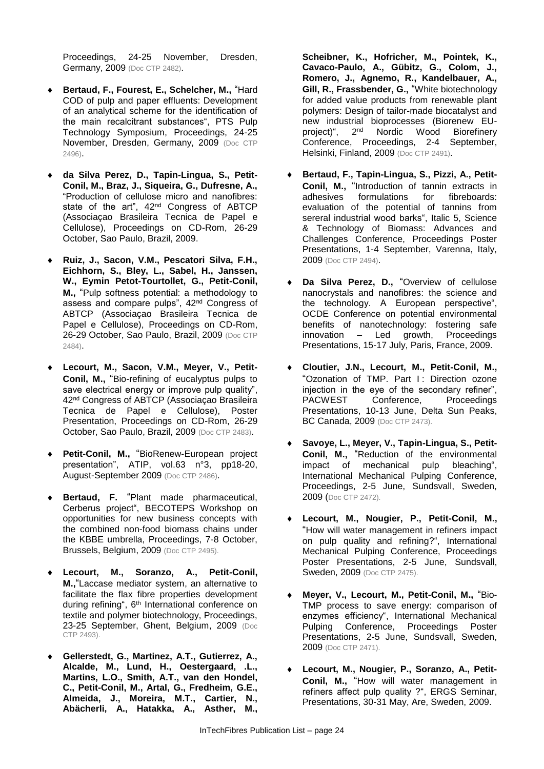Proceedings, 24-25 November, Dresden, Germany, 2009 (Doc CTP 2482).

- **Bertaud, F., Fourest, E., Schelcher, M.,** "Hard COD of pulp and paper effluents: Development of an analytical scheme for the identification of the main recalcitrant substances", PTS Pulp Technology Symposium, Proceedings, 24-25 November, Dresden, Germany, 2009 (Doc CTP 2496).

- **da Silva Perez, D., Tapin-Lingua, S., Petit-Conil, M., Braz, J., Siqueira, G., Dufresne, A.,** "Production of cellulose micro and nanofibres: state of the art", 42nd Congress of ABTCP (Associaçao Brasileira Tecnica de Papel e Cellulose), Proceedings on CD-Rom, 26-29 October, Sao Paulo, Brazil, 2009.

- **Ruiz, J., Sacon, V.M., Pescatori Silva, F.H., Eichhorn, S., Bley, L., Sabel, H., Janssen, W., Eymin Petot-Tourtollet, G., Petit-Conil, M.,** "Pulp softness potential: a methodology to assess and compare pulps", 42nd Congress of ABTCP (Associaçao Brasileira Tecnica de Papel e Cellulose), Proceedings on CD-Rom, 26-29 October, Sao Paulo, Brazil, 2009 (Doc CTP 2484).

- **Lecourt, M., Sacon, V.M., Meyer, V., Petit-Conil, M.,** "Bio-refining of eucalyptus pulps to save electrical energy or improve pulp quality", 42nd Congress of ABTCP (Associaçao Brasileira Tecnica de Papel e Cellulose), Poster Presentation, Proceedings on CD-Rom, 26-29 October, Sao Paulo, Brazil, 2009 (Doc CTP 2483).

- **Petit-Conil, M.,** "BioRenew-European project presentation", ATIP, vol.63 n°3, pp18-20, August-September 2009 (Doc CTP 2486).

- **Bertaud, F.** "Plant made pharmaceutical, Cerberus project", BECOTEPS Workshop on opportunities for new business concepts with the combined non-food biomass chains under the KBBE umbrella, Proceedings, 7-8 October, Brussels, Belgium, 2009 (Doc CTP 2495).

- **Lecourt, M., Soranzo, A., Petit-Conil, M.,**"Laccase mediator system, an alternative to facilitate the flax fibre properties development during refining", 6th International conference on textile and polymer biotechnology, Proceedings, 23-25 September, Ghent, Belgium, 2009 (Doc CTP 2493).

- **Gellerstedt, G., Martinez, A.T., Gutierrez, A., Alcalde, M., Lund, H., Oestergaard, .L., Martins, L.O., Smith, A.T., van den Hondel, C., Petit-Conil, M., Artal, G., Fredheim, G.E., Almeida, J., Moreira, M.T., Cartier, N., Abächerli, A., Hatakka, A., Asther, M., Scheibner, K., Hofricher, M., Pointek, K., Cavaco-Paulo, A., Gübitz, G., Colom, J., Romero, J., Agnemo, R., Kandelbauer, A., Gill, R., Frassbender, G.,** "White biotechnology for added value products from renewable plant polymers: Design of tailor-made biocatalyst and new industrial bioprocesses (Biorenew EU-project)", 2nd Nordic Wood Biorefinery Conference, Proceedings, 2-4 September, Helsinki, Finland, 2009 (Doc CTP 2491).

- **Bertaud, F., Tapin-Lingua, S., Pizzi, A., Petit-Conil, M.,** "Introduction of tannin extracts in adhesives formulations for fibreboards: evaluation of the potential of tannins from sereral industrial wood barks", Italic 5, Science & Technology of Biomass: Advances and Challenges Conference, Proceedings Poster Presentations, 1-4 September, Varenna, Italy, 2009 (Doc CTP 2494).

- **Da Silva Perez, D.,** "Overview of cellulose nanocrystals and nanofibres: the science and the technology. A European perspective", OCDE Conference on potential environmental benefits of nanotechnology: fostering safe innovation – Led growth, Proceedings Presentations, 15-17 July, Paris, France, 2009.

- **Cloutier, J.N., Lecourt, M., Petit-Conil, M.,** "Ozonation of TMP. Part I : Direction ozone injection in the eye of the secondary refiner", PACWEST Conference, Proceedings Presentations, 10-13 June, Delta Sun Peaks, BC Canada, 2009 (Doc CTP 2473).

- **Savoye, L., Meyer, V., Tapin-Lingua, S., Petit-Conil, M.,** "Reduction of the environmental impact of mechanical pulp bleaching", International Mechanical Pulping Conference, Proceedings, 2-5 June, Sundsvall, Sweden, 2009 (Doc CTP 2472).

- **Lecourt, M., Nougier, P., Petit-Conil, M.,** "How will water management in refiners impact on pulp quality and refining?", International Mechanical Pulping Conference, Proceedings Poster Presentations, 2-5 June, Sundsvall, Sweden, 2009 (Doc CTP 2475).

- **Meyer, V., Lecourt, M., Petit-Conil, M.,** "Bio-TMP process to save energy: comparison of enzymes efficiency", International Mechanical Pulping Conference, Proceedings Poster Presentations, 2-5 June, Sundsvall, Sweden, 2009 (Doc CTP 2471).

- **Lecourt, M., Nougier, P., Soranzo, A., Petit-Conil, M.,** "How will water management in refiners affect pulp quality ?", ERGS Seminar, Presentations, 30-31 May, Are, Sweden, 2009.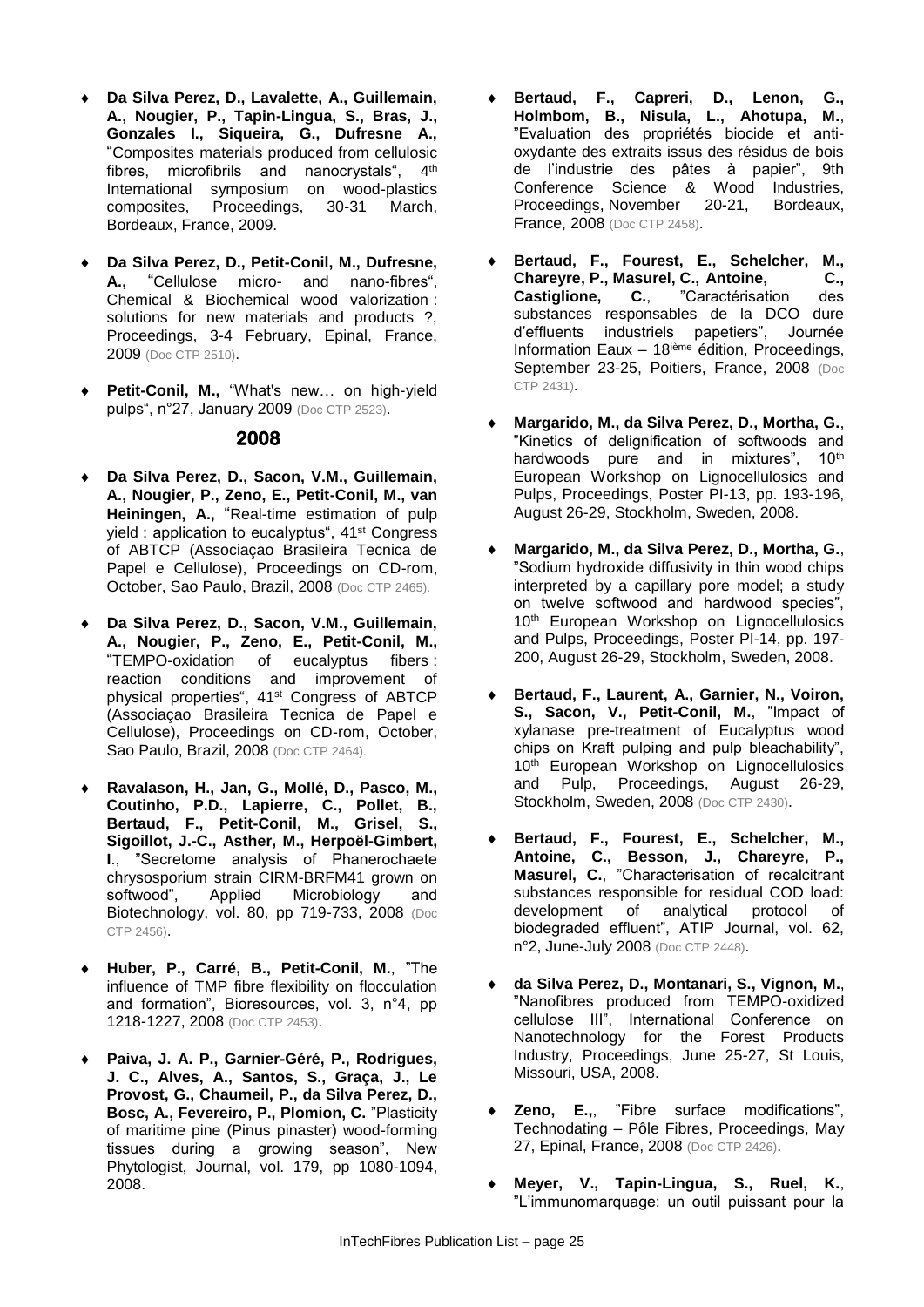- **Da Silva Perez, D., Lavalette, A., Guillemain, A., Nougier, P., Tapin-Lingua, S., Bras, J., Gonzales I., Siqueira, G., Dufresne A.,** "Composites materials produced from cellulosic fibres, microfibrils and nanocrystals", 4th International symposium on wood-plastics composites, Proceedings, 30-31 March, Bordeaux, France, 2009.

- **Da Silva Perez, D., Petit-Conil, M., Dufresne, A.,** "Cellulose micro- and nano-fibres", Chemical & Biochemical wood valorization : solutions for new materials and products ?, Proceedings, 3-4 February, Epinal, France, 2009 (Doc CTP 2510).

- **Petit-Conil, M.,** "What's new… on high-yield pulps", n°27, January 2009 (Doc CTP 2523).

## 2008

- **Da Silva Perez, D., Sacon, V.M., Guillemain, A., Nougier, P., Zeno, E., Petit-Conil, M., van Heiningen, A.,** "Real-time estimation of pulp yield : application to eucalyptus", 41st Congress of ABTCP (Associaçao Brasileira Tecnica de Papel e Cellulose), Proceedings on CD-rom, October, Sao Paulo, Brazil, 2008 (Doc CTP 2465).

- **Da Silva Perez, D., Sacon, V.M., Guillemain, A., Nougier, P., Zeno, E., Petit-Conil, M.,** "TEMPO-oxidation of eucalyptus fibers : reaction conditions and improvement of physical properties", 41st Congress of ABTCP (Associaçao Brasileira Tecnica de Papel e Cellulose), Proceedings on CD-rom, October, Sao Paulo, Brazil, 2008 (Doc CTP 2464).

- **Ravalason, H., Jan, G., Mollé, D., Pasco, M., Coutinho, P.D., Lapierre, C., Pollet, B., Bertaud, F., Petit-Conil, M., Grisel, S., Sigoillot, J.-C., Asther, M., Herpoël-Gimbert, I.**, "Secretome analysis of Phanerochaete chrysosporium strain CIRM-BRFM41 grown on softwood", Applied Microbiology and Biotechnology, vol. 80, pp 719-733, 2008 (Doc CTP 2456).

- **Huber, P., Carré, B., Petit-Conil, M.**, "The influence of TMP fibre flexibility on flocculation and formation", Bioresources, vol. 3, n°4, pp 1218-1227, 2008 (Doc CTP 2453).

- **Paiva, J. A. P., Garnier-Géré, P., Rodrigues, J. C., Alves, A., Santos, S., Graça, J., Le Provost, G., Chaumeil, P., da Silva Perez, D., Bosc, A., Fevereiro, P., Plomion, C.** "Plasticity of maritime pine (Pinus pinaster) wood-forming tissues during a growing season", New Phytologist, Journal, vol. 179, pp 1080-1094, 2008.

- **Bertaud, F., Capreri, D., Lenon, G., Holmbom, B., Nisula, L., Ahotupa, M.**, "Evaluation des propriétés biocide et anti-oxydante des extraits issus des résidus de bois de l'industrie des pâtes à papier", 9th Conference Science & Wood Industries, Proceedings, November 20-21, Bordeaux, France, 2008 (Doc CTP 2458).

- **Bertaud, F., Fourest, E., Schelcher, M., Chareyre, P., Masurel, C., Antoine, C., Castiglione, C.**, "Caractérisation des substances responsables de la DCO dure d'effluents industriels papetiers", Journée Information Eaux – 18ième édition, Proceedings, September 23-25, Poitiers, France, 2008 (Doc CTP 2431).

- **Margarido, M., da Silva Perez, D., Mortha, G.**, "Kinetics of delignification of softwoods and hardwoods pure and in mixtures", 10th European Workshop on Lignocellulosics and Pulps, Proceedings, Poster PI-13, pp. 193-196, August 26-29, Stockholm, Sweden, 2008.

- **Margarido, M., da Silva Perez, D., Mortha, G.**, "Sodium hydroxide diffusivity in thin wood chips interpreted by a capillary pore model; a study on twelve softwood and hardwood species", 10th European Workshop on Lignocellulosics and Pulps, Proceedings, Poster PI-14, pp. 197-200, August 26-29, Stockholm, Sweden, 2008.

- **Bertaud, F., Laurent, A., Garnier, N., Voiron, S., Sacon, V., Petit-Conil, M.**, "Impact of xylanase pre-treatment of Eucalyptus wood chips on Kraft pulping and pulp bleachability", 10th European Workshop on Lignocellulosics and Pulp, Proceedings, August 26-29, Stockholm, Sweden, 2008 (Doc CTP 2430).

- **Bertaud, F., Fourest, E., Schelcher, M., Antoine, C., Besson, J., Chareyre, P., Masurel, C.**, "Characterisation of recalcitrant substances responsible for residual COD load: development of analytical protocol of biodegraded effluent", ATIP Journal, vol. 62, n°2, June-July 2008 (Doc CTP 2448).

- **da Silva Perez, D., Montanari, S., Vignon, M.**, "Nanofibres produced from TEMPO-oxidized cellulose III", International Conference on Nanotechnology for the Forest Products Industry, Proceedings, June 25-27, St Louis, Missouri, USA, 2008.

- **Zeno, E.,**, "Fibre surface modifications", Technodating – Pôle Fibres, Proceedings, May 27, Epinal, France, 2008 (Doc CTP 2426).

- **Meyer, V., Tapin-Lingua, S., Ruel, K.**, "L'immunomarquage: un outil puissant pour la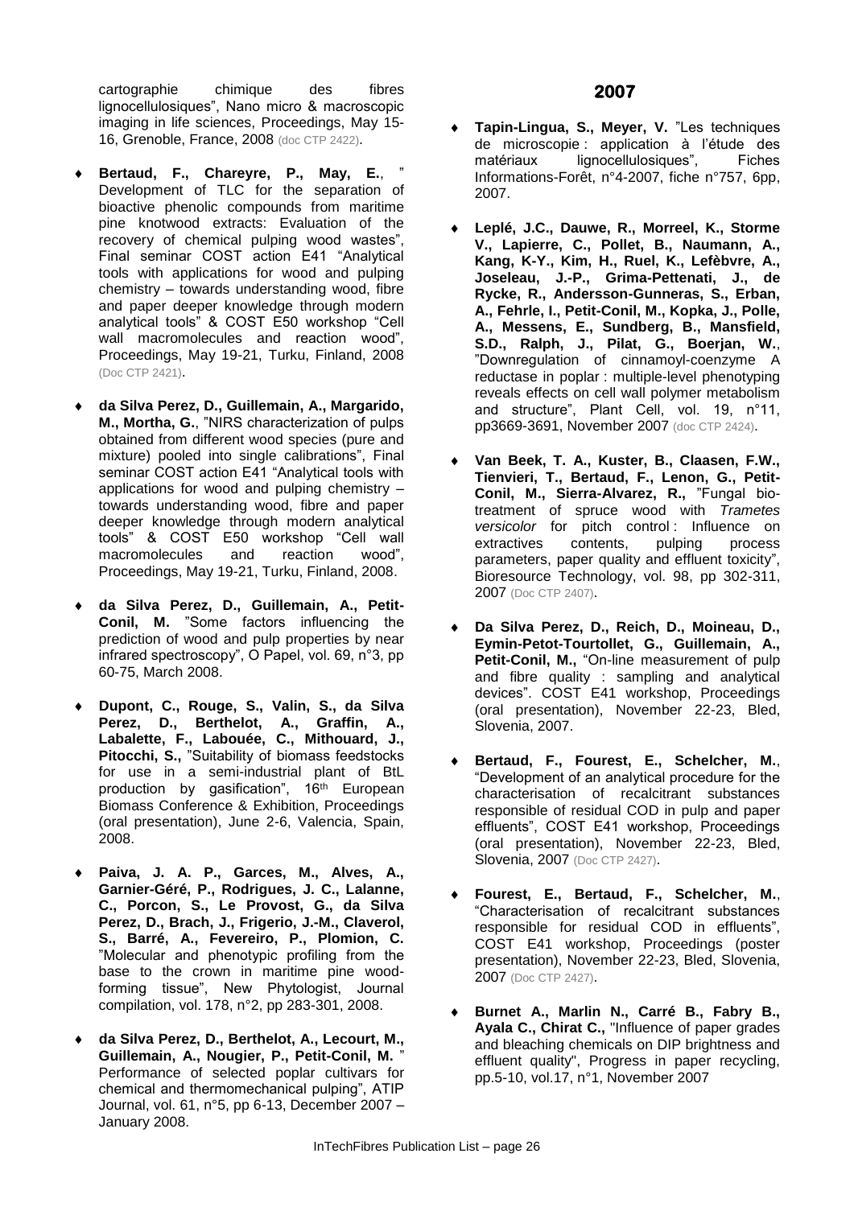cartographie chimique des fibres lignocellulosiques", Nano micro & macroscopic imaging in life sciences, Proceedings, May 15-16, Grenoble, France, 2008 (doc CTP 2422).

- **Bertaud, F., Chareyre, P., May, E.**, " Development of TLC for the separation of bioactive phenolic compounds from maritime pine knotwood extracts: Evaluation of the recovery of chemical pulping wood wastes", Final seminar COST action E41 "Analytical tools with applications for wood and pulping chemistry – towards understanding wood, fibre and paper deeper knowledge through modern analytical tools" & COST E50 workshop "Cell wall macromolecules and reaction wood", Proceedings, May 19-21, Turku, Finland, 2008 (Doc CTP 2421).

- **da Silva Perez, D., Guillemain, A., Margarido, M., Mortha, G.**, "NIRS characterization of pulps obtained from different wood species (pure and mixture) pooled into single calibrations", Final seminar COST action E41 "Analytical tools with applications for wood and pulping chemistry – towards understanding wood, fibre and paper deeper knowledge through modern analytical tools" & COST E50 workshop "Cell wall macromolecules and reaction wood", Proceedings, May 19-21, Turku, Finland, 2008.

- **da Silva Perez, D., Guillemain, A., Petit-Conil, M.** "Some factors influencing the prediction of wood and pulp properties by near infrared spectroscopy", O Papel, vol. 69, n°3, pp 60-75, March 2008.

- **Dupont, C., Rouge, S., Valin, S., da Silva Perez, D., Berthelot, A., Graffin, A., Labalette, F., Labouée, C., Mithouard, J., Pitocchi, S.,** "Suitability of biomass feedstocks for use in a semi-industrial plant of BtL production by gasification", 16th European Biomass Conference & Exhibition, Proceedings (oral presentation), June 2-6, Valencia, Spain, 2008.

- **Paiva, J. A. P., Garces, M., Alves, A., Garnier-Géré, P., Rodrigues, J. C., Lalanne, C., Porcon, S., Le Provost, G., da Silva Perez, D., Brach, J., Frigerio, J.-M., Claverol, S., Barré, A., Fevereiro, P., Plomion, C.** "Molecular and phenotypic profiling from the base to the crown in maritime pine wood-forming tissue", New Phytologist, Journal compilation, vol. 178, n°2, pp 283-301, 2008.

- **da Silva Perez, D., Berthelot, A., Lecourt, M., Guillemain, A., Nougier, P., Petit-Conil, M.** " Performance of selected poplar cultivars for chemical and thermomechanical pulping", ATIP Journal, vol. 61, n°5, pp 6-13, December 2007 – January 2008.

## 2007

- **Tapin-Lingua, S., Meyer, V.** "Les techniques de microscopie : application à l'étude des matériaux lignocellulosiques", Fiches Informations-Forêt, n°4-2007, fiche n°757, 6pp, 2007.

- **Leplé, J.C., Dauwe, R., Morreel, K., Storme V., Lapierre, C., Pollet, B., Naumann, A., Kang, K-Y., Kim, H., Ruel, K., Lefèbvre, A., Joseleau, J.-P., Grima-Pettenati, J., de Rycke, R., Andersson-Gunneras, S., Erban, A., Fehrle, I., Petit-Conil, M., Kopka, J., Polle, A., Messens, E., Sundberg, B., Mansfield, S.D., Ralph, J., Pilat, G., Boerjan, W.**, "Downregulation of cinnamoyl-coenzyme A reductase in poplar : multiple-level phenotyping reveals effects on cell wall polymer metabolism and structure", Plant Cell, vol. 19, n°11, pp3669-3691, November 2007 (doc CTP 2424).

- **Van Beek, T. A., Kuster, B., Claasen, F.W., Tienvieri, T., Bertaud, F., Lenon, G., Petit-Conil, M., Sierra-Alvarez, R.,** "Fungal bio-treatment of spruce wood with *Trametes versicolor* for pitch control : Influence on extractives contents, pulping process parameters, paper quality and effluent toxicity", Bioresource Technology, vol. 98, pp 302-311, 2007 (Doc CTP 2407).

- **Da Silva Perez, D., Reich, D., Moineau, D., Eymin-Petot-Tourtollet, G., Guillemain, A., Petit-Conil, M.,** "On-line measurement of pulp and fibre quality : sampling and analytical devices". COST E41 workshop, Proceedings (oral presentation), November 22-23, Bled, Slovenia, 2007.

- **Bertaud, F., Fourest, E., Schelcher, M.**, "Development of an analytical procedure for the characterisation of recalcitrant substances responsible of residual COD in pulp and paper effluents", COST E41 workshop, Proceedings (oral presentation), November 22-23, Bled, Slovenia, 2007 (Doc CTP 2427).

- **Fourest, E., Bertaud, F., Schelcher, M.**, "Characterisation of recalcitrant substances responsible for residual COD in effluents", COST E41 workshop, Proceedings (poster presentation), November 22-23, Bled, Slovenia, 2007 (Doc CTP 2427).

- **Burnet A., Marlin N., Carré B., Fabry B., Ayala C., Chirat C.,** "Influence of paper grades and bleaching chemicals on DIP brightness and effluent quality", Progress in paper recycling, pp.5-10, vol.17, n°1, November 2007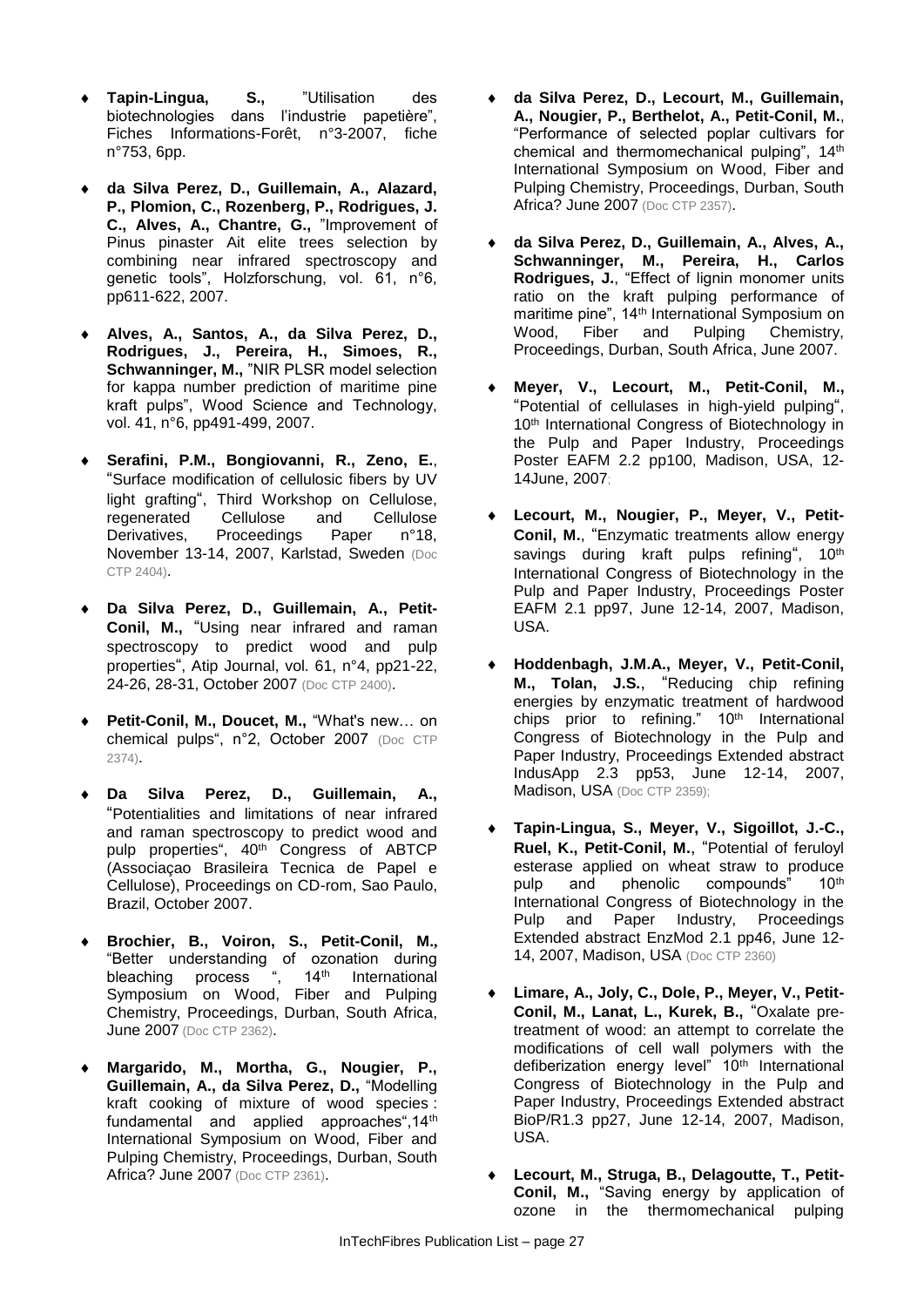- **Tapin-Lingua, S.,** "Utilisation des biotechnologies dans l'industrie papetière", Fiches Informations-Forêt, n°3-2007, fiche n°753, 6pp.

- **da Silva Perez, D., Guillemain, A., Alazard, P., Plomion, C., Rozenberg, P., Rodrigues, J. C., Alves, A., Chantre, G.,** "Improvement of Pinus pinaster Ait elite trees selection by combining near infrared spectroscopy and genetic tools", Holzforschung, vol. 61, n°6, pp611-622, 2007.

- **Alves, A., Santos, A., da Silva Perez, D., Rodrigues, J., Pereira, H., Simoes, R., Schwanninger, M.,** "NIR PLSR model selection for kappa number prediction of maritime pine kraft pulps", Wood Science and Technology, vol. 41, n°6, pp491-499, 2007.

- **Serafini, P.M., Bongiovanni, R., Zeno, E.**, "Surface modification of cellulosic fibers by UV light grafting", Third Workshop on Cellulose, regenerated Cellulose and Cellulose Derivatives, Proceedings Paper n°18, November 13-14, 2007, Karlstad, Sweden (Doc CTP 2404).

- **Da Silva Perez, D., Guillemain, A., Petit-Conil, M.,** "Using near infrared and raman spectroscopy to predict wood and pulp properties", Atip Journal, vol. 61, n°4, pp21-22, 24-26, 28-31, October 2007 (Doc CTP 2400).

- **Petit-Conil, M., Doucet, M.,** "What's new… on chemical pulps", n°2, October 2007 (Doc CTP 2374).

- **Da Silva Perez, D., Guillemain, A.,** "Potentialities and limitations of near infrared and raman spectroscopy to predict wood and pulp properties", 40th Congress of ABTCP (Associaçao Brasileira Tecnica de Papel e Cellulose), Proceedings on CD-rom, Sao Paulo, Brazil, October 2007.

- **Brochier, B., Voiron, S., Petit-Conil, M.,** "Better understanding of ozonation during bleaching process ", 14th International Symposium on Wood, Fiber and Pulping Chemistry, Proceedings, Durban, South Africa, June 2007 (Doc CTP 2362).

- **Margarido, M., Mortha, G., Nougier, P., Guillemain, A., da Silva Perez, D.,** "Modelling kraft cooking of mixture of wood species : fundamental and applied approaches",14th International Symposium on Wood, Fiber and Pulping Chemistry, Proceedings, Durban, South Africa? June 2007 (Doc CTP 2361).

- **da Silva Perez, D., Lecourt, M., Guillemain, A., Nougier, P., Berthelot, A., Petit-Conil, M.**, "Performance of selected poplar cultivars for chemical and thermomechanical pulping", 14th International Symposium on Wood, Fiber and Pulping Chemistry, Proceedings, Durban, South Africa? June 2007 (Doc CTP 2357).

- **da Silva Perez, D., Guillemain, A., Alves, A., Schwanninger, M., Pereira, H., Carlos Rodrigues, J.**, "Effect of lignin monomer units ratio on the kraft pulping performance of maritime pine", 14th International Symposium on Wood, Fiber and Pulping Chemistry, Proceedings, Durban, South Africa, June 2007.

- **Meyer, V., Lecourt, M., Petit-Conil, M.,** "Potential of cellulases in high-yield pulping", 10th International Congress of Biotechnology in the Pulp and Paper Industry, Proceedings Poster EAFM 2.2 pp100, Madison, USA, 12-14June, 2007;

- **Lecourt, M., Nougier, P., Meyer, V., Petit-Conil, M.**, "Enzymatic treatments allow energy savings during kraft pulps refining", 10th International Congress of Biotechnology in the Pulp and Paper Industry, Proceedings Poster EAFM 2.1 pp97, June 12-14, 2007, Madison, USA.

- **Hoddenbagh, J.M.A., Meyer, V., Petit-Conil, M., Tolan, J.S.**, "Reducing chip refining energies by enzymatic treatment of hardwood chips prior to refining." 10th International Congress of Biotechnology in the Pulp and Paper Industry, Proceedings Extended abstract IndusApp 2.3 pp53, June 12-14, 2007, Madison, USA (Doc CTP 2359);

- **Tapin-Lingua, S., Meyer, V., Sigoillot, J.-C., Ruel, K., Petit-Conil, M.**, "Potential of feruloyl esterase applied on wheat straw to produce pulp and phenolic compounds" 10th International Congress of Biotechnology in the Pulp and Paper Industry, Proceedings Extended abstract EnzMod 2.1 pp46, June 12-14, 2007, Madison, USA (Doc CTP 2360)

- **Limare, A., Joly, C., Dole, P., Meyer, V., Petit-Conil, M., Lanat, L., Kurek, B.,** "Oxalate pre-treatment of wood: an attempt to correlate the modifications of cell wall polymers with the defiberization energy level" 10th International Congress of Biotechnology in the Pulp and Paper Industry, Proceedings Extended abstract BioP/R1.3 pp27, June 12-14, 2007, Madison, USA.

- **Lecourt, M., Struga, B., Delagoutte, T., Petit-Conil, M.,** "Saving energy by application of ozone in the thermomechanical pulping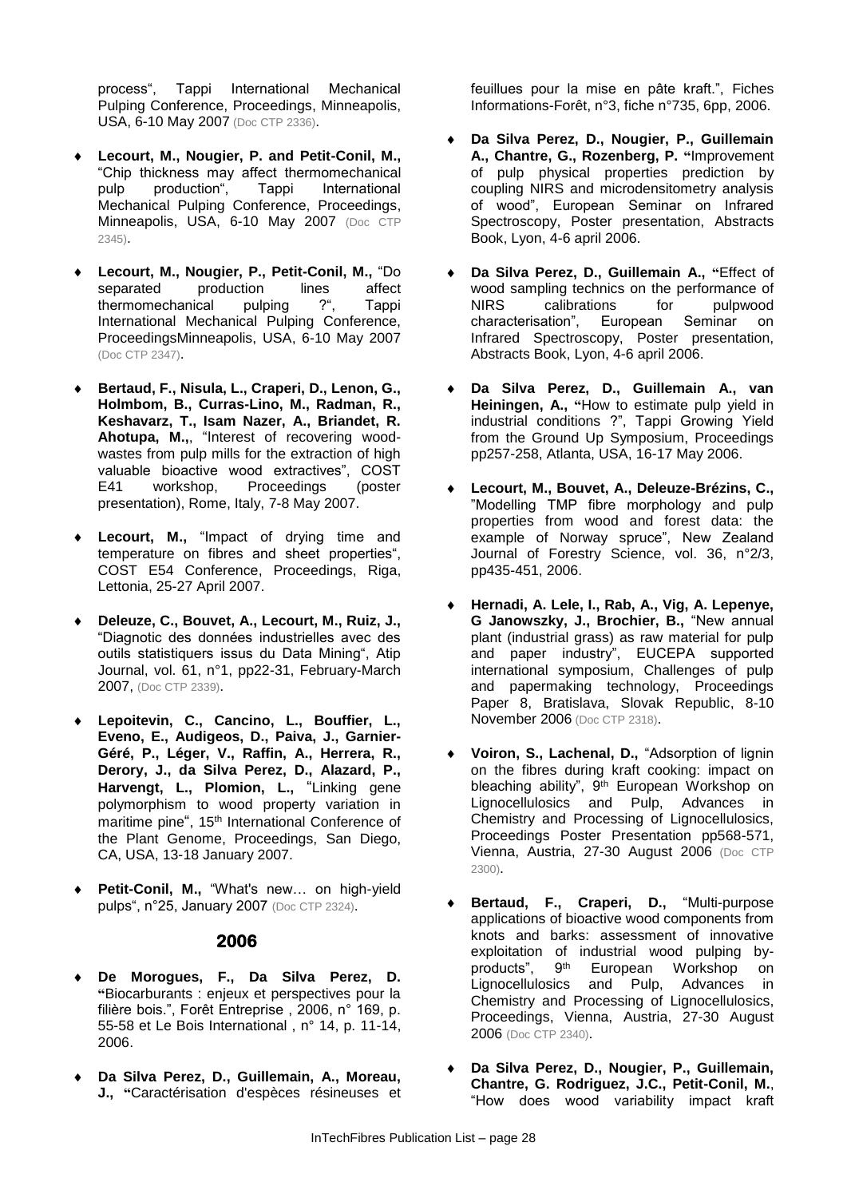process", Tappi International Mechanical Pulping Conference, Proceedings, Minneapolis, USA, 6-10 May 2007 (Doc CTP 2336).

- **Lecourt, M., Nougier, P. and Petit-Conil, M.,** "Chip thickness may affect thermomechanical pulp production", Tappi International Mechanical Pulping Conference, Proceedings, Minneapolis, USA, 6-10 May 2007 (Doc CTP 2345).
- **Lecourt, M., Nougier, P., Petit-Conil, M.,** "Do separated production lines affect thermomechanical pulping ?", Tappi International Mechanical Pulping Conference, ProceedingsMinneapolis, USA, 6-10 May 2007 (Doc CTP 2347).
- **Bertaud, F., Nisula, L., Craperi, D., Lenon, G., Holmbom, B., Curras-Lino, M., Radman, R., Keshavarz, T., Isam Nazer, A., Briandet, R. Ahotupa, M.,**, "Interest of recovering wood-wastes from pulp mills for the extraction of high valuable bioactive wood extractives", COST E41 workshop, Proceedings (poster presentation), Rome, Italy, 7-8 May 2007.
- **Lecourt, M.,** "Impact of drying time and temperature on fibres and sheet properties", COST E54 Conference, Proceedings, Riga, Lettonia, 25-27 April 2007.
- **Deleuze, C., Bouvet, A., Lecourt, M., Ruiz, J.,** "Diagnotic des données industrielles avec des outils statistiquers issus du Data Mining", Atip Journal, vol. 61, n°1, pp22-31, February-March 2007, (Doc CTP 2339).
- **Lepoitevin, C., Cancino, L., Bouffier, L., Eveno, E., Audigeos, D., Paiva, J., Garnier-Géré, P., Léger, V., Raffin, A., Herrera, R., Derory, J., da Silva Perez, D., Alazard, P., Harvengt, L., Plomion, L.,** "Linking gene polymorphism to wood property variation in maritime pine", 15th International Conference of the Plant Genome, Proceedings, San Diego, CA, USA, 13-18 January 2007.
- **Petit-Conil, M.,** "What's new… on high-yield pulps", n°25, January 2007 (Doc CTP 2324).

## 2006

- **De Morogues, F., Da Silva Perez, D.** "Biocarburants : enjeux et perspectives pour la filière bois.", Forêt Entreprise , 2006, n° 169, p. 55-58 et Le Bois International , n° 14, p. 11-14, 2006.
- **Da Silva Perez, D., Guillemain, A., Moreau, J.,** "Caractérisation d'espèces résineuses et feuillues pour la mise en pâte kraft.", Fiches Informations-Forêt, n°3, fiche n°735, 6pp, 2006.
- **Da Silva Perez, D., Nougier, P., Guillemain A., Chantre, G., Rozenberg, P.** "Improvement of pulp physical properties prediction by coupling NIRS and microdensitometry analysis of wood", European Seminar on Infrared Spectroscopy, Poster presentation, Abstracts Book, Lyon, 4-6 april 2006.
- **Da Silva Perez, D., Guillemain A.,** "Effect of wood sampling technics on the performance of NIRS calibrations for pulpwood characterisation", European Seminar on Infrared Spectroscopy, Poster presentation, Abstracts Book, Lyon, 4-6 april 2006.
- **Da Silva Perez, D., Guillemain A., van Heiningen, A.,** "How to estimate pulp yield in industrial conditions ?", Tappi Growing Yield from the Ground Up Symposium, Proceedings pp257-258, Atlanta, USA, 16-17 May 2006.
- **Lecourt, M., Bouvet, A., Deleuze-Brézins, C.,** "Modelling TMP fibre morphology and pulp properties from wood and forest data: the example of Norway spruce", New Zealand Journal of Forestry Science, vol. 36, n°2/3, pp435-451, 2006.
- **Hernadi, A. Lele, I., Rab, A., Vig, A. Lepenye, G Janowszky, J., Brochier, B.,** "New annual plant (industrial grass) as raw material for pulp and paper industry", EUCEPA supported international symposium, Challenges of pulp and papermaking technology, Proceedings Paper 8, Bratislava, Slovak Republic, 8-10 November 2006 (Doc CTP 2318).
- **Voiron, S., Lachenal, D.,** "Adsorption of lignin on the fibres during kraft cooking: impact on bleaching ability", 9th European Workshop on Lignocellulosics and Pulp, Advances in Chemistry and Processing of Lignocellulosics, Proceedings Poster Presentation pp568-571, Vienna, Austria, 27-30 August 2006 (Doc CTP 2300).
- **Bertaud, F., Craperi, D.,** "Multi-purpose applications of bioactive wood components from knots and barks: assessment of innovative exploitation of industrial wood pulping by-products", 9th European Workshop on Lignocellulosics and Pulp, Advances in Chemistry and Processing of Lignocellulosics, Proceedings, Vienna, Austria, 27-30 August 2006 (Doc CTP 2340).
- **Da Silva Perez, D., Nougier, P., Guillemain, Chantre, G. Rodriguez, J.C., Petit-Conil, M.**, "How does wood variability impact kraft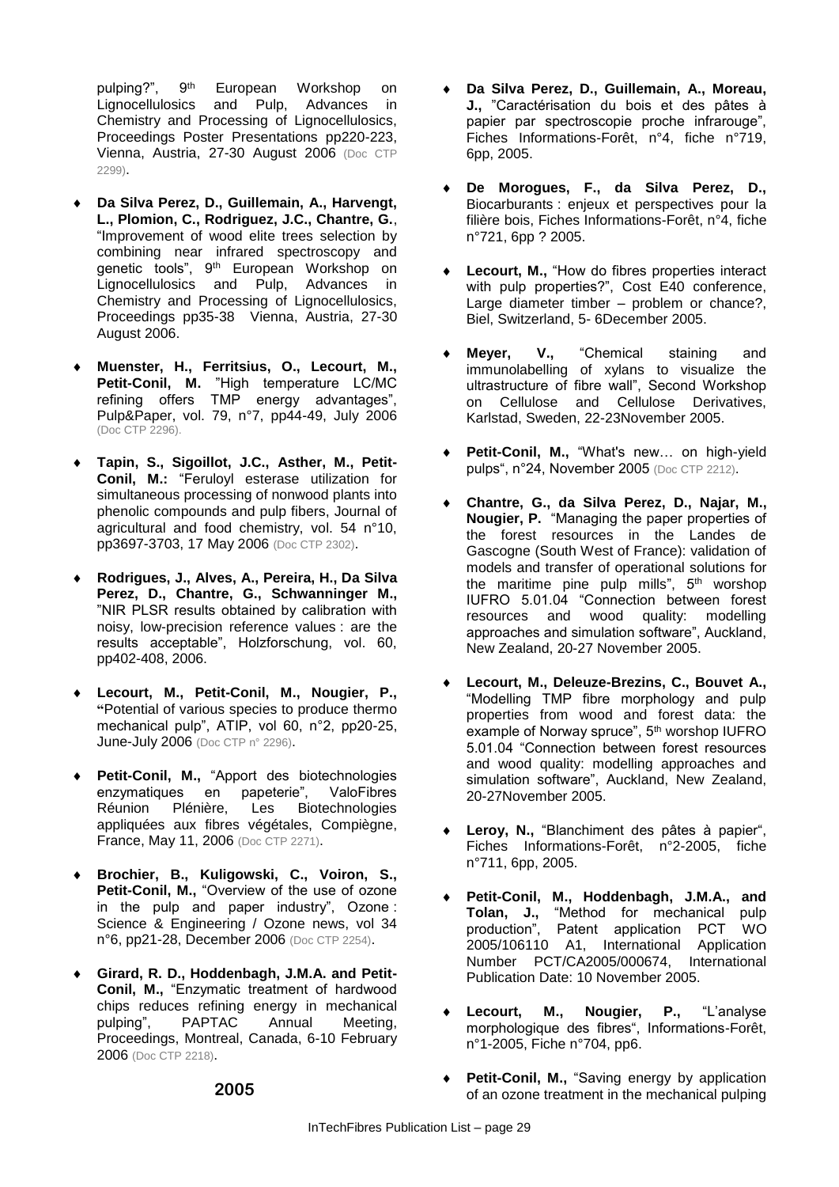pulping?", 9th European Workshop on Lignocellulosics and Pulp, Advances in Chemistry and Processing of Lignocellulosics, Proceedings Poster Presentations pp220-223, Vienna, Austria, 27-30 August 2006 (Doc CTP 2299).

- **Da Silva Perez, D., Guillemain, A., Harvengt, L., Plomion, C., Rodriguez, J.C., Chantre, G.**, "Improvement of wood elite trees selection by combining near infrared spectroscopy and genetic tools", 9th European Workshop on Lignocellulosics and Pulp, Advances in Chemistry and Processing of Lignocellulosics, Proceedings pp35-38 Vienna, Austria, 27-30 August 2006.
- **Muenster, H., Ferritsius, O., Lecourt, M., Petit-Conil, M.** "High temperature LC/MC refining offers TMP energy advantages", Pulp&Paper, vol. 79, n°7, pp44-49, July 2006 (Doc CTP 2296).
- **Tapin, S., Sigoillot, J.C., Asther, M., Petit-Conil, M.:** "Feruloyl esterase utilization for simultaneous processing of nonwood plants into phenolic compounds and pulp fibers, Journal of agricultural and food chemistry, vol. 54 n°10, pp3697-3703, 17 May 2006 (Doc CTP 2302).
- **Rodrigues, J., Alves, A., Pereira, H., Da Silva Perez, D., Chantre, G., Schwanninger M.,** "NIR PLSR results obtained by calibration with noisy, low-precision reference values : are the results acceptable", Holzforschung, vol. 60, pp402-408, 2006.
- **Lecourt, M., Petit-Conil, M., Nougier, P., "**Potential of various species to produce thermo mechanical pulp", ATIP, vol 60, n°2, pp20-25, June-July 2006 (Doc CTP n° 2296).
- **Petit-Conil, M.,** "Apport des biotechnologies enzymatiques en papeterie", ValoFibres Réunion Plénière, Les Biotechnologies appliquées aux fibres végétales, Compiègne, France, May 11, 2006 (Doc CTP 2271).
- **Brochier, B., Kuligowski, C., Voiron, S., Petit-Conil, M.,** "Overview of the use of ozone in the pulp and paper industry", Ozone : Science & Engineering / Ozone news, vol 34 n°6, pp21-28, December 2006 (Doc CTP 2254).
- **Girard, R. D., Hoddenbagh, J.M.A. and Petit-Conil, M.,** "Enzymatic treatment of hardwood chips reduces refining energy in mechanical pulping", PAPTAC Annual Meeting, Proceedings, Montreal, Canada, 6-10 February 2006 (Doc CTP 2218).

## 2005

- **Da Silva Perez, D., Guillemain, A., Moreau, J.,** "Caractérisation du bois et des pâtes à papier par spectroscopie proche infrarouge", Fiches Informations-Forêt, n°4, fiche n°719, 6pp, 2005.
- **De Morogues, F., da Silva Perez, D.,** Biocarburants : enjeux et perspectives pour la filière bois, Fiches Informations-Forêt, n°4, fiche n°721, 6pp ? 2005.
- **Lecourt, M.,** "How do fibres properties interact with pulp properties?", Cost E40 conference, Large diameter timber – problem or chance?, Biel, Switzerland, 5- 6December 2005.
- **Meyer, V.,** "Chemical staining and immunolabelling of xylans to visualize the ultrastructure of fibre wall", Second Workshop on Cellulose and Cellulose Derivatives, Karlstad, Sweden, 22-23November 2005.
- **Petit-Conil, M.,** "What's new… on high-yield pulps", n°24, November 2005 (Doc CTP 2212).
- **Chantre, G., da Silva Perez, D., Najar, M., Nougier, P.** "Managing the paper properties of the forest resources in the Landes de Gascogne (South West of France): validation of models and transfer of operational solutions for the maritime pine pulp mills", 5th worshop IUFRO 5.01.04 "Connection between forest resources and wood quality: modelling approaches and simulation software", Auckland, New Zealand, 20-27 November 2005.
- **Lecourt, M., Deleuze-Brezins, C., Bouvet A.,** "Modelling TMP fibre morphology and pulp properties from wood and forest data: the example of Norway spruce", 5th worshop IUFRO 5.01.04 "Connection between forest resources and wood quality: modelling approaches and simulation software", Auckland, New Zealand, 20-27November 2005.
- **Leroy, N.,** "Blanchiment des pâtes à papier", Fiches Informations-Forêt, n°2-2005, fiche n°711, 6pp, 2005.
- **Petit-Conil, M., Hoddenbagh, J.M.A., and Tolan, J.,** "Method for mechanical pulp production", Patent application PCT WO 2005/106110 A1, International Application Number PCT/CA2005/000674, International Publication Date: 10 November 2005.
- **Lecourt, M., Nougier, P.,** "L'analyse morphologique des fibres", Informations-Forêt, n°1-2005, Fiche n°704, pp6.
- **Petit-Conil, M.,** "Saving energy by application of an ozone treatment in the mechanical pulping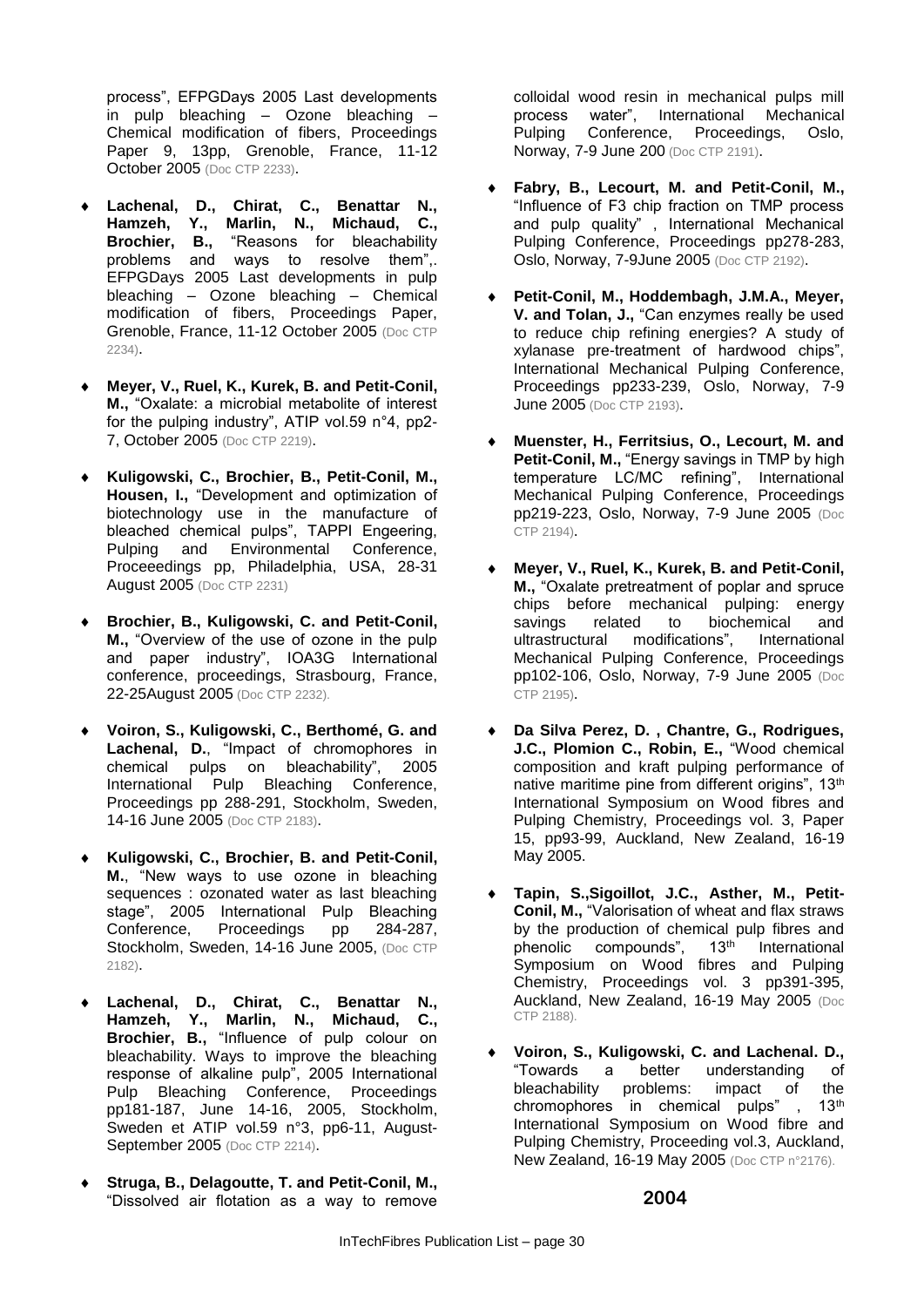process", EFPGDays 2005 Last developments in pulp bleaching – Ozone bleaching – Chemical modification of fibers, Proceedings Paper 9, 13pp, Grenoble, France, 11-12 October 2005 (Doc CTP 2233).

- **Lachenal, D., Chirat, C., Benattar N., Hamzeh, Y., Marlin, N., Michaud, C., Brochier, B.,** "Reasons for bleachability problems and ways to resolve them",. EFPGDays 2005 Last developments in pulp bleaching – Ozone bleaching – Chemical modification of fibers, Proceedings Paper, Grenoble, France, 11-12 October 2005 (Doc CTP 2234).

- **Meyer, V., Ruel, K., Kurek, B. and Petit-Conil, M.,** "Oxalate: a microbial metabolite of interest for the pulping industry", ATIP vol.59 n°4, pp2-7, October 2005 (Doc CTP 2219).

- **Kuligowski, C., Brochier, B., Petit-Conil, M., Housen, I.,** "Development and optimization of biotechnology use in the manufacture of bleached chemical pulps", TAPPI Engeering, Pulping and Environmental Conference, Proceeedings pp, Philadelphia, USA, 28-31 August 2005 (Doc CTP 2231)

- **Brochier, B., Kuligowski, C. and Petit-Conil, M.,** "Overview of the use of ozone in the pulp and paper industry", IOA3G International conference, proceedings, Strasbourg, France, 22-25August 2005 (Doc CTP 2232).

- **Voiron, S., Kuligowski, C., Berthomé, G. and Lachenal, D.**, "Impact of chromophores in chemical pulps on bleachability", 2005 International Pulp Bleaching Conference, Proceedings pp 288-291, Stockholm, Sweden, 14-16 June 2005 (Doc CTP 2183).

- **Kuligowski, C., Brochier, B. and Petit-Conil, M.**, "New ways to use ozone in bleaching sequences : ozonated water as last bleaching stage", 2005 International Pulp Bleaching Conference, Proceedings pp 284-287, Stockholm, Sweden, 14-16 June 2005, (Doc CTP 2182).

- **Lachenal, D., Chirat, C., Benattar N., Hamzeh, Y., Marlin, N., Michaud, C., Brochier, B.,** "Influence of pulp colour on bleachability. Ways to improve the bleaching response of alkaline pulp", 2005 International Pulp Bleaching Conference, Proceedings pp181-187, June 14-16, 2005, Stockholm, Sweden et ATIP vol.59 n°3, pp6-11, August-September 2005 (Doc CTP 2214).

- **Struga, B., Delagoutte, T. and Petit-Conil, M.,** "Dissolved air flotation as a way to remove colloidal wood resin in mechanical pulps mill process water", International Mechanical Pulping Conference, Proceedings, Oslo, Norway, 7-9 June 200 (Doc CTP 2191).

- **Fabry, B., Lecourt, M. and Petit-Conil, M.,** "Influence of F3 chip fraction on TMP process and pulp quality" , International Mechanical Pulping Conference, Proceedings pp278-283, Oslo, Norway, 7-9June 2005 (Doc CTP 2192).

- **Petit-Conil, M., Hoddembagh, J.M.A., Meyer, V. and Tolan, J.,** "Can enzymes really be used to reduce chip refining energies? A study of xylanase pre-treatment of hardwood chips", International Mechanical Pulping Conference, Proceedings pp233-239, Oslo, Norway, 7-9 June 2005 (Doc CTP 2193).

- **Muenster, H., Ferritsius, O., Lecourt, M. and Petit-Conil, M.,** "Energy savings in TMP by high temperature LC/MC refining", International Mechanical Pulping Conference, Proceedings pp219-223, Oslo, Norway, 7-9 June 2005 (Doc CTP 2194).

- **Meyer, V., Ruel, K., Kurek, B. and Petit-Conil, M.,** "Oxalate pretreatment of poplar and spruce chips before mechanical pulping: energy savings related to biochemical and ultrastructural modifications", International Mechanical Pulping Conference, Proceedings pp102-106, Oslo, Norway, 7-9 June 2005 (Doc CTP 2195).

- **Da Silva Perez, D. , Chantre, G., Rodrigues, J.C., Plomion C., Robin, E.,** "Wood chemical composition and kraft pulping performance of native maritime pine from different origins", 13th International Symposium on Wood fibres and Pulping Chemistry, Proceedings vol. 3, Paper 15, pp93-99, Auckland, New Zealand, 16-19 May 2005.

- **Tapin, S.,Sigoillot, J.C., Asther, M., Petit-Conil, M.,** "Valorisation of wheat and flax straws by the production of chemical pulp fibres and phenolic compounds", 13th International Symposium on Wood fibres and Pulping Chemistry, Proceedings vol. 3 pp391-395, Auckland, New Zealand, 16-19 May 2005 (Doc CTP 2188).

- **Voiron, S., Kuligowski, C. and Lachenal. D.,** "Towards a better understanding of bleachability problems: impact of the chromophores in chemical pulps" , 13th International Symposium on Wood fibre and Pulping Chemistry, Proceeding vol.3, Auckland, New Zealand, 16-19 May 2005 (Doc CTP n°2176).

## 2004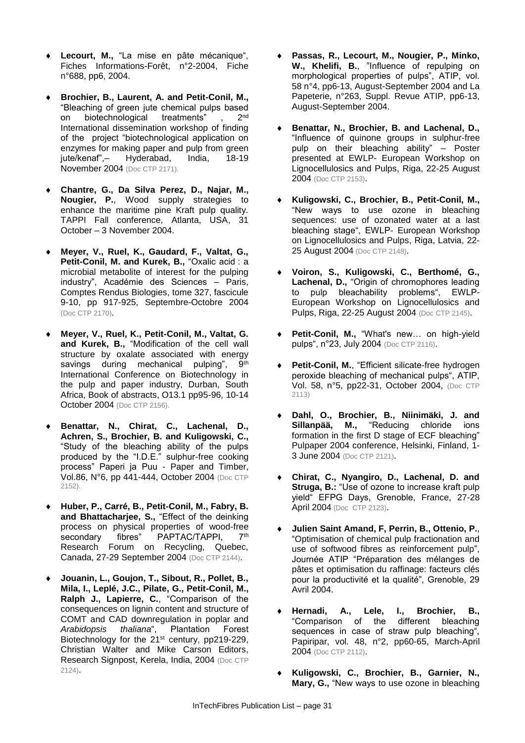- **Lecourt, M.,** "La mise en pâte mécanique", Fiches Informations-Forêt, n°2-2004, Fiche n°688, pp6, 2004.

- **Brochier, B., Laurent, A. and Petit-Conil, M.,** "Bleaching of green jute chemical pulps based on biotechnological treatments" , 2nd International dissemination workshop of finding of the project "biotechnological application on enzymes for making paper and pulp from green jute/kenaf",– Hyderabad, India, 18-19 November 2004 (Doc CTP 2171).

- **Chantre, G., Da Silva Perez, D., Najar, M., Nougier, P.**, Wood supply strategies to enhance the maritime pine Kraft pulp quality. TAPPI Fall conference, Atlanta, USA, 31 October – 3 November 2004.

- **Meyer, V., Ruel, K., Gaudard, F., Valtat, G., Petit-Conil, M. and Kurek, B.,** "Oxalic acid : a microbial metabolite of interest for the pulping industry", Académie des Sciences – Paris, Comptes Rendus Biologies, tome 327, fascicule 9-10, pp 917-925, Septembre-Octobre 2004 (Doc CTP 2170).

- **Meyer, V., Ruel, K., Petit-Conil, M., Valtat, G. and Kurek, B.,** "Modification of the cell wall structure by oxalate associated with energy savings during mechanical pulping", 9th International Conference on Biotechnology in the pulp and paper industry, Durban, South Africa, Book of abstracts, O13.1 pp95-96, 10-14 October 2004 (Doc CTP 2156).

- **Benattar, N., Chirat, C., Lachenal, D., Achren, S., Brochier, B. and Kuligowski, C.,** "Study of the bleaching ability of the pulps produced by the "I.D.E." sulphur-free cooking process" Paperi ja Puu - Paper and Timber, Vol.86, N°6, pp 441-444, October 2004 (Doc CTP 2152).

- **Huber, P., Carré, B., Petit-Conil, M., Fabry, B. and Bhattacharjee, S.,** "Effect of the deinking process on physical properties of wood-free secondary fibres" PAPTAC/TAPPI, 7th Research Forum on Recycling, Quebec, Canada, 27-29 September 2004 (Doc CTP 2144).

- **Jouanin, L., Goujon, T., Sibout, R., Pollet, B., Mila, I., Leplé, J.C., Pilate, G., Petit-Conil, M., Ralph J., Lapierre, C.**, "Comparison of the consequences on lignin content and structure of COMT and CAD downregulation in poplar and *Arabidopsis thaliana*", Plantation Forest Biotechnology for the 21st century, pp219-229, Christian Walter and Mike Carson Editors, Research Signpost, Kerela, India, 2004 (Doc CTP 2124).

- **Passas, R., Lecourt, M., Nougier, P., Minko, W., Khelifi, B.**, "Influence of repulping on morphological properties of pulps", ATIP, vol. 58 n°4, pp6-13, August-September 2004 and La Papeterie, n°263, Suppl. Revue ATIP, pp6-13, August-September 2004.

- **Benattar, N., Brochier, B. and Lachenal, D.,** "Influence of quinone groups in sulphur-free pulp on their bleaching ability" – Poster presented at EWLP- European Workshop on Lignocellulosics and Pulps, Riga, 22-25 August 2004 (Doc CTP 2153).

- **Kuligowski, C., Brochier, B., Petit-Conil, M.,** "New ways to use ozone in bleaching sequences: use of ozonated water at a last bleaching stage", EWLP- European Workshop on Lignocellulosics and Pulps, Riga, Latvia, 22-25 August 2004 (Doc CTP 2148).

- **Voiron, S., Kuligowski, C., Berthomé, G., Lachenal, D.,** "Origin of chromophores leading to pulp bleachability problems", EWLP- European Workshop on Lignocellulosics and Pulps, Riga, 22-25 August 2004 (Doc CTP 2145).

- **Petit-Conil, M.,** "What's new… on high-yield pulps", n°23, July 2004 (Doc CTP 2116).

- **Petit-Conil, M.**, "Efficient silicate-free hydrogen peroxide bleaching of mechanical pulps", ATIP, Vol. 58, n°5, pp22-31, October 2004, (Doc CTP 2113)

- **Dahl, O., Brochier, B., Niinimäki, J. and Sillanpää, M.,** "Reducing chloride ions formation in the first D stage of ECF bleaching" Pulpaper 2004 conference, Helsinki, Finland, 1-3 June 2004 (Doc CTP 2121).

- **Chirat, C., Nyangiro, D., Lachenal, D. and Struga, B.:** "Use of ozone to increase kraft pulp yield" EFPG Days, Grenoble, France, 27-28 April 2004 (Doc CTP 2123).

- **Julien Saint Amand, F, Perrin, B., Ottenio, P.**, "Optimisation of chemical pulp fractionation and use of softwood fibres as reinforcement pulp", Journée ATIP "Préparation des mélanges de pâtes et optimisation du raffinage: facteurs clés pour la productivité et la qualité", Grenoble, 29 Avril 2004.

- **Hernadi, A., Lele, I., Brochier, B.,** "Comparison of the different bleaching sequences in case of straw pulp bleaching", Papiripar, vol. 48, n°2, pp60-65, March-April 2004 (Doc CTP 2112).

- **Kuligowski, C., Brochier, B., Garnier, N., Mary, G.,** "New ways to use ozone in bleaching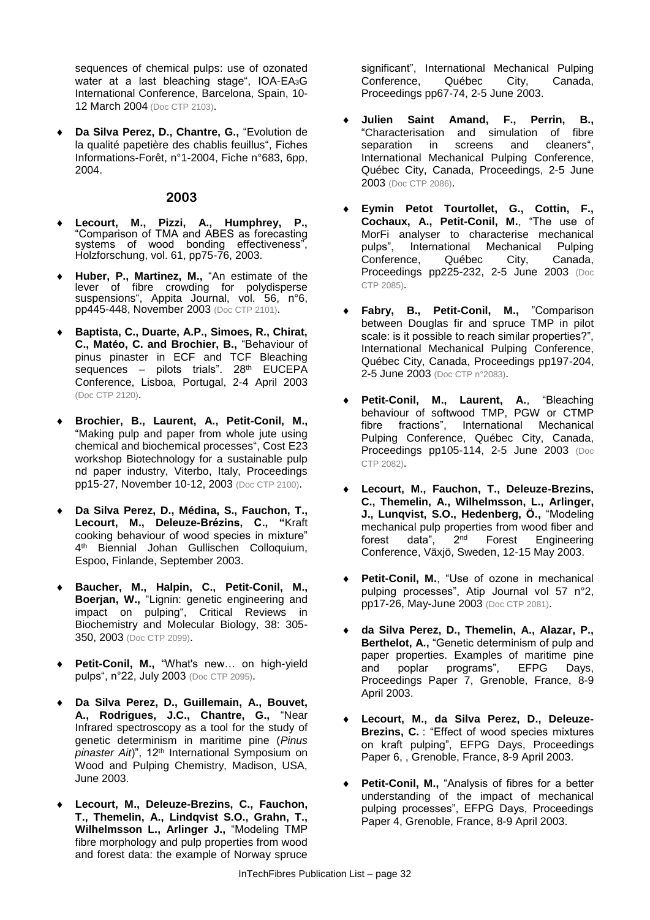sequences of chemical pulps: use of ozonated water at a last bleaching stage", IOA-EA$_3$G International Conference, Barcelona, Spain, 10-12 March 2004 (Doc CTP 2103).

- **Da Silva Perez, D., Chantre, G.,** "Evolution de la qualité papetière des chablis feuillus", Fiches Informations-Forêt, n°1-2004, Fiche n°683, 6pp, 2004.

## 2003

- **Lecourt, M., Pizzi, A., Humphrey, P.,** "Comparison of TMA and ABES as forecasting systems of wood bonding effectiveness", Holzforschung, vol. 61, pp75-76, 2003.
- **Huber, P., Martinez, M.,** "An estimate of the lever of fibre crowding for polydisperse suspensions", Appita Journal, vol. 56, n°6, pp445-448, November 2003 (Doc CTP 2101).
- **Baptista, C., Duarte, A.P., Simoes, R., Chirat, C., Matéo, C. and Brochier, B.,** "Behaviour of pinus pinaster in ECF and TCF Bleaching sequences – pilots trials". 28th EUCEPA Conference, Lisboa, Portugal, 2-4 April 2003 (Doc CTP 2120).
- **Brochier, B., Laurent, A., Petit-Conil, M.,** "Making pulp and paper from whole jute using chemical and biochemical processes", Cost E23 workshop Biotechnology for a sustainable pulp nd paper industry, Viterbo, Italy, Proceedings pp15-27, November 10-12, 2003 (Doc CTP 2100).
- **Da Silva Perez, D., Médina, S., Fauchon, T., Lecourt, M., Deleuze-Brézins, C., "**Kraft cooking behaviour of wood species in mixture" 4th Biennial Johan Gullischen Colloquium, Espoo, Finlande, September 2003.
- **Baucher, M., Halpin, C., Petit-Conil, M., Boerjan, W.,** "Lignin: genetic engineering and impact on pulping", Critical Reviews in Biochemistry and Molecular Biology, 38: 305-350, 2003 (Doc CTP 2099).
- **Petit-Conil, M.,** "What's new… on high-yield pulps", n°22, July 2003 (Doc CTP 2095).
- **Da Silva Perez, D., Guillemain, A., Bouvet, A., Rodrigues, J.C., Chantre, G.,** "Near Infrared spectroscopy as a tool for the study of genetic determinism in maritime pine (*Pinus pinaster Ait*)", 12th International Symposium on Wood and Pulping Chemistry, Madison, USA, June 2003.
- **Lecourt, M., Deleuze-Brezins, C., Fauchon, T., Themelin, A., Lindqvist S.O., Grahn, T., Wilhelmsson L., Arlinger J.,** "Modeling TMP fibre morphology and pulp properties from wood and forest data: the example of Norway spruce significant", International Mechanical Pulping Conference, Québec City, Canada, Proceedings pp67-74, 2-5 June 2003.
- **Julien Saint Amand, F., Perrin, B.,** "Characterisation and simulation of fibre separation in screens and cleaners", International Mechanical Pulping Conference, Québec City, Canada, Proceedings, 2-5 June 2003 (Doc CTP 2086).
- **Eymin Petot Tourtollet, G., Cottin, F., Cochaux, A., Petit-Conil, M.**, "The use of MorFi analyser to characterise mechanical pulps", International Mechanical Pulping Conference, Québec City, Canada, Proceedings pp225-232, 2-5 June 2003 (Doc CTP 2085).
- **Fabry, B., Petit-Conil, M.,** "Comparison between Douglas fir and spruce TMP in pilot scale: is it possible to reach similar properties?", International Mechanical Pulping Conference, Québec City, Canada, Proceedings pp197-204, 2-5 June 2003 (Doc CTP n°2083).
- **Petit-Conil, M., Laurent, A.**, "Bleaching behaviour of softwood TMP, PGW or CTMP fibre fractions", International Mechanical Pulping Conference, Québec City, Canada, Proceedings pp105-114, 2-5 June 2003 (Doc CTP 2082).
- **Lecourt, M., Fauchon, T., Deleuze-Brezins, C., Themelin, A., Wilhelmsson, L., Arlinger, J., Lunqvist, S.O., Hedenberg, Ö.,** "Modeling mechanical pulp properties from wood fiber and forest data", 2nd Forest Engineering Conference, Växjö, Sweden, 12-15 May 2003.
- **Petit-Conil, M.**, "Use of ozone in mechanical pulping processes", Atip Journal vol 57 n°2, pp17-26, May-June 2003 (Doc CTP 2081).
- **da Silva Perez, D., Themelin, A., Alazar, P., Berthelot, A.,** "Genetic determinism of pulp and paper properties. Examples of maritime pine and poplar programs", EFPG Days, Proceedings Paper 7, Grenoble, France, 8-9 April 2003.
- **Lecourt, M., da Silva Perez, D., Deleuze-Brezins, C.** : "Effect of wood species mixtures on kraft pulping", EFPG Days, Proceedings Paper 6, , Grenoble, France, 8-9 April 2003.
- **Petit-Conil, M.,** "Analysis of fibres for a better understanding of the impact of mechanical pulping processes", EFPG Days, Proceedings Paper 4, Grenoble, France, 8-9 April 2003.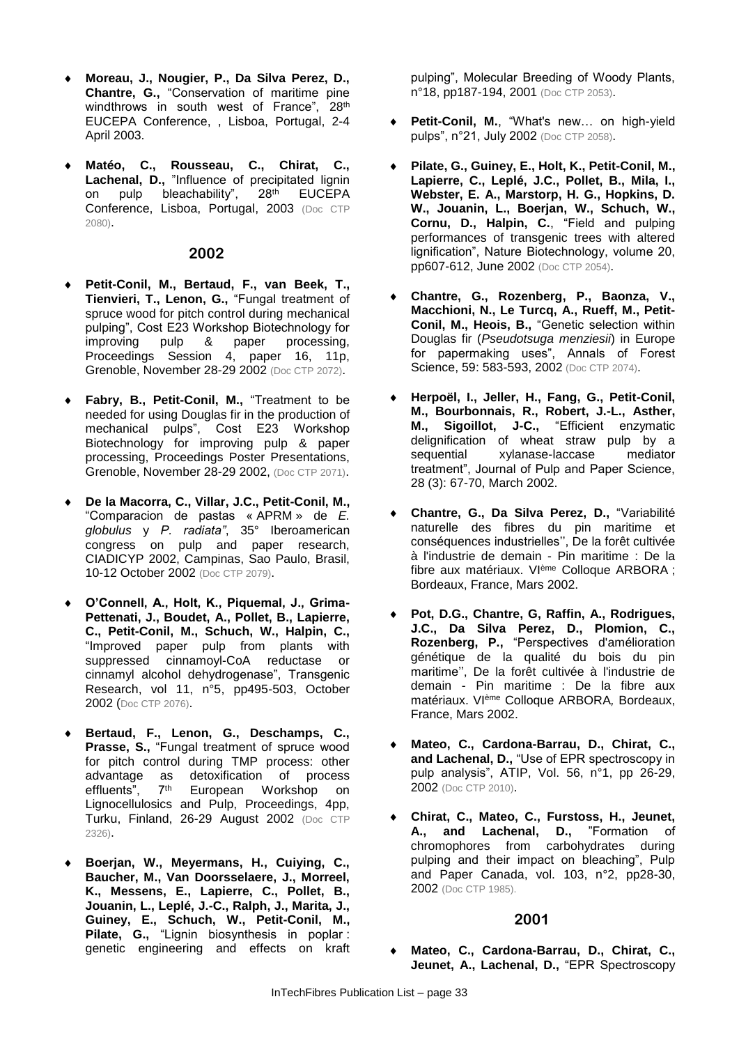- **Moreau, J., Nougier, P., Da Silva Perez, D., Chantre, G.,** "Conservation of maritime pine windthrows in south west of France", 28th EUCEPA Conference, , Lisboa, Portugal, 2-4 April 2003.

- **Matéo, C., Rousseau, C., Chirat, C., Lachenal, D.,** "Influence of precipitated lignin on pulp bleachability", 28th EUCEPA Conference, Lisboa, Portugal, 2003 (Doc CTP 2080).

## 2002

- **Petit-Conil, M., Bertaud, F., van Beek, T., Tienvieri, T., Lenon, G.,** "Fungal treatment of spruce wood for pitch control during mechanical pulping", Cost E23 Workshop Biotechnology for improving pulp & paper processing, Proceedings Session 4, paper 16, 11p, Grenoble, November 28-29 2002 (Doc CTP 2072).

- **Fabry, B., Petit-Conil, M.,** "Treatment to be needed for using Douglas fir in the production of mechanical pulps", Cost E23 Workshop Biotechnology for improving pulp & paper processing, Proceedings Poster Presentations, Grenoble, November 28-29 2002, (Doc CTP 2071).

- **De la Macorra, C., Villar, J.C., Petit-Conil, M.,** "Comparacion de pastas « APRM » de *E. globulus* y *P. radiata"*, 35° Iberoamerican congress on pulp and paper research, CIADICYP 2002, Campinas, Sao Paulo, Brasil, 10-12 October 2002 (Doc CTP 2079).

- **O'Connell, A., Holt, K., Piquemal, J., Grima-Pettenati, J., Boudet, A., Pollet, B., Lapierre, C., Petit-Conil, M., Schuch, W., Halpin, C.,** "Improved paper pulp from plants with suppressed cinnamoyl-CoA reductase or cinnamyl alcohol dehydrogenase", Transgenic Research, vol 11, n°5, pp495-503, October 2002 (Doc CTP 2076).

- **Bertaud, F., Lenon, G., Deschamps, C., Prasse, S.,** "Fungal treatment of spruce wood for pitch control during TMP process: other advantage as detoxification of process effluents", 7th European Workshop on Lignocellulosics and Pulp, Proceedings, 4pp, Turku, Finland, 26-29 August 2002 (Doc CTP 2326).

- **Boerjan, W., Meyermans, H., Cuiying, C., Baucher, M., Van Doorsselaere, J., Morreel, K., Messens, E., Lapierre, C., Pollet, B., Jouanin, L., Leplé, J.-C., Ralph, J., Marita, J., Guiney, E., Schuch, W., Petit-Conil, M., Pilate, G.,** "Lignin biosynthesis in poplar : genetic engineering and effects on kraft pulping", Molecular Breeding of Woody Plants, n°18, pp187-194, 2001 (Doc CTP 2053).

- **Petit-Conil, M.**, "What's new… on high-yield pulps", n°21, July 2002 (Doc CTP 2058).

- **Pilate, G., Guiney, E., Holt, K., Petit-Conil, M., Lapierre, C., Leplé, J.C., Pollet, B., Mila, I., Webster, E. A., Marstorp, H. G., Hopkins, D. W., Jouanin, L., Boerjan, W., Schuch, W., Cornu, D., Halpin, C.**, "Field and pulping performances of transgenic trees with altered lignification", Nature Biotechnology, volume 20, pp607-612, June 2002 (Doc CTP 2054).

- **Chantre, G., Rozenberg, P., Baonza, V., Macchioni, N., Le Turcq, A., Rueff, M., Petit-Conil, M., Heois, B.,** "Genetic selection within Douglas fir (*Pseudotsuga menziesii*) in Europe for papermaking uses", Annals of Forest Science, 59: 583-593, 2002 (Doc CTP 2074).

- **Herpoël, I., Jeller, H., Fang, G., Petit-Conil, M., Bourbonnais, R., Robert, J.-L., Asther, M., Sigoillot, J-C.,** "Efficient enzymatic delignification of wheat straw pulp by a sequential xylanase-laccase mediator treatment", Journal of Pulp and Paper Science, 28 (3): 67-70, March 2002.

- **Chantre, G., Da Silva Perez, D.,** "Variabilité naturelle des fibres du pin maritime et conséquences industrielles'', De la forêt cultivée à l'industrie de demain - Pin maritime : De la fibre aux matériaux. VIème Colloque ARBORA ; Bordeaux, France, Mars 2002.

- **Pot, D.G., Chantre, G, Raffin, A., Rodrigues, J.C., Da Silva Perez, D., Plomion, C., Rozenberg, P.,** "Perspectives d'amélioration génétique de la qualité du bois du pin maritime'', De la forêt cultivée à l'industrie de demain - Pin maritime : De la fibre aux matériaux. VIème Colloque ARBORA*,* Bordeaux, France, Mars 2002.

- **Mateo, C., Cardona-Barrau, D., Chirat, C., and Lachenal, D.,** "Use of EPR spectroscopy in pulp analysis", ATIP, Vol. 56, n°1, pp 26-29, 2002 (Doc CTP 2010).

- **Chirat, C., Mateo, C., Furstoss, H., Jeunet, A., and Lachenal, D.,** "Formation of chromophores from carbohydrates during pulping and their impact on bleaching", Pulp and Paper Canada, vol. 103, n°2, pp28-30, 2002 (Doc CTP 1985).

## 2001

- **Mateo, C., Cardona-Barrau, D., Chirat, C., Jeunet, A., Lachenal, D.,** "EPR Spectroscopy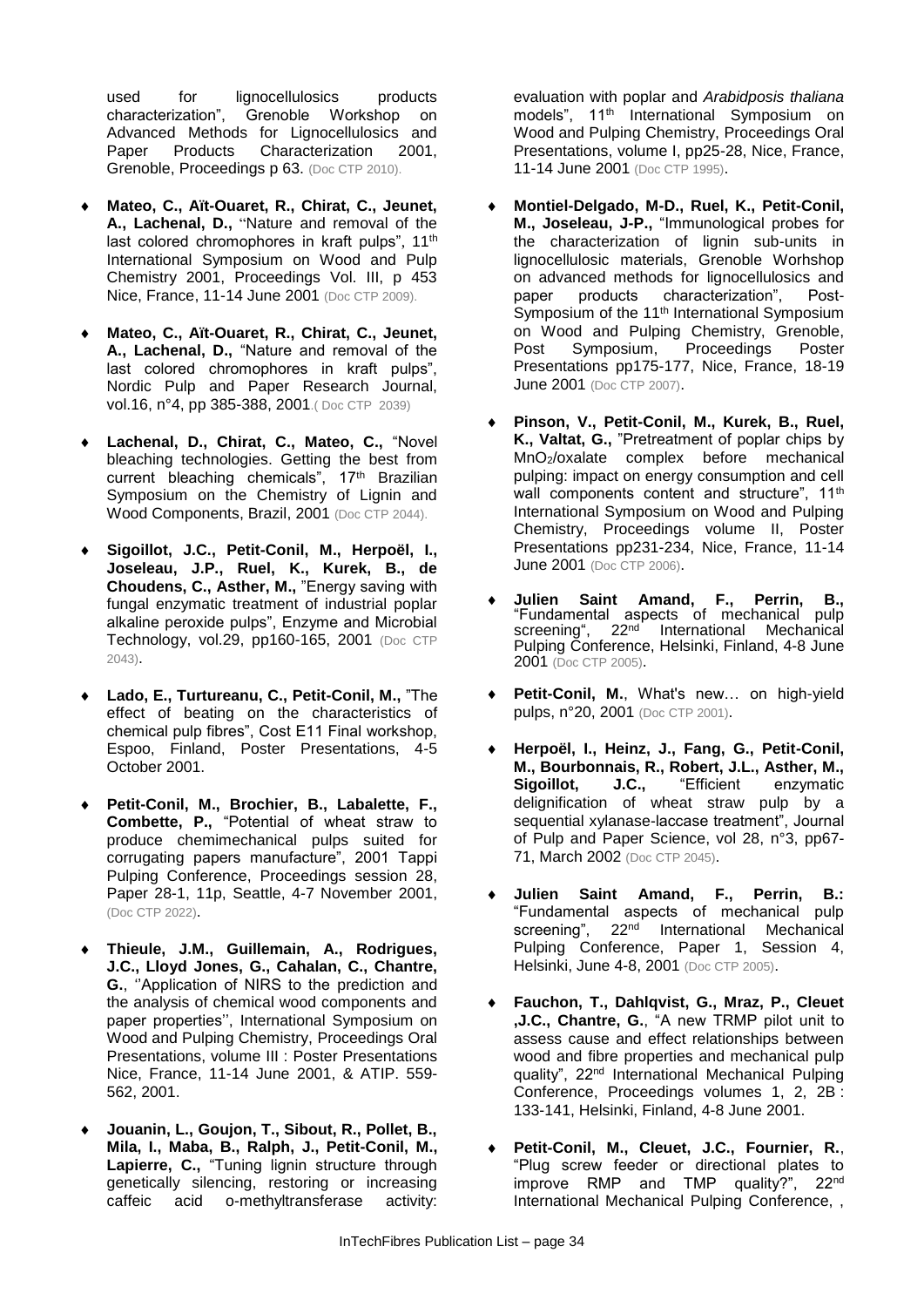used for lignocellulosics products characterization", Grenoble Workshop on Advanced Methods for Lignocellulosics and Paper Products Characterization 2001, Grenoble, Proceedings p 63. (Doc CTP 2010).

- **Mateo, C., Aït-Ouaret, R., Chirat, C., Jeunet, A., Lachenal, D.,** ''Nature and removal of the last colored chromophores in kraft pulps", 11th International Symposium on Wood and Pulp Chemistry 2001, Proceedings Vol. III, p 453 Nice, France, 11-14 June 2001 (Doc CTP 2009).

- **Mateo, C., Aït-Ouaret, R., Chirat, C., Jeunet, A., Lachenal, D.,** "Nature and removal of the last colored chromophores in kraft pulps", Nordic Pulp and Paper Research Journal, vol.16, n°4, pp 385-388, 2001.( Doc CTP 2039)

- **Lachenal, D., Chirat, C., Mateo, C.,** "Novel bleaching technologies. Getting the best from current bleaching chemicals", 17th Brazilian Symposium on the Chemistry of Lignin and Wood Components, Brazil, 2001 (Doc CTP 2044).

- **Sigoillot, J.C., Petit-Conil, M., Herpoël, I., Joseleau, J.P., Ruel, K., Kurek, B., de Choudens, C., Asther, M.,** "Energy saving with fungal enzymatic treatment of industrial poplar alkaline peroxide pulps", Enzyme and Microbial Technology, vol.29, pp160-165, 2001 (Doc CTP 2043).

- **Lado, E., Turtureanu, C., Petit-Conil, M.,** "The effect of beating on the characteristics of chemical pulp fibres", Cost E11 Final workshop, Espoo, Finland, Poster Presentations, 4-5 October 2001.

- **Petit-Conil, M., Brochier, B., Labalette, F., Combette, P.,** "Potential of wheat straw to produce chemimechanical pulps suited for corrugating papers manufacture", 2001 Tappi Pulping Conference, Proceedings session 28, Paper 28-1, 11p, Seattle, 4-7 November 2001, (Doc CTP 2022).

- **Thieule, J.M., Guillemain, A., Rodrigues, J.C., Lloyd Jones, G., Cahalan, C., Chantre, G.**, ''Application of NIRS to the prediction and the analysis of chemical wood components and paper properties'', International Symposium on Wood and Pulping Chemistry, Proceedings Oral Presentations, volume III : Poster Presentations Nice, France, 11-14 June 2001, & ATIP. 559-562, 2001.

- **Jouanin, L., Goujon, T., Sibout, R., Pollet, B., Mila, I., Maba, B., Ralph, J., Petit-Conil, M., Lapierre, C.,** "Tuning lignin structure through genetically silencing, restoring or increasing caffeic acid o-methyltransferase activity: evaluation with poplar and *Arabidposis thaliana* models", 11th International Symposium on Wood and Pulping Chemistry, Proceedings Oral Presentations, volume I, pp25-28, Nice, France, 11-14 June 2001 (Doc CTP 1995).

- **Montiel-Delgado, M-D., Ruel, K., Petit-Conil, M., Joseleau, J-P.,** "Immunological probes for the characterization of lignin sub-units in lignocellulosic materials, Grenoble Worhshop on advanced methods for lignocellulosics and paper products characterization", Post-Symposium of the 11th International Symposium on Wood and Pulping Chemistry, Grenoble, Post Symposium, Proceedings Poster Presentations pp175-177, Nice, France, 18-19 June 2001 (Doc CTP 2007).

- **Pinson, V., Petit-Conil, M., Kurek, B., Ruel, K., Valtat, G.,** "Pretreatment of poplar chips by $MnO_2$/oxalate complex before mechanical pulping: impact on energy consumption and cell wall components content and structure", 11th International Symposium on Wood and Pulping Chemistry, Proceedings volume II, Poster Presentations pp231-234, Nice, France, 11-14 June 2001 (Doc CTP 2006).

- **Julien Saint Amand, F., Perrin, B.,** "Fundamental aspects of mechanical pulp screening", 22nd International Mechanical Pulping Conference, Helsinki, Finland, 4-8 June 2001 (Doc CTP 2005).

- **Petit-Conil, M.**, What's new… on high-yield pulps, n°20, 2001 (Doc CTP 2001).

- **Herpoël, I., Heinz, J., Fang, G., Petit-Conil, M., Bourbonnais, R., Robert, J.L., Asther, M., Sigoillot, J.C.,** "Efficient enzymatic delignification of wheat straw pulp by a sequential xylanase-laccase treatment", Journal of Pulp and Paper Science, vol 28, n°3, pp67-71, March 2002 (Doc CTP 2045).

- **Julien Saint Amand, F., Perrin, B.:** "Fundamental aspects of mechanical pulp screening", 22nd International Mechanical Pulping Conference, Paper 1, Session 4, Helsinki, June 4-8, 2001 (Doc CTP 2005).

- **Fauchon, T., Dahlqvist, G., Mraz, P., Cleuet ,J.C., Chantre, G.**, "A new TRMP pilot unit to assess cause and effect relationships between wood and fibre properties and mechanical pulp quality", 22nd International Mechanical Pulping Conference, Proceedings volumes 1, 2, 2B : 133-141, Helsinki, Finland, 4-8 June 2001.

- **Petit-Conil, M., Cleuet, J.C., Fournier, R.**, "Plug screw feeder or directional plates to improve RMP and TMP quality?", 22nd International Mechanical Pulping Conference, ,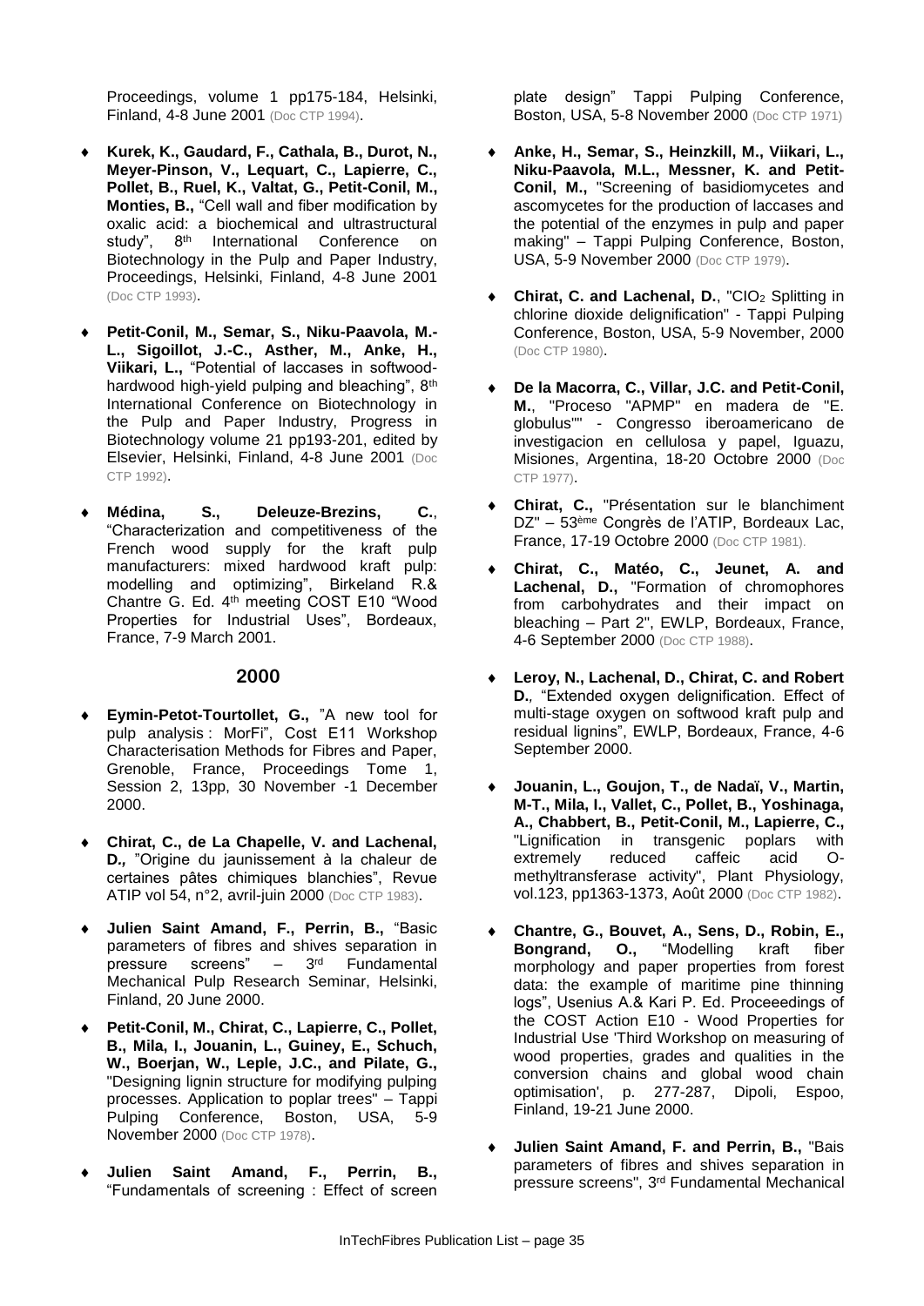Proceedings, volume 1 pp175-184, Helsinki, Finland, 4-8 June 2001 (Doc CTP 1994).

- **Kurek, K., Gaudard, F., Cathala, B., Durot, N., Meyer-Pinson, V., Lequart, C., Lapierre, C., Pollet, B., Ruel, K., Valtat, G., Petit-Conil, M., Monties, B.,** "Cell wall and fiber modification by oxalic acid: a biochemical and ultrastructural study", 8th International Conference on Biotechnology in the Pulp and Paper Industry, Proceedings, Helsinki, Finland, 4-8 June 2001 (Doc CTP 1993).

- **Petit-Conil, M., Semar, S., Niku-Paavola, M.-L., Sigoillot, J.-C., Asther, M., Anke, H., Viikari, L.,** "Potential of laccases in softwood-hardwood high-yield pulping and bleaching", 8th International Conference on Biotechnology in the Pulp and Paper Industry, Progress in Biotechnology volume 21 pp193-201, edited by Elsevier, Helsinki, Finland, 4-8 June 2001 (Doc CTP 1992).

- **Médina, S., Deleuze-Brezins, C.**, "Characterization and competitiveness of the French wood supply for the kraft pulp manufacturers: mixed hardwood kraft pulp: modelling and optimizing", Birkeland R.& Chantre G. Ed. 4th meeting COST E10 "Wood Properties for Industrial Uses", Bordeaux, France, 7-9 March 2001.

## 2000

- **Eymin-Petot-Tourtollet, G.,** "A new tool for pulp analysis : MorFi", Cost E11 Workshop Characterisation Methods for Fibres and Paper, Grenoble, France, Proceedings Tome 1, Session 2, 13pp, 30 November -1 December 2000.

- **Chirat, C., de La Chapelle, V. and Lachenal, D.,** "Origine du jaunissement à la chaleur de certaines pâtes chimiques blanchies", Revue ATIP vol 54, n°2, avril-juin 2000 (Doc CTP 1983).

- **Julien Saint Amand, F., Perrin, B.,** "Basic parameters of fibres and shives separation in pressure screens" – 3rd Fundamental Mechanical Pulp Research Seminar, Helsinki, Finland, 20 June 2000.

- **Petit-Conil, M., Chirat, C., Lapierre, C., Pollet, B., Mila, I., Jouanin, L., Guiney, E., Schuch, W., Boerjan, W., Leple, J.C., and Pilate, G.,** "Designing lignin structure for modifying pulping processes. Application to poplar trees" – Tappi Pulping Conference, Boston, USA, 5-9 November 2000 (Doc CTP 1978).

- **Julien Saint Amand, F., Perrin, B.,** "Fundamentals of screening : Effect of screen plate design" Tappi Pulping Conference, Boston, USA, 5-8 November 2000 (Doc CTP 1971)

- **Anke, H., Semar, S., Heinzkill, M., Viikari, L., Niku-Paavola, M.L., Messner, K. and Petit-Conil, M.,** "Screening of basidiomycetes and ascomycetes for the production of laccases and the potential of the enzymes in pulp and paper making" – Tappi Pulping Conference, Boston, USA, 5-9 November 2000 (Doc CTP 1979).

- **Chirat, C. and Lachenal, D.**, "$ClO_2$ Splitting in chlorine dioxide delignification" - Tappi Pulping Conference, Boston, USA, 5-9 November, 2000 (Doc CTP 1980).

- **De la Macorra, C., Villar, J.C. and Petit-Conil, M.**, "Proceso "APMP" en madera de "E. globulus"" - Congresso iberoamericano de investigacion en cellulosa y papel, Iguazu, Misiones, Argentina, 18-20 Octobre 2000 (Doc CTP 1977).

- **Chirat, C.,** "Présentation sur le blanchiment DZ" – 53ème Congrès de l'ATIP, Bordeaux Lac, France, 17-19 Octobre 2000 (Doc CTP 1981).

- **Chirat, C., Matéo, C., Jeunet, A. and Lachenal, D.,** "Formation of chromophores from carbohydrates and their impact on bleaching – Part 2", EWLP, Bordeaux, France, 4-6 September 2000 (Doc CTP 1988).

- **Leroy, N., Lachenal, D., Chirat, C. and Robert D.,** "Extended oxygen delignification. Effect of multi-stage oxygen on softwood kraft pulp and residual lignins", EWLP, Bordeaux, France, 4-6 September 2000.

- **Jouanin, L., Goujon, T., de Nadaï, V., Martin, M-T., Mila, I., Vallet, C., Pollet, B., Yoshinaga, A., Chabbert, B., Petit-Conil, M., Lapierre, C.,** "Lignification in transgenic poplars with extremely reduced caffeic acid O-methyltransferase activity", Plant Physiology, vol.123, pp1363-1373, Août 2000 (Doc CTP 1982).

- **Chantre, G., Bouvet, A., Sens, D., Robin, E., Bongrand, O.,** "Modelling kraft fiber morphology and paper properties from forest data: the example of maritime pine thinning logs", Usenius A.& Kari P. Ed. Proceeedings of the COST Action E10 - Wood Properties for Industrial Use 'Third Workshop on measuring of wood properties, grades and qualities in the conversion chains and global wood chain optimisation', p. 277-287, Dipoli, Espoo, Finland, 19-21 June 2000.

- **Julien Saint Amand, F. and Perrin, B.,** "Bais parameters of fibres and shives separation in pressure screens", 3rd Fundamental Mechanical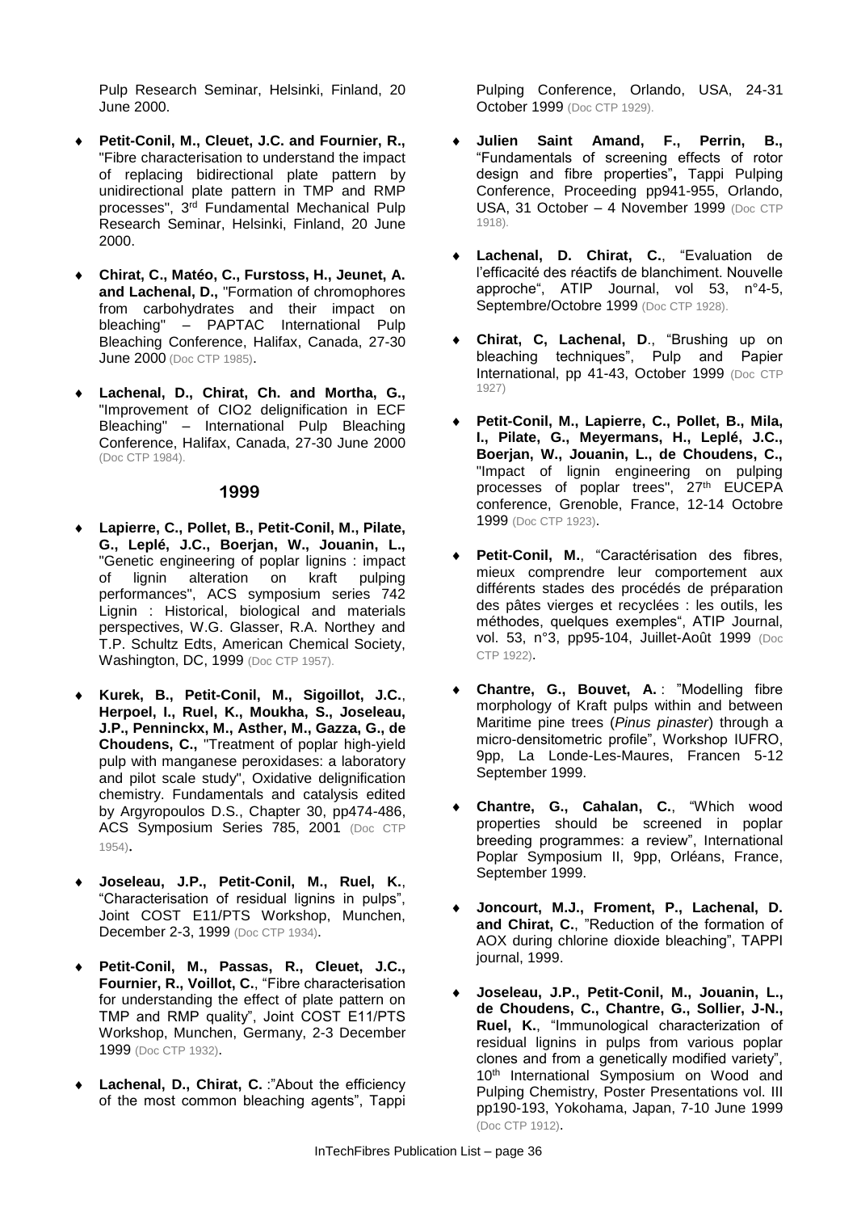Pulp Research Seminar, Helsinki, Finland, 20 June 2000.

- **Petit-Conil, M., Cleuet, J.C. and Fournier, R.,** "Fibre characterisation to understand the impact of replacing bidirectional plate pattern by unidirectional plate pattern in TMP and RMP processes", 3rd Fundamental Mechanical Pulp Research Seminar, Helsinki, Finland, 20 June 2000.

- **Chirat, C., Matéo, C., Furstoss, H., Jeunet, A. and Lachenal, D.,** "Formation of chromophores from carbohydrates and their impact on bleaching" – PAPTAC International Pulp Bleaching Conference, Halifax, Canada, 27-30 June 2000 (Doc CTP 1985).

- **Lachenal, D., Chirat, Ch. and Mortha, G.,** "Improvement of ClO2 delignification in ECF Bleaching" – International Pulp Bleaching Conference, Halifax, Canada, 27-30 June 2000 (Doc CTP 1984).

## 1999

- **Lapierre, C., Pollet, B., Petit-Conil, M., Pilate, G., Leplé, J.C., Boerjan, W., Jouanin, L.,** "Genetic engineering of poplar lignins : impact of lignin alteration on kraft pulping performances", ACS symposium series 742 Lignin : Historical, biological and materials perspectives, W.G. Glasser, R.A. Northey and T.P. Schultz Edts, American Chemical Society, Washington, DC, 1999 (Doc CTP 1957).

- **Kurek, B., Petit-Conil, M., Sigoillot, J.C., Herpoel, I., Ruel, K., Moukha, S., Joseleau, J.P., Penninckx, M., Asther, M., Gazza, G., de Choudens, C.,** "Treatment of poplar high-yield pulp with manganese peroxidases: a laboratory and pilot scale study", Oxidative delignification chemistry. Fundamentals and catalysis edited by Argyropoulos D.S., Chapter 30, pp474-486, ACS Symposium Series 785, 2001 (Doc CTP 1954).

- **Joseleau, J.P., Petit-Conil, M., Ruel, K.**, "Characterisation of residual lignins in pulps", Joint COST E11/PTS Workshop, Munchen, December 2-3, 1999 (Doc CTP 1934).

- **Petit-Conil, M., Passas, R., Cleuet, J.C., Fournier, R., Voillot, C.**, "Fibre characterisation for understanding the effect of plate pattern on TMP and RMP quality", Joint COST E11/PTS Workshop, Munchen, Germany, 2-3 December 1999 (Doc CTP 1932).

- **Lachenal, D., Chirat, C.** :"About the efficiency of the most common bleaching agents", Tappi Pulping Conference, Orlando, USA, 24-31 October 1999 (Doc CTP 1929).

- **Julien Saint Amand, F., Perrin, B.,** "Fundamentals of screening effects of rotor design and fibre properties", Tappi Pulping Conference, Proceeding pp941-955, Orlando, USA, 31 October – 4 November 1999 (Doc CTP 1918).

- **Lachenal, D. Chirat, C.**, "Evaluation de l'efficacité des réactifs de blanchiment. Nouvelle approche", ATIP Journal, vol 53, n°4-5, Septembre/Octobre 1999 (Doc CTP 1928).

- **Chirat, C, Lachenal, D**., "Brushing up on bleaching techniques", Pulp and Papier International, pp 41-43, October 1999 (Doc CTP 1927)

- **Petit-Conil, M., Lapierre, C., Pollet, B., Mila, I., Pilate, G., Meyermans, H., Leplé, J.C., Boerjan, W., Jouanin, L., de Choudens, C.,** "Impact of lignin engineering on pulping processes of poplar trees", 27th EUCEPA conference, Grenoble, France, 12-14 Octobre 1999 (Doc CTP 1923).

- **Petit-Conil, M.**, "Caractérisation des fibres, mieux comprendre leur comportement aux différents stades des procédés de préparation des pâtes vierges et recyclées : les outils, les méthodes, quelques exemples", ATIP Journal, vol. 53, n°3, pp95-104, Juillet-Août 1999 (Doc CTP 1922).

- **Chantre, G., Bouvet, A.** : "Modelling fibre morphology of Kraft pulps within and between Maritime pine trees (*Pinus pinaster*) through a micro-densitometric profile", Workshop IUFRO, 9pp, La Londe-Les-Maures, Francen 5-12 September 1999.

- **Chantre, G., Cahalan, C.**, "Which wood properties should be screened in poplar breeding programmes: a review", International Poplar Symposium II, 9pp, Orléans, France, September 1999.

- **Joncourt, M.J., Froment, P., Lachenal, D. and Chirat, C.**, "Reduction of the formation of AOX during chlorine dioxide bleaching", TAPPI journal, 1999.

- **Joseleau, J.P., Petit-Conil, M., Jouanin, L., de Choudens, C., Chantre, G., Sollier, J-N., Ruel, K.**, "Immunological characterization of residual lignins in pulps from various poplar clones and from a genetically modified variety", 10th International Symposium on Wood and Pulping Chemistry, Poster Presentations vol. III pp190-193, Yokohama, Japan, 7-10 June 1999 (Doc CTP 1912).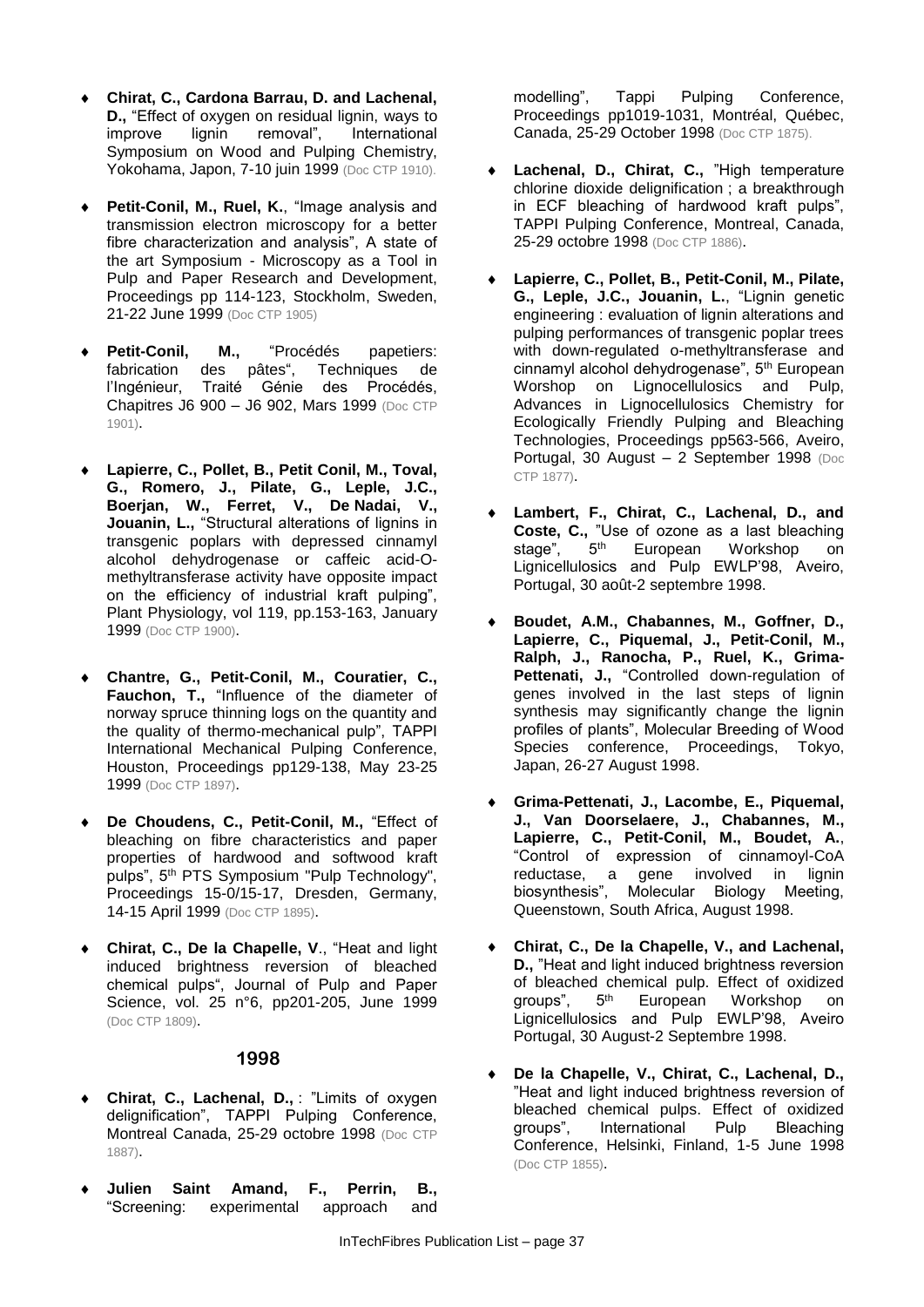- **Chirat, C., Cardona Barrau, D. and Lachenal, D.,** "Effect of oxygen on residual lignin, ways to improve lignin removal", International Symposium on Wood and Pulping Chemistry, Yokohama, Japon, 7-10 juin 1999 (Doc CTP 1910).

- **Petit-Conil, M., Ruel, K.**, "Image analysis and transmission electron microscopy for a better fibre characterization and analysis", A state of the art Symposium - Microscopy as a Tool in Pulp and Paper Research and Development, Proceedings pp 114-123, Stockholm, Sweden, 21-22 June 1999 (Doc CTP 1905)

- **Petit-Conil, M.,** "Procédés papetiers: fabrication des pâtes", Techniques de l'Ingénieur, Traité Génie des Procédés, Chapitres J6 900 – J6 902, Mars 1999 (Doc CTP 1901).

- **Lapierre, C., Pollet, B., Petit Conil, M., Toval, G., Romero, J., Pilate, G., Leple, J.C., Boerjan, W., Ferret, V., De Nadai, V., Jouanin, L.,** "Structural alterations of lignins in transgenic poplars with depressed cinnamyl alcohol dehydrogenase or caffeic acid-O-methyltransferase activity have opposite impact on the efficiency of industrial kraft pulping", Plant Physiology, vol 119, pp.153-163, January 1999 (Doc CTP 1900).

- **Chantre, G., Petit-Conil, M., Couratier, C., Fauchon, T.,** "Influence of the diameter of norway spruce thinning logs on the quantity and the quality of thermo-mechanical pulp", TAPPI International Mechanical Pulping Conference, Houston, Proceedings pp129-138, May 23-25 1999 (Doc CTP 1897).

- **De Choudens, C., Petit-Conil, M.,** "Effect of bleaching on fibre characteristics and paper properties of hardwood and softwood kraft pulps", 5th PTS Symposium "Pulp Technology", Proceedings 15-0/15-17, Dresden, Germany, 14-15 April 1999 (Doc CTP 1895).

- **Chirat, C., De la Chapelle, V**., "Heat and light induced brightness reversion of bleached chemical pulps", Journal of Pulp and Paper Science, vol. 25 n°6, pp201-205, June 1999 (Doc CTP 1809).

## 1998

- **Chirat, C., Lachenal, D.,** : "Limits of oxygen delignification", TAPPI Pulping Conference, Montreal Canada, 25-29 octobre 1998 (Doc CTP 1887).

- **Julien Saint Amand, F., Perrin, B.,** "Screening: experimental approach and modelling", Tappi Pulping Conference, Proceedings pp1019-1031, Montréal, Québec, Canada, 25-29 October 1998 (Doc CTP 1875).

- **Lachenal, D., Chirat, C.,** "High temperature chlorine dioxide delignification ; a breakthrough in ECF bleaching of hardwood kraft pulps", TAPPI Pulping Conference, Montreal, Canada, 25-29 octobre 1998 (Doc CTP 1886).

- **Lapierre, C., Pollet, B., Petit-Conil, M., Pilate, G., Leple, J.C., Jouanin, L.**, "Lignin genetic engineering : evaluation of lignin alterations and pulping performances of transgenic poplar trees with down-regulated o-methyltransferase and cinnamyl alcohol dehydrogenase", 5th European Worshop on Lignocellulosics and Pulp, Advances in Lignocellulosics Chemistry for Ecologically Friendly Pulping and Bleaching Technologies, Proceedings pp563-566, Aveiro, Portugal, 30 August – 2 September 1998 (Doc CTP 1877).

- **Lambert, F., Chirat, C., Lachenal, D., and Coste, C.,** "Use of ozone as a last bleaching stage", 5th European Workshop on Lignicellulosics and Pulp EWLP'98, Aveiro, Portugal, 30 août-2 septembre 1998.

- **Boudet, A.M., Chabannes, M., Goffner, D., Lapierre, C., Piquemal, J., Petit-Conil, M., Ralph, J., Ranocha, P., Ruel, K., Grima-Pettenati, J.,** "Controlled down-regulation of genes involved in the last steps of lignin synthesis may significantly change the lignin profiles of plants", Molecular Breeding of Wood Species conference, Proceedings, Tokyo, Japan, 26-27 August 1998.

- **Grima-Pettenati, J., Lacombe, E., Piquemal, J., Van Doorselaere, J., Chabannes, M., Lapierre, C., Petit-Conil, M., Boudet, A.**, "Control of expression of cinnamoyl-CoA reductase, a gene involved in lignin biosynthesis", Molecular Biology Meeting, Queenstown, South Africa, August 1998.

- **Chirat, C., De la Chapelle, V., and Lachenal, D.,** "Heat and light induced brightness reversion of bleached chemical pulp. Effect of oxidized groups", 5th European Workshop on Lignicellulosics and Pulp EWLP'98, Aveiro Portugal, 30 August-2 Septembre 1998.

- **De la Chapelle, V., Chirat, C., Lachenal, D.,** "Heat and light induced brightness reversion of bleached chemical pulps. Effect of oxidized groups", International Pulp Bleaching Conference, Helsinki, Finland, 1-5 June 1998 (Doc CTP 1855).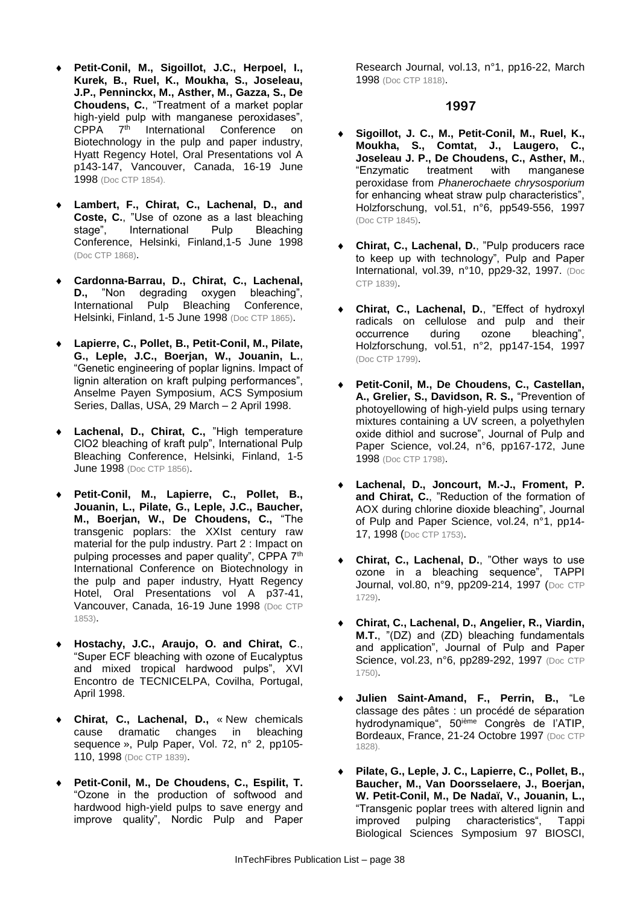- **Petit-Conil, M., Sigoillot, J.C., Herpoel, I., Kurek, B., Ruel, K., Moukha, S., Joseleau, J.P., Penninckx, M., Asther, M., Gazza, S., De Choudens, C.**, "Treatment of a market poplar high-yield pulp with manganese peroxidases", CPPA 7th International Conference on Biotechnology in the pulp and paper industry, Hyatt Regency Hotel, Oral Presentations vol A p143-147, Vancouver, Canada, 16-19 June 1998 (Doc CTP 1854).

- **Lambert, F., Chirat, C., Lachenal, D., and Coste, C.**, "Use of ozone as a last bleaching stage", International Pulp Bleaching Conference, Helsinki, Finland,1-5 June 1998 (Doc CTP 1868).

- **Cardonna-Barrau, D., Chirat, C., Lachenal, D.,** "Non degrading oxygen bleaching", International Pulp Bleaching Conference, Helsinki, Finland, 1-5 June 1998 (Doc CTP 1865).

- **Lapierre, C., Pollet, B., Petit-Conil, M., Pilate, G., Leple, J.C., Boerjan, W., Jouanin, L.**, "Genetic engineering of poplar lignins. Impact of lignin alteration on kraft pulping performances", Anselme Payen Symposium, ACS Symposium Series, Dallas, USA, 29 March – 2 April 1998.

- **Lachenal, D., Chirat, C.,** "High temperature ClO2 bleaching of kraft pulp", International Pulp Bleaching Conference, Helsinki, Finland, 1-5 June 1998 (Doc CTP 1856).

- **Petit-Conil, M., Lapierre, C., Pollet, B., Jouanin, L., Pilate, G., Leple, J.C., Baucher, M., Boerjan, W., De Choudens, C.,** "The transgenic poplars: the XXIst century raw material for the pulp industry. Part 2 : Impact on pulping processes and paper quality", CPPA 7th International Conference on Biotechnology in the pulp and paper industry, Hyatt Regency Hotel, Oral Presentations vol A p37-41, Vancouver, Canada, 16-19 June 1998 (Doc CTP 1853).

- **Hostachy, J.C., Araujo, O. and Chirat, C**., "Super ECF bleaching with ozone of Eucalyptus and mixed tropical hardwood pulps", XVI Encontro de TECNICELPA, Covilha, Portugal, April 1998.

- **Chirat, C., Lachenal, D.,** « New chemicals cause dramatic changes in bleaching sequence », Pulp Paper, Vol. 72, n° 2, pp105-110, 1998 (Doc CTP 1839).

- **Petit-Conil, M., De Choudens, C., Espilit, T.** "Ozone in the production of softwood and hardwood high-yield pulps to save energy and improve quality", Nordic Pulp and Paper Research Journal, vol.13, n°1, pp16-22, March 1998 (Doc CTP 1818).

## 1997

- **Sigoillot, J. C., M., Petit-Conil, M., Ruel, K., Moukha, S., Comtat, J., Laugero, C., Joseleau J. P., De Choudens, C., Asther, M.**, "Enzymatic treatment with manganese peroxidase from *Phanerochaete chrysosporium* for enhancing wheat straw pulp characteristics", Holzforschung, vol.51, n°6, pp549-556, 1997 (Doc CTP 1845).

- **Chirat, C., Lachenal, D.**, "Pulp producers race to keep up with technology", Pulp and Paper International, vol.39, n°10, pp29-32, 1997. (Doc CTP 1839).

- **Chirat, C., Lachenal, D.**, "Effect of hydroxyl radicals on cellulose and pulp and their occurrence during ozone bleaching", Holzforschung, vol.51, n°2, pp147-154, 1997 (Doc CTP 1799).

- **Petit-Conil, M., De Choudens, C., Castellan, A., Grelier, S., Davidson, R. S.,** "Prevention of photoyellowing of high-yield pulps using ternary mixtures containing a UV screen, a polyethylen oxide dithiol and sucrose", Journal of Pulp and Paper Science, vol.24, n°6, pp167-172, June 1998 (Doc CTP 1798).

- **Lachenal, D., Joncourt, M.-J., Froment, P. and Chirat, C.**, "Reduction of the formation of AOX during chlorine dioxide bleaching", Journal of Pulp and Paper Science, vol.24, n°1, pp14-17, 1998 (Doc CTP 1753).

- **Chirat, C., Lachenal, D.**, "Other ways to use ozone in a bleaching sequence", TAPPI Journal, vol.80, n°9, pp209-214, 1997 (Doc CTP 1729).

- **Chirat, C., Lachenal, D., Angelier, R., Viardin, M.T.**, "(DZ) and (ZD) bleaching fundamentals and application", Journal of Pulp and Paper Science, vol.23, n°6, pp289-292, 1997 (Doc CTP 1750).

- **Julien Saint-Amand, F., Perrin, B.,** "Le classage des pâtes : un procédé de séparation hydrodynamique", 50ième Congrès de l'ATIP, Bordeaux, France, 21-24 Octobre 1997 (Doc CTP 1828).

- **Pilate, G., Leple, J. C., Lapierre, C., Pollet, B., Baucher, M., Van Doorsselaere, J., Boerjan, W. Petit-Conil, M., De Nadaï, V., Jouanin, L.,** "Transgenic poplar trees with altered lignin and improved pulping characteristics", Tappi Biological Sciences Symposium 97 BIOSCI,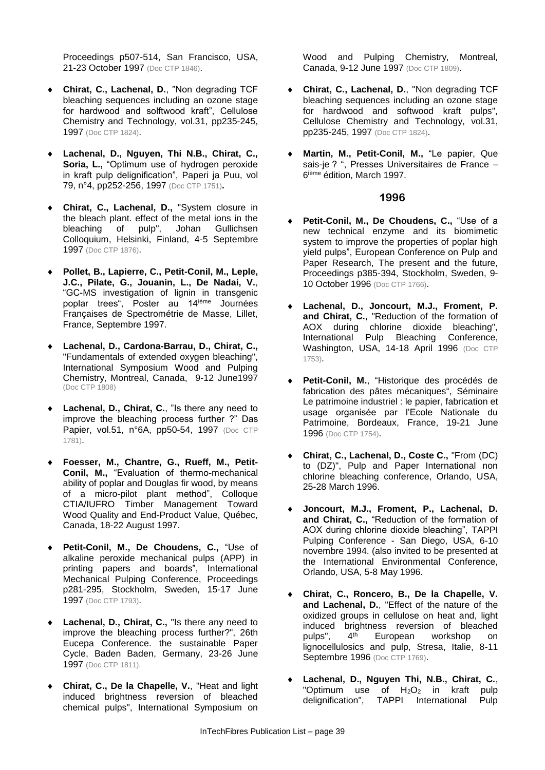Proceedings p507-514, San Francisco, USA, 21-23 October 1997 (Doc CTP 1846).

- **Chirat, C., Lachenal, D.**, "Non degrading TCF bleaching sequences including an ozone stage for hardwood and solftwood kraft", Cellulose Chemistry and Technology, vol.31, pp235-245, 1997 (Doc CTP 1824).
- **Lachenal, D., Nguyen, Thi N.B., Chirat, C., Soria, L.,** "Optimum use of hydrogen peroxide in kraft pulp delignification", Paperi ja Puu, vol 79, n°4, pp252-256, 1997 (Doc CTP 1751)**.**
- **Chirat, C., Lachenal, D.,** "System closure in the bleach plant. effect of the metal ions in the bleaching of pulp", Johan Gullichsen Colloquium, Helsinki, Finland, 4-5 Septembre 1997 (Doc CTP 1876).
- **Pollet, B., Lapierre, C., Petit-Conil, M., Leple, J.C., Pilate, G., Jouanin, L., De Nadai, V.**, "GC-MS investigation of lignin in transgenic poplar trees", Poster au 14[ième] Journées Françaises de Spectrométrie de Masse, Lillet, France, Septembre 1997.
- **Lachenal, D., Cardona-Barrau, D., Chirat, C.,** "Fundamentals of extended oxygen bleaching", International Symposium Wood and Pulping Chemistry, Montreal, Canada, 9-12 June1997 (Doc CTP 1808)
- **Lachenal, D., Chirat, C.**, "Is there any need to improve the bleaching process further ?" Das Papier, vol.51, n°6A, pp50-54, 1997 (Doc CTP 1781).
- **Foesser, M., Chantre, G., Rueff, M., Petit-Conil, M.,** "Evaluation of thermo-mechanical ability of poplar and Douglas fir wood, by means of a micro-pilot plant method", Colloque CTIA/IUFRO Timber Management Toward Wood Quality and End-Product Value, Québec, Canada, 18-22 August 1997.
- **Petit-Conil, M., De Choudens, C.,** "Use of alkaline peroxide mechanical pulps (APP) in printing papers and boards", International Mechanical Pulping Conference, Proceedings p281-295, Stockholm, Sweden, 15-17 June 1997 (Doc CTP 1793).
- **Lachenal, D., Chirat, C.,** "Is there any need to improve the bleaching process further?", 26th Eucepa Conference. the sustainable Paper Cycle, Baden Baden, Germany, 23-26 June 1997 (Doc CTP 1811).
- **Chirat, C., De la Chapelle, V.**, "Heat and light induced brightness reversion of bleached chemical pulps", International Symposium on Wood and Pulping Chemistry, Montreal, Canada, 9-12 June 1997 (Doc CTP 1809).
- **Chirat, C., Lachenal, D.**, "Non degrading TCF bleaching sequences including an ozone stage for hardwood and softwood kraft pulps", Cellulose Chemistry and Technology, vol.31, pp235-245, 1997 (Doc CTP 1824).
- **Martin, M., Petit-Conil, M.,** "Le papier, Que sais-je ? ", Presses Universitaires de France – 6[ième] édition, March 1997.

## 1996

- **Petit-Conil, M., De Choudens, C.,** "Use of a new technical enzyme and its biomimetic system to improve the properties of poplar high yield pulps", European Conference on Pulp and Paper Research, The present and the future, Proceedings p385-394, Stockholm, Sweden, 9-10 October 1996 (Doc CTP 1766).
- **Lachenal, D., Joncourt, M.J., Froment, P. and Chirat, C.**, "Reduction of the formation of AOX during chlorine dioxide bleaching", International Pulp Bleaching Conference, Washington, USA, 14-18 April 1996 (Doc CTP 1753).
- **Petit-Conil, M.**, "Historique des procédés de fabrication des pâtes mécaniques", Séminaire Le patrimoine industriel : le papier, fabrication et usage organisée par l'Ecole Nationale du Patrimoine, Bordeaux, France, 19-21 June 1996 (Doc CTP 1754).
- **Chirat, C., Lachenal, D., Coste C.,** "From (DC) to (DZ)", Pulp and Paper International non chlorine bleaching conference, Orlando, USA, 25-28 March 1996.
- **Joncourt, M.J., Froment, P., Lachenal, D. and Chirat, C.,** "Reduction of the formation of AOX during chlorine dioxide bleaching", TAPPI Pulping Conference - San Diego, USA, 6-10 novembre 1994. (also invited to be presented at the International Environmental Conference, Orlando, USA, 5-8 May 1996.
- **Chirat, C., Roncero, B., De la Chapelle, V. and Lachenal, D.**, "Effect of the nature of the oxidized groups in cellulose on heat and, light induced brightness reversion of bleached pulps", 4[th] European workshop on lignocellulosics and pulp, Stresa, Italie, 8-11 Septembre 1996 (Doc CTP 1769).
- **Lachenal, D., Nguyen Thi, N.B., Chirat, C.**, "Optimum use of $H_2O_2$ in kraft pulp delignification", TAPPI International Pulp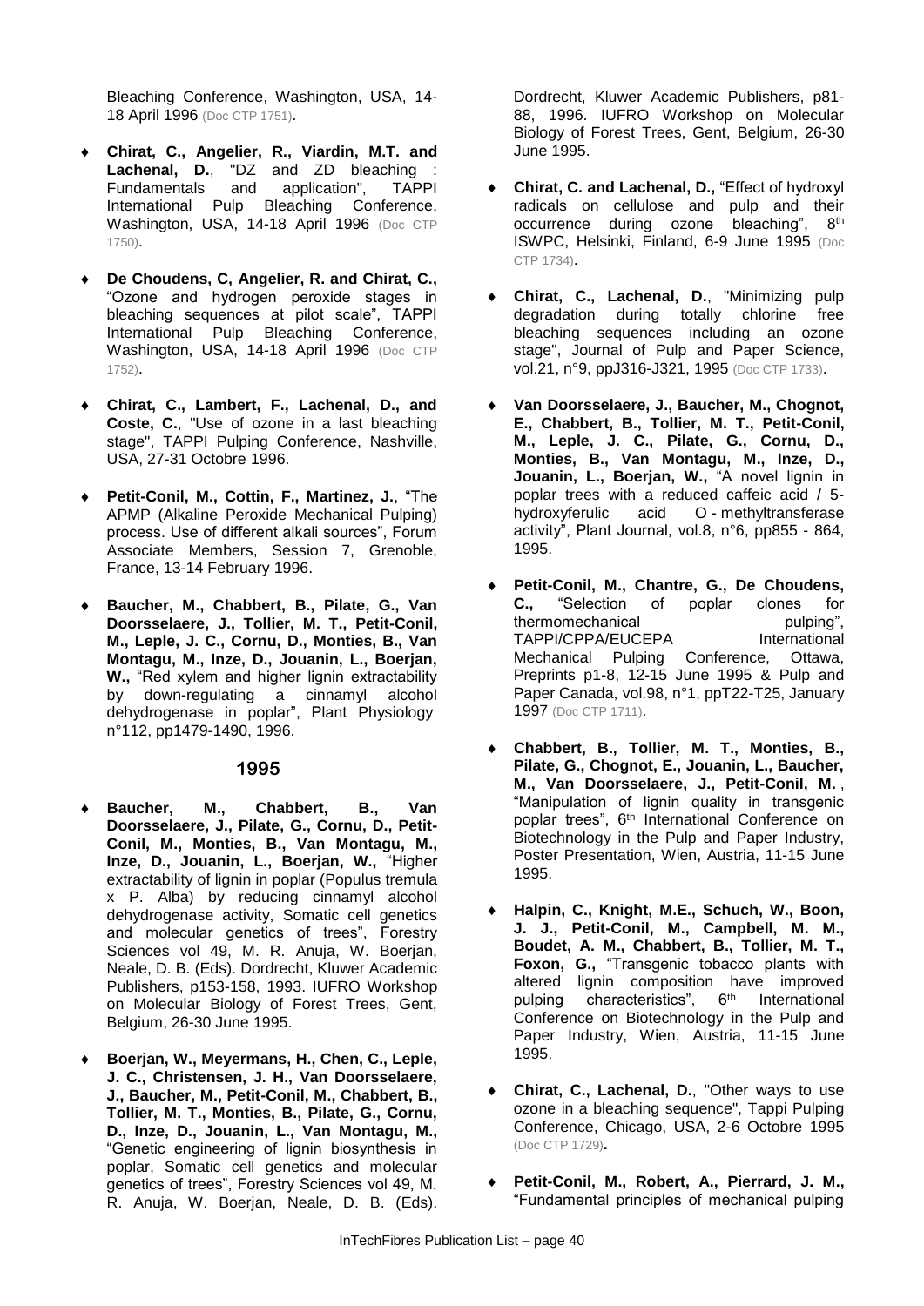Bleaching Conference, Washington, USA, 14-18 April 1996 (Doc CTP 1751).

- **Chirat, C., Angelier, R., Viardin, M.T. and Lachenal, D.**, "DZ and ZD bleaching : Fundamentals and application", TAPPI International Pulp Bleaching Conference, Washington, USA, 14-18 April 1996 (Doc CTP 1750).

- **De Choudens, C, Angelier, R. and Chirat, C.,** "Ozone and hydrogen peroxide stages in bleaching sequences at pilot scale", TAPPI International Pulp Bleaching Conference, Washington, USA, 14-18 April 1996 (Doc CTP 1752).

- **Chirat, C., Lambert, F., Lachenal, D., and Coste, C.**, "Use of ozone in a last bleaching stage", TAPPI Pulping Conference, Nashville, USA, 27-31 Octobre 1996.

- **Petit-Conil, M., Cottin, F., Martinez, J.**, "The APMP (Alkaline Peroxide Mechanical Pulping) process. Use of different alkali sources", Forum Associate Members, Session 7, Grenoble, France, 13-14 February 1996.

- **Baucher, M., Chabbert, B., Pilate, G., Van Doorsselaere, J., Tollier, M. T., Petit-Conil, M., Leple, J. C., Cornu, D., Monties, B., Van Montagu, M., Inze, D., Jouanin, L., Boerjan, W.,** "Red xylem and higher lignin extractability by down-regulating a cinnamyl alcohol dehydrogenase in poplar", Plant Physiology n°112, pp1479-1490, 1996.

## 1995

- **Baucher, M., Chabbert, B., Van Doorsselaere, J., Pilate, G., Cornu, D., Petit-Conil, M., Monties, B., Van Montagu, M., Inze, D., Jouanin, L., Boerjan, W.,** "Higher extractability of lignin in poplar (Populus tremula x P. Alba) by reducing cinnamyl alcohol dehydrogenase activity, Somatic cell genetics and molecular genetics of trees", Forestry Sciences vol 49, M. R. Anuja, W. Boerjan, Neale, D. B. (Eds). Dordrecht, Kluwer Academic Publishers, p153-158, 1993. IUFRO Workshop on Molecular Biology of Forest Trees, Gent, Belgium, 26-30 June 1995.

- **Boerjan, W., Meyermans, H., Chen, C., Leple, J. C., Christensen, J. H., Van Doorsselaere, J., Baucher, M., Petit-Conil, M., Chabbert, B., Tollier, M. T., Monties, B., Pilate, G., Cornu, D., Inze, D., Jouanin, L., Van Montagu, M.,** "Genetic engineering of lignin biosynthesis in poplar, Somatic cell genetics and molecular genetics of trees", Forestry Sciences vol 49, M. R. Anuja, W. Boerjan, Neale, D. B. (Eds). Dordrecht, Kluwer Academic Publishers, p81-88, 1996. IUFRO Workshop on Molecular Biology of Forest Trees, Gent, Belgium, 26-30 June 1995.

- **Chirat, C. and Lachenal, D.,** "Effect of hydroxyl radicals on cellulose and pulp and their occurrence during ozone bleaching", 8th ISWPC, Helsinki, Finland, 6-9 June 1995 (Doc CTP 1734).

- **Chirat, C., Lachenal, D.**, "Minimizing pulp degradation during totally chlorine free bleaching sequences including an ozone stage", Journal of Pulp and Paper Science, vol.21, n°9, ppJ316-J321, 1995 (Doc CTP 1733).

- **Van Doorsselaere, J., Baucher, M., Chognot, E., Chabbert, B., Tollier, M. T., Petit-Conil, M., Leple, J. C., Pilate, G., Cornu, D., Monties, B., Van Montagu, M., Inze, D., Jouanin, L., Boerjan, W.,** "A novel lignin in poplar trees with a reduced caffeic acid / 5-hydroxyferulic acid O - methyltransferase activity", Plant Journal, vol.8, n°6, pp855 - 864, 1995.

- **Petit-Conil, M., Chantre, G., De Choudens, C.,** "Selection of poplar clones for thermomechanical pulping", TAPPI/CPPA/EUCEPA International Mechanical Pulping Conference, Ottawa, Preprints p1-8, 12-15 June 1995 & Pulp and Paper Canada, vol.98, n°1, ppT22-T25, January 1997 (Doc CTP 1711).

- **Chabbert, B., Tollier, M. T., Monties, B., Pilate, G., Chognot, E., Jouanin, L., Baucher, M., Van Doorsselaere, J., Petit-Conil, M.** , "Manipulation of lignin quality in transgenic poplar trees", 6th International Conference on Biotechnology in the Pulp and Paper Industry, Poster Presentation, Wien, Austria, 11-15 June 1995.

- **Halpin, C., Knight, M.E., Schuch, W., Boon, J. J., Petit-Conil, M., Campbell, M. M., Boudet, A. M., Chabbert, B., Tollier, M. T., Foxon, G.,** "Transgenic tobacco plants with altered lignin composition have improved pulping characteristics", 6th International Conference on Biotechnology in the Pulp and Paper Industry, Wien, Austria, 11-15 June 1995.

- **Chirat, C., Lachenal, D.**, "Other ways to use ozone in a bleaching sequence", Tappi Pulping Conference, Chicago, USA, 2-6 Octobre 1995 (Doc CTP 1729).

- **Petit-Conil, M., Robert, A., Pierrard, J. M.,** "Fundamental principles of mechanical pulping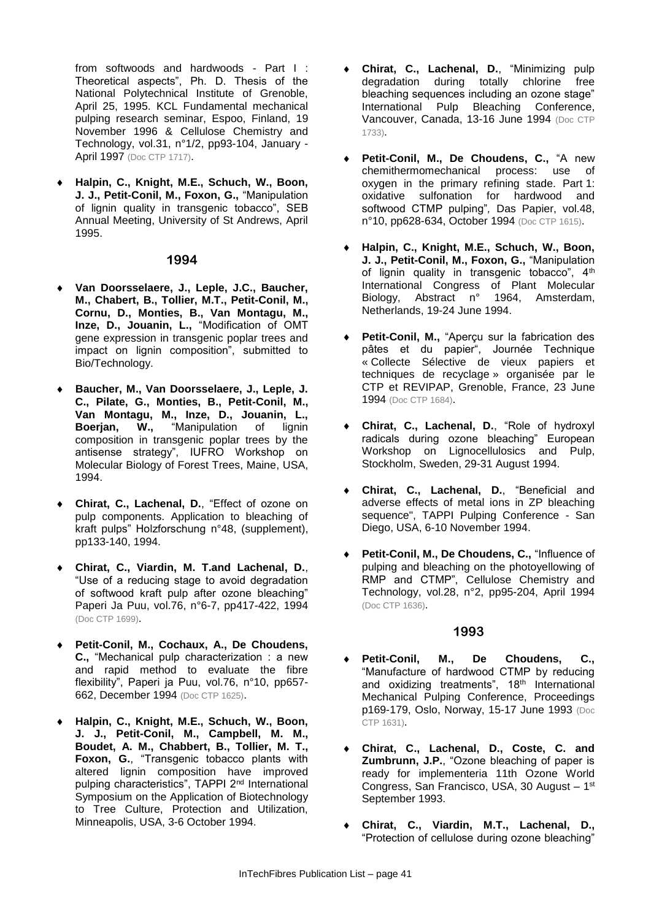from softwoods and hardwoods - Part I : Theoretical aspects", Ph. D. Thesis of the National Polytechnical Institute of Grenoble, April 25, 1995. KCL Fundamental mechanical pulping research seminar, Espoo, Finland, 19 November 1996 & Cellulose Chemistry and Technology, vol.31, n°1/2, pp93-104, January - April 1997 (Doc CTP 1717).

- **Halpin, C., Knight, M.E., Schuch, W., Boon, J. J., Petit-Conil, M., Foxon, G.,** "Manipulation of lignin quality in transgenic tobacco", SEB Annual Meeting, University of St Andrews, April 1995.

## 1994

- **Van Doorsselaere, J., Leple, J.C., Baucher, M., Chabert, B., Tollier, M.T., Petit-Conil, M., Cornu, D., Monties, B., Van Montagu, M., Inze, D., Jouanin, L.,** "Modification of OMT gene expression in transgenic poplar trees and impact on lignin composition", submitted to Bio/Technology.
- **Baucher, M., Van Doorsselaere, J., Leple, J. C., Pilate, G., Monties, B., Petit-Conil, M., Van Montagu, M., Inze, D., Jouanin, L., Boerjan, W.,** "Manipulation of lignin composition in transgenic poplar trees by the antisense strategy", IUFRO Workshop on Molecular Biology of Forest Trees, Maine, USA, 1994.
- **Chirat, C., Lachenal, D.**, "Effect of ozone on pulp components. Application to bleaching of kraft pulps" Holzforschung n°48, (supplement), pp133-140, 1994.
- **Chirat, C., Viardin, M. T.and Lachenal, D.**, "Use of a reducing stage to avoid degradation of softwood kraft pulp after ozone bleaching" Paperi Ja Puu, vol.76, n°6-7, pp417-422, 1994 (Doc CTP 1699).
- **Petit-Conil, M., Cochaux, A., De Choudens, C.,** "Mechanical pulp characterization : a new and rapid method to evaluate the fibre flexibility", Paperi ja Puu, vol.76, n°10, pp657-662, December 1994 (Doc CTP 1625).
- **Halpin, C., Knight, M.E., Schuch, W., Boon, J. J., Petit-Conil, M., Campbell, M. M., Boudet, A. M., Chabbert, B., Tollier, M. T., Foxon, G.**, "Transgenic tobacco plants with altered lignin composition have improved pulping characteristics", TAPPI 2[nd] International Symposium on the Application of Biotechnology to Tree Culture, Protection and Utilization, Minneapolis, USA, 3-6 October 1994.
- **Chirat, C., Lachenal, D.**, "Minimizing pulp degradation during totally chlorine free bleaching sequences including an ozone stage" International Pulp Bleaching Conference, Vancouver, Canada, 13-16 June 1994 (Doc CTP 1733).
- **Petit-Conil, M., De Choudens, C.,** "A new chemithermomechanical process: use of oxygen in the primary refining stade. Part 1: oxidative sulfonation for hardwood and softwood CTMP pulping", Das Papier, vol.48, n°10, pp628-634, October 1994 (Doc CTP 1615).
- **Halpin, C., Knight, M.E., Schuch, W., Boon, J. J., Petit-Conil, M., Foxon, G.,** "Manipulation of lignin quality in transgenic tobacco", 4[th] International Congress of Plant Molecular Biology, Abstract n° 1964, Amsterdam, Netherlands, 19-24 June 1994.
- **Petit-Conil, M.,** "Aperçu sur la fabrication des pâtes et du papier", Journée Technique « Collecte Sélective de vieux papiers et techniques de recyclage » organisée par le CTP et REVIPAP, Grenoble, France, 23 June 1994 (Doc CTP 1684).
- **Chirat, C., Lachenal, D.**, "Role of hydroxyl radicals during ozone bleaching" European Workshop on Lignocellulosics and Pulp, Stockholm, Sweden, 29-31 August 1994.
- **Chirat, C., Lachenal, D.**, "Beneficial and adverse effects of metal ions in ZP bleaching sequence", TAPPI Pulping Conference - San Diego, USA, 6-10 November 1994.
- **Petit-Conil, M., De Choudens, C.,** "Influence of pulping and bleaching on the photoyellowing of RMP and CTMP", Cellulose Chemistry and Technology, vol.28, n°2, pp95-204, April 1994 (Doc CTP 1636).

## 1993

- **Petit-Conil, M., De Choudens, C.,** "Manufacture of hardwood CTMP by reducing and oxidizing treatments", 18[th] International Mechanical Pulping Conference, Proceedings p169-179, Oslo, Norway, 15-17 June 1993 (Doc CTP 1631).
- **Chirat, C., Lachenal, D., Coste, C. and Zumbrunn, J.P.**, "Ozone bleaching of paper is ready for implementeria 11th Ozone World Congress, San Francisco, USA, 30 August – 1[st] September 1993.
- **Chirat, C., Viardin, M.T., Lachenal, D.,** "Protection of cellulose during ozone bleaching"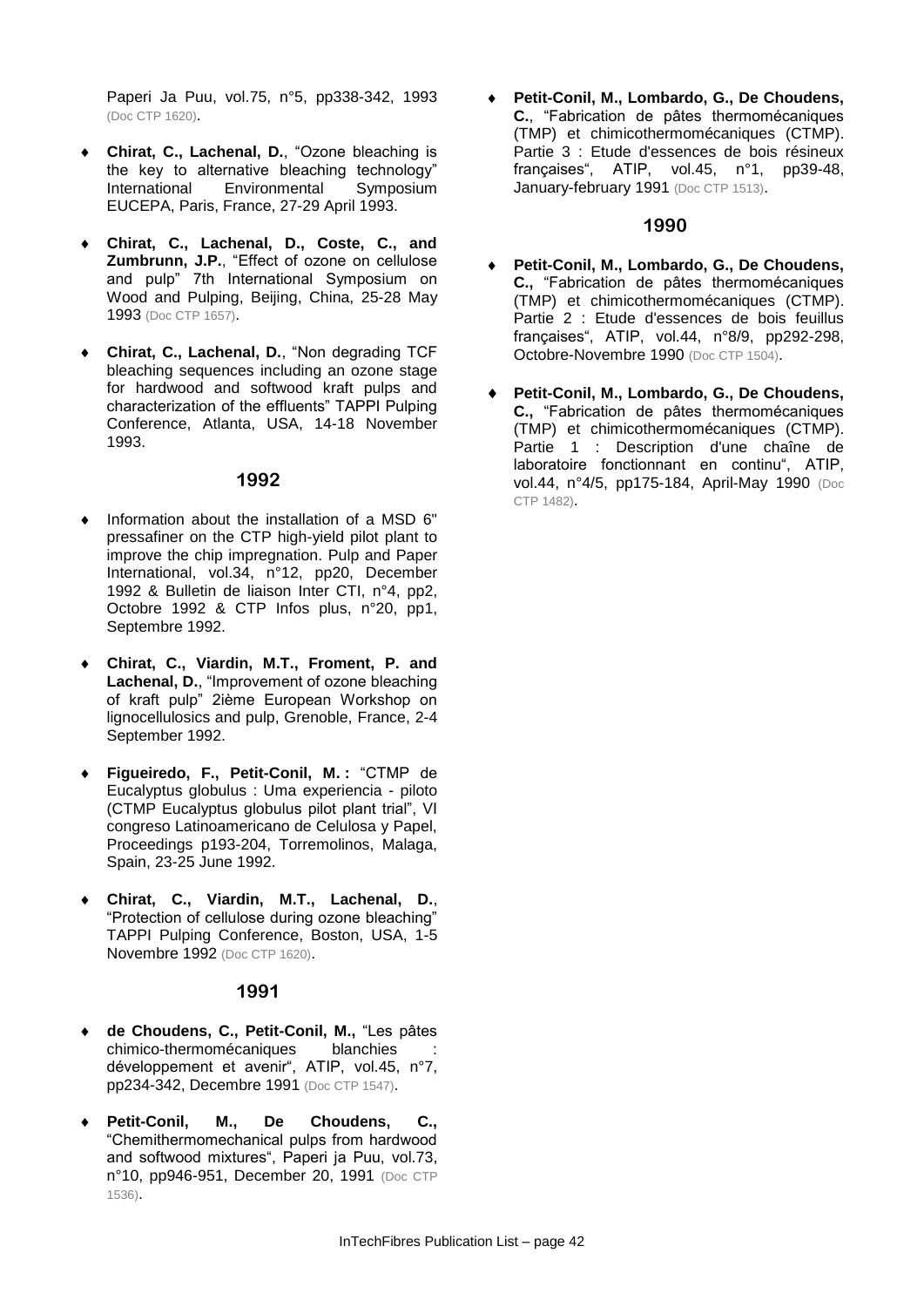Paperi Ja Puu, vol.75, n°5, pp338-342, 1993 (Doc CTP 1620).

- **Chirat, C., Lachenal, D.**, "Ozone bleaching is the key to alternative bleaching technology" International Environmental Symposium EUCEPA, Paris, France, 27-29 April 1993.
- **Chirat, C., Lachenal, D., Coste, C., and Zumbrunn, J.P.**, "Effect of ozone on cellulose and pulp" 7th International Symposium on Wood and Pulping, Beijing, China, 25-28 May 1993 (Doc CTP 1657).
- **Chirat, C., Lachenal, D.**, "Non degrading TCF bleaching sequences including an ozone stage for hardwood and softwood kraft pulps and characterization of the effluents" TAPPI Pulping Conference, Atlanta, USA, 14-18 November 1993.

## 1992

- Information about the installation of a MSD 6" pressafiner on the CTP high-yield pilot plant to improve the chip impregnation. Pulp and Paper International, vol.34, n°12, pp20, December 1992 & Bulletin de liaison Inter CTI, n°4, pp2, Octobre 1992 & CTP Infos plus, n°20, pp1, Septembre 1992.
- **Chirat, C., Viardin, M.T., Froment, P. and Lachenal, D.**, "Improvement of ozone bleaching of kraft pulp" 2ième European Workshop on lignocellulosics and pulp, Grenoble, France, 2-4 September 1992.
- **Figueiredo, F., Petit-Conil, M. :** "CTMP de Eucalyptus globulus : Uma experiencia - piloto (CTMP Eucalyptus globulus pilot plant trial", VI congreso Latinoamericano de Celulosa y Papel, Proceedings p193-204, Torremolinos, Malaga, Spain, 23-25 June 1992.
- **Chirat, C., Viardin, M.T., Lachenal, D.**, "Protection of cellulose during ozone bleaching" TAPPI Pulping Conference, Boston, USA, 1-5 Novembre 1992 (Doc CTP 1620).

## 1991

- **de Choudens, C., Petit-Conil, M.,** "Les pâtes chimico-thermomécaniques blanchies : développement et avenir", ATIP, vol.45, n°7, pp234-342, Decembre 1991 (Doc CTP 1547).
- **Petit-Conil, M., De Choudens, C.,** "Chemithermomechanical pulps from hardwood and softwood mixtures", Paperi ja Puu, vol.73, n°10, pp946-951, December 20, 1991 (Doc CTP 1536).
- **Petit-Conil, M., Lombardo, G., De Choudens, C.**, "Fabrication de pâtes thermomécaniques (TMP) et chimicothermomécaniques (CTMP). Partie 3 : Etude d'essences de bois résineux françaises", ATIP, vol.45, n°1, pp39-48, January-february 1991 (Doc CTP 1513).

## 1990

- **Petit-Conil, M., Lombardo, G., De Choudens, C.,** "Fabrication de pâtes thermomécaniques (TMP) et chimicothermomécaniques (CTMP). Partie 2 : Etude d'essences de bois feuillus françaises", ATIP, vol.44, n°8/9, pp292-298, Octobre-Novembre 1990 (Doc CTP 1504).
- **Petit-Conil, M., Lombardo, G., De Choudens, C.,** "Fabrication de pâtes thermomécaniques (TMP) et chimicothermomécaniques (CTMP). Partie 1 : Description d'une chaîne de laboratoire fonctionnant en continu", ATIP, vol.44, n°4/5, pp175-184, April-May 1990 (Doc CTP 1482).